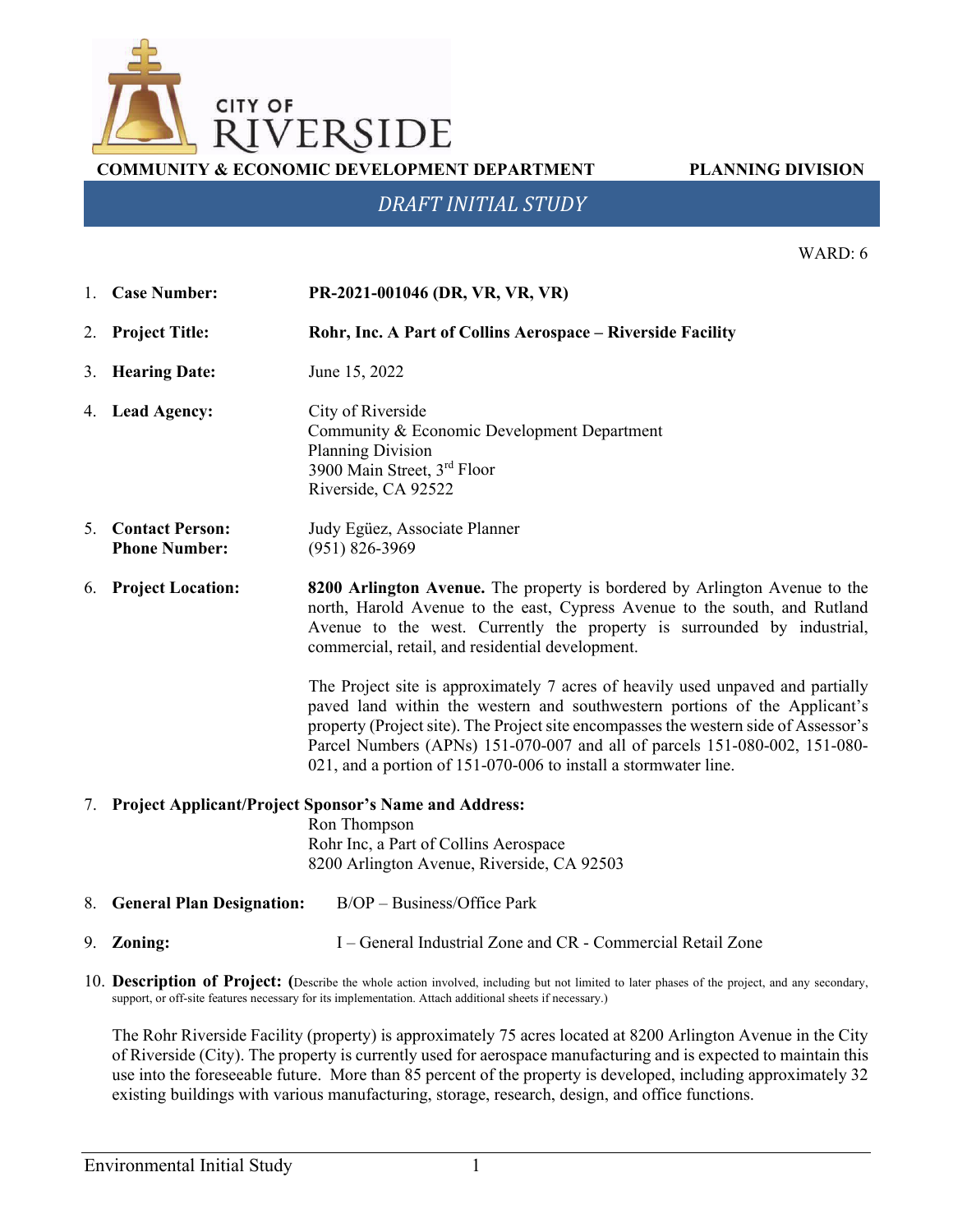CITY OF RIVERSIDE

**COMMUNITY & ECONOMIC DEVELOPMENT DEPARTMENT** **PLANNING DIVISION**

# *DRAFT INITIAL STUDY*

WARD: 6

1. **Case Number:** **PR-2021-001046 (DR, VR, VR, VR)**

2. **Project Title:** **Rohr, Inc. A Part of Collins Aerospace – Riverside Facility**

3. **Hearing Date:** June 15, 2022

4. **Lead Agency:** City of Riverside
   Community & Economic Development Department
   Planning Division
   3900 Main Street, 3rd Floor
   Riverside, CA 92522

5. **Contact Person:** Judy Egüez, Associate Planner
   **Phone Number:** (951) 826-3969

6. **Project Location:** **8200 Arlington Avenue.** The property is bordered by Arlington Avenue to the north, Harold Avenue to the east, Cypress Avenue to the south, and Rutland Avenue to the west. Currently the property is surrounded by industrial, commercial, retail, and residential development.

   The Project site is approximately 7 acres of heavily used unpaved and partially paved land within the western and southwestern portions of the Applicant's property (Project site). The Project site encompasses the western side of Assessor's Parcel Numbers (APNs) 151-070-007 and all of parcels 151-080-002, 151-080-021, and a portion of 151-070-006 to install a stormwater line.

7. **Project Applicant/Project Sponsor's Name and Address:**
   Ron Thompson
   Rohr Inc, a Part of Collins Aerospace
   8200 Arlington Avenue, Riverside, CA 92503

8. **General Plan Designation:** B/OP – Business/Office Park

9. **Zoning:** I – General Industrial Zone and CR - Commercial Retail Zone

10. **Description of Project: (**Describe the whole action involved, including but not limited to later phases of the project, and any secondary, support, or off-site features necessary for its implementation. Attach additional sheets if necessary.)

    The Rohr Riverside Facility (property) is approximately 75 acres located at 8200 Arlington Avenue in the City of Riverside (City). The property is currently used for aerospace manufacturing and is expected to maintain this use into the foreseeable future. More than 85 percent of the property is developed, including approximately 32 existing buildings with various manufacturing, storage, research, design, and office functions.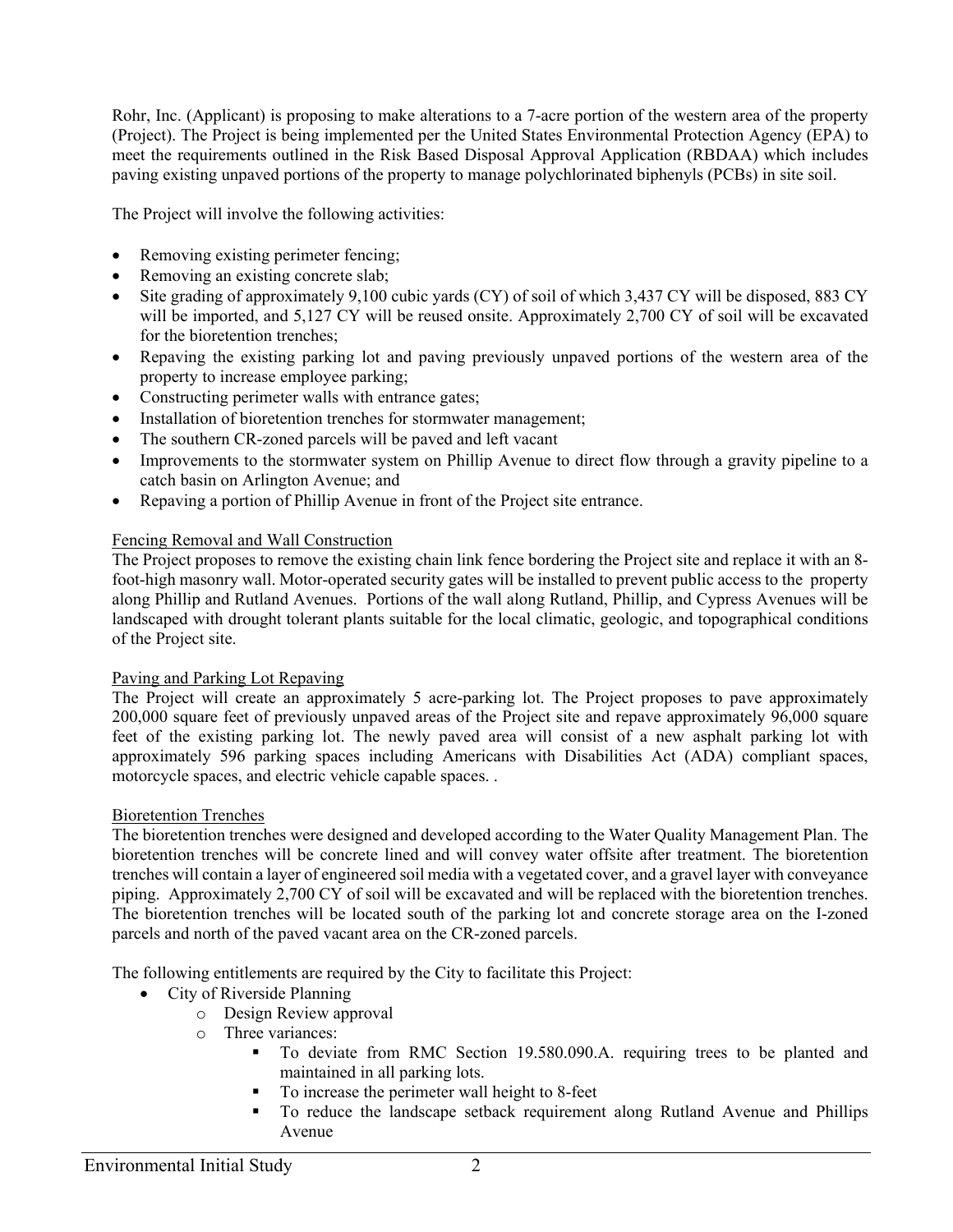Rohr, Inc. (Applicant) is proposing to make alterations to a 7-acre portion of the western area of the property (Project). The Project is being implemented per the United States Environmental Protection Agency (EPA) to meet the requirements outlined in the Risk Based Disposal Approval Application (RBDAA) which includes paving existing unpaved portions of the property to manage polychlorinated biphenyls (PCBs) in site soil.

The Project will involve the following activities:

- Removing existing perimeter fencing;
- Removing an existing concrete slab;
- Site grading of approximately 9,100 cubic yards (CY) of soil of which 3,437 CY will be disposed, 883 CY will be imported, and 5,127 CY will be reused onsite. Approximately 2,700 CY of soil will be excavated for the bioretention trenches;
- Repaving the existing parking lot and paving previously unpaved portions of the western area of the property to increase employee parking;
- Constructing perimeter walls with entrance gates;
- Installation of bioretention trenches for stormwater management;
- The southern CR-zoned parcels will be paved and left vacant
- Improvements to the stormwater system on Phillip Avenue to direct flow through a gravity pipeline to a catch basin on Arlington Avenue; and
- Repaving a portion of Phillip Avenue in front of the Project site entrance.

Fencing Removal and Wall Construction

The Project proposes to remove the existing chain link fence bordering the Project site and replace it with an 8-foot-high masonry wall. Motor-operated security gates will be installed to prevent public access to the property along Phillip and Rutland Avenues. Portions of the wall along Rutland, Phillip, and Cypress Avenues will be landscaped with drought tolerant plants suitable for the local climatic, geologic, and topographical conditions of the Project site.

Paving and Parking Lot Repaving

The Project will create an approximately 5 acre-parking lot. The Project proposes to pave approximately 200,000 square feet of previously unpaved areas of the Project site and repave approximately 96,000 square feet of the existing parking lot. The newly paved area will consist of a new asphalt parking lot with approximately 596 parking spaces including Americans with Disabilities Act (ADA) compliant spaces, motorcycle spaces, and electric vehicle capable spaces. .

Bioretention Trenches

The bioretention trenches were designed and developed according to the Water Quality Management Plan. The bioretention trenches will be concrete lined and will convey water offsite after treatment. The bioretention trenches will contain a layer of engineered soil media with a vegetated cover, and a gravel layer with conveyance piping. Approximately 2,700 CY of soil will be excavated and will be replaced with the bioretention trenches. The bioretention trenches will be located south of the parking lot and concrete storage area on the I-zoned parcels and north of the paved vacant area on the CR-zoned parcels.

The following entitlements are required by the City to facilitate this Project:

- City of Riverside Planning
  - Design Review approval
  - Three variances:
    - To deviate from RMC Section 19.580.090.A. requiring trees to be planted and maintained in all parking lots.
    - To increase the perimeter wall height to 8-feet
    - To reduce the landscape setback requirement along Rutland Avenue and Phillips Avenue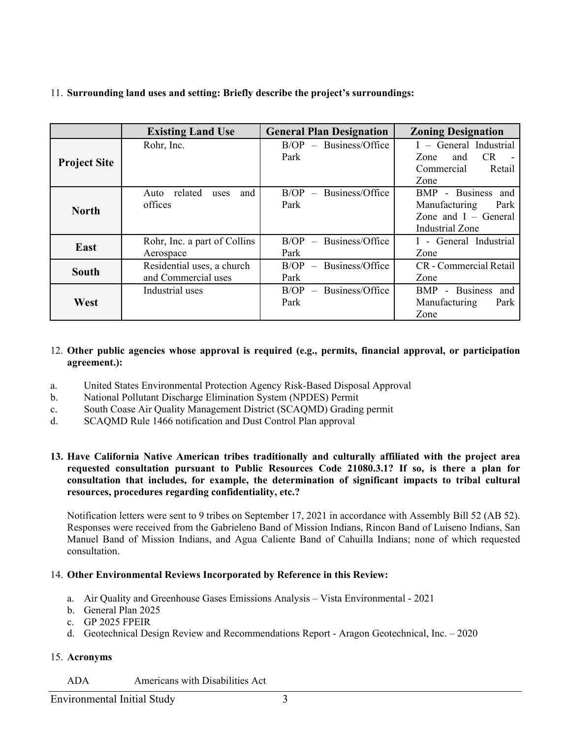11. **Surrounding land uses and setting: Briefly describe the project's surroundings:**

| | Existing Land Use | General Plan Designation | Zoning Designation |
|---|---|---|---|
| **Project Site** | Rohr, Inc. | B/OP – Business/Office Park | I – General Industrial Zone and CR - Commercial Retail Zone |
| **North** | Auto related uses and offices | B/OP – Business/Office Park | BMP - Business and Manufacturing Park Zone and I – General Industrial Zone |
| **East** | Rohr, Inc. a part of Collins Aerospace | B/OP – Business/Office Park | I - General Industrial Zone |
| **South** | Residential uses, a church and Commercial uses | B/OP – Business/Office Park | CR - Commercial Retail Zone |
| **West** | Industrial uses | B/OP – Business/Office Park | BMP - Business and Manufacturing Park Zone |

12. **Other public agencies whose approval is required (e.g., permits, financial approval, or participation agreement.):**

a. United States Environmental Protection Agency Risk-Based Disposal Approval
b. National Pollutant Discharge Elimination System (NPDES) Permit
c. South Coase Air Quality Management District (SCAQMD) Grading permit
d. SCAQMD Rule 1466 notification and Dust Control Plan approval

**13. Have California Native American tribes traditionally and culturally affiliated with the project area requested consultation pursuant to Public Resources Code 21080.3.1? If so, is there a plan for consultation that includes, for example, the determination of significant impacts to tribal cultural resources, procedures regarding confidentiality, etc.?**

Notification letters were sent to 9 tribes on September 17, 2021 in accordance with Assembly Bill 52 (AB 52). Responses were received from the Gabrieleno Band of Mission Indians, Rincon Band of Luiseno Indians, San Manuel Band of Mission Indians, and Agua Caliente Band of Cahuilla Indians; none of which requested consultation.

14. **Other Environmental Reviews Incorporated by Reference in this Review:**

a. Air Quality and Greenhouse Gases Emissions Analysis – Vista Environmental - 2021
b. General Plan 2025
c. GP 2025 FPEIR
d. Geotechnical Design Review and Recommendations Report - Aragon Geotechnical, Inc. – 2020

15. **Acronyms**

ADA Americans with Disabilities Act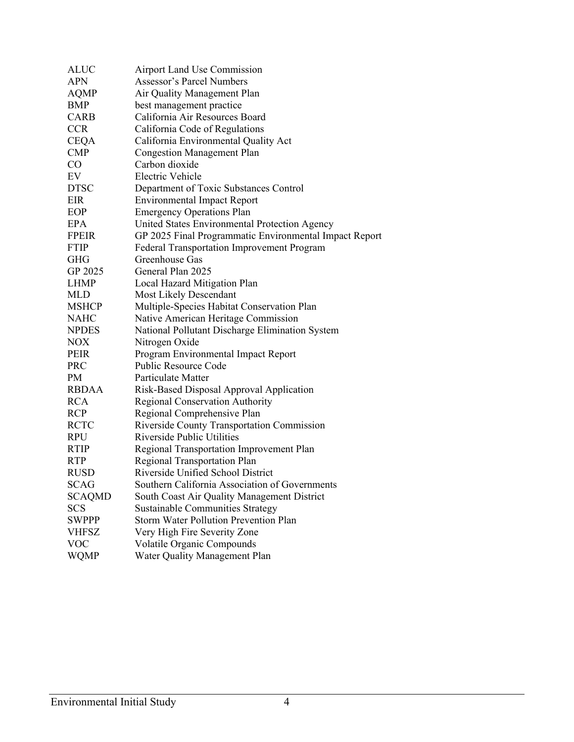| | |
|---|---|
| ALUC | Airport Land Use Commission |
| APN | Assessor's Parcel Numbers |
| AQMP | Air Quality Management Plan |
| BMP | best management practice |
| CARB | California Air Resources Board |
| CCR | California Code of Regulations |
| CEQA | California Environmental Quality Act |
| CMP | Congestion Management Plan |
| CO | Carbon dioxide |
| EV | Electric Vehicle |
| DTSC | Department of Toxic Substances Control |
| EIR | Environmental Impact Report |
| EOP | Emergency Operations Plan |
| EPA | United States Environmental Protection Agency |
| FPEIR | GP 2025 Final Programmatic Environmental Impact Report |
| FTIP | Federal Transportation Improvement Program |
| GHG | Greenhouse Gas |
| GP 2025 | General Plan 2025 |
| LHMP | Local Hazard Mitigation Plan |
| MLD | Most Likely Descendant |
| MSHCP | Multiple-Species Habitat Conservation Plan |
| NAHC | Native American Heritage Commission |
| NPDES | National Pollutant Discharge Elimination System |
| NOX | Nitrogen Oxide |
| PEIR | Program Environmental Impact Report |
| PRC | Public Resource Code |
| PM | Particulate Matter |
| RBDAA | Risk-Based Disposal Approval Application |
| RCA | Regional Conservation Authority |
| RCP | Regional Comprehensive Plan |
| RCTC | Riverside County Transportation Commission |
| RPU | Riverside Public Utilities |
| RTIP | Regional Transportation Improvement Plan |
| RTP | Regional Transportation Plan |
| RUSD | Riverside Unified School District |
| SCAG | Southern California Association of Governments |
| SCAQMD | South Coast Air Quality Management District |
| SCS | Sustainable Communities Strategy |
| SWPPP | Storm Water Pollution Prevention Plan |
| VHFSZ | Very High Fire Severity Zone |
| VOC | Volatile Organic Compounds |
| WQMP | Water Quality Management Plan |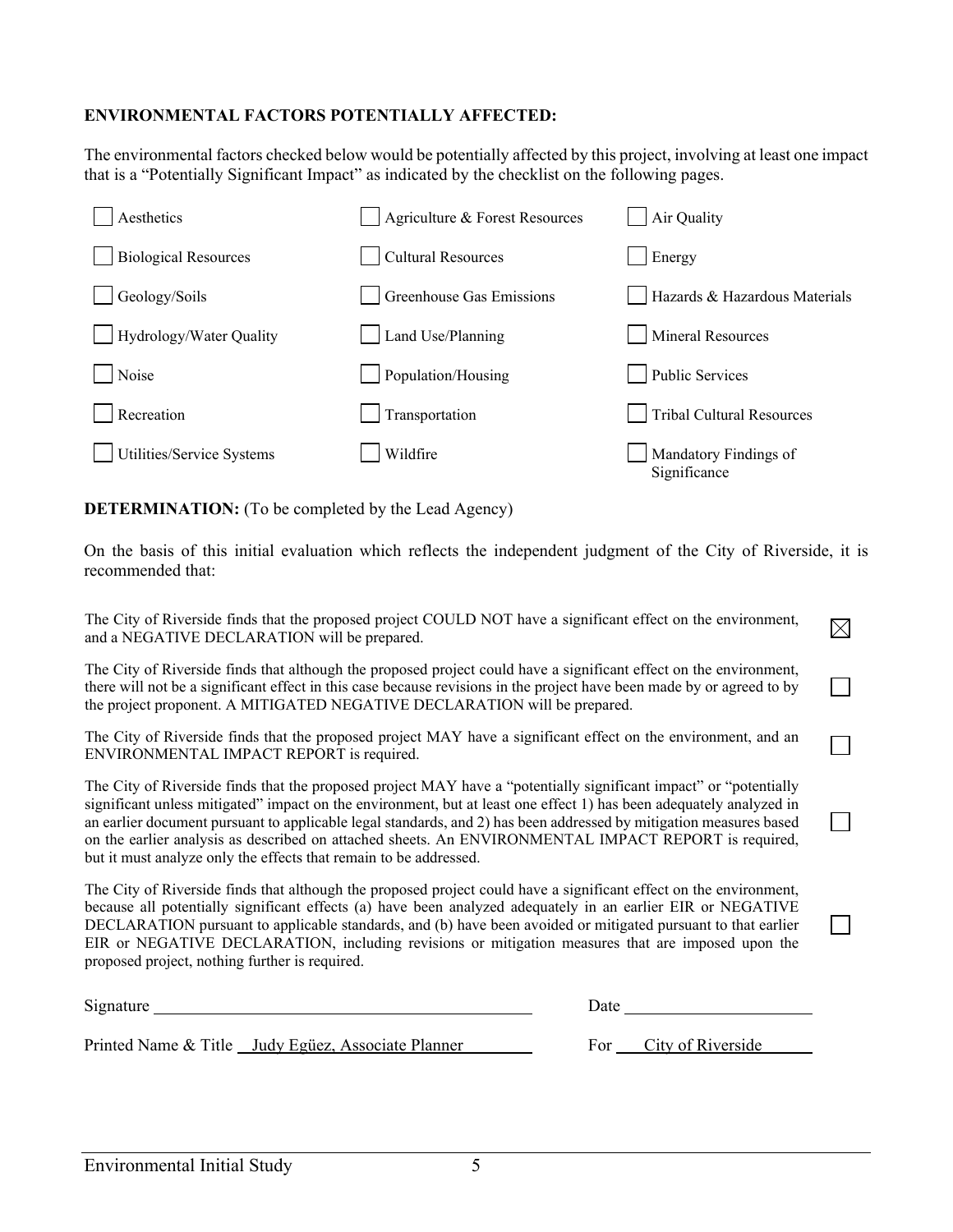**ENVIRONMENTAL FACTORS POTENTIALLY AFFECTED:**

The environmental factors checked below would be potentially affected by this project, involving at least one impact that is a "Potentially Significant Impact" as indicated by the checklist on the following pages.

| | | |
|---|---|---|
| ☐ Aesthetics | ☐ Agriculture & Forest Resources | ☐ Air Quality |
| ☐ Biological Resources | ☐ Cultural Resources | ☐ Energy |
| ☐ Geology/Soils | ☐ Greenhouse Gas Emissions | ☐ Hazards & Hazardous Materials |
| ☐ Hydrology/Water Quality | ☐ Land Use/Planning | ☐ Mineral Resources |
| ☐ Noise | ☐ Population/Housing | ☐ Public Services |
| ☐ Recreation | ☐ Transportation | ☐ Tribal Cultural Resources |
| ☐ Utilities/Service Systems | ☐ Wildfire | ☐ Mandatory Findings of Significance |

**DETERMINATION:** (To be completed by the Lead Agency)

On the basis of this initial evaluation which reflects the independent judgment of the City of Riverside, it is recommended that:

| | |
|---|---|
| The City of Riverside finds that the proposed project COULD NOT have a significant effect on the environment, and a NEGATIVE DECLARATION will be prepared. | ☒ |
| The City of Riverside finds that although the proposed project could have a significant effect on the environment, there will not be a significant effect in this case because revisions in the project have been made by or agreed to by the project proponent. A MITIGATED NEGATIVE DECLARATION will be prepared. | ☐ |
| The City of Riverside finds that the proposed project MAY have a significant effect on the environment, and an ENVIRONMENTAL IMPACT REPORT is required. | ☐ |
| The City of Riverside finds that the proposed project MAY have a "potentially significant impact" or "potentially significant unless mitigated" impact on the environment, but at least one effect 1) has been adequately analyzed in an earlier document pursuant to applicable legal standards, and 2) has been addressed by mitigation measures based on the earlier analysis as described on attached sheets. An ENVIRONMENTAL IMPACT REPORT is required, but it must analyze only the effects that remain to be addressed. | ☐ |
| The City of Riverside finds that although the proposed project could have a significant effect on the environment, because all potentially significant effects (a) have been analyzed adequately in an earlier EIR or NEGATIVE DECLARATION pursuant to applicable standards, and (b) have been avoided or mitigated pursuant to that earlier EIR or NEGATIVE DECLARATION, including revisions or mitigation measures that are imposed upon the proposed project, nothing further is required. | ☐ |

Signature ______________________________ Date ____________________

Printed Name & Title Judy Egüez, Associate Planner For City of Riverside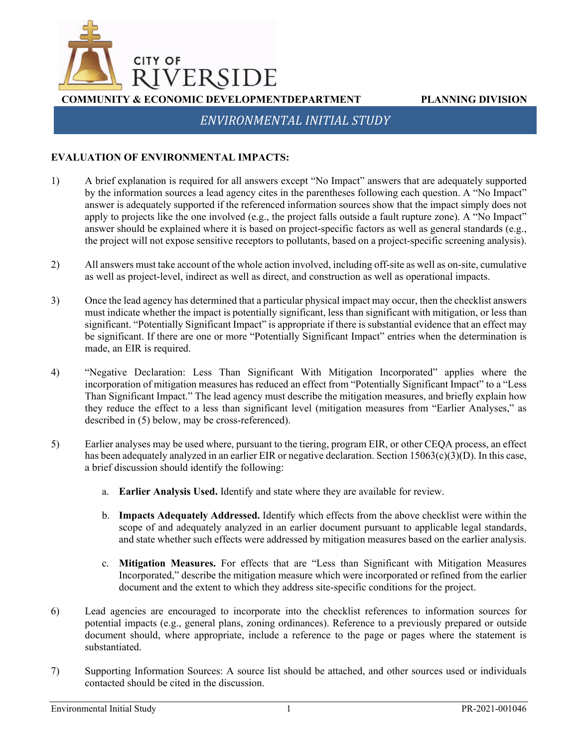**CITY OF RIVERSIDE**

**COMMUNITY & ECONOMIC DEVELOPMENTDEPARTMENT** **PLANNING DIVISION**

*ENVIRONMENTAL INITIAL STUDY*

**EVALUATION OF ENVIRONMENTAL IMPACTS:**

1) A brief explanation is required for all answers except "No Impact" answers that are adequately supported by the information sources a lead agency cites in the parentheses following each question. A "No Impact" answer is adequately supported if the referenced information sources show that the impact simply does not apply to projects like the one involved (e.g., the project falls outside a fault rupture zone). A "No Impact" answer should be explained where it is based on project-specific factors as well as general standards (e.g., the project will not expose sensitive receptors to pollutants, based on a project-specific screening analysis).

2) All answers must take account of the whole action involved, including off-site as well as on-site, cumulative as well as project-level, indirect as well as direct, and construction as well as operational impacts.

3) Once the lead agency has determined that a particular physical impact may occur, then the checklist answers must indicate whether the impact is potentially significant, less than significant with mitigation, or less than significant. "Potentially Significant Impact" is appropriate if there is substantial evidence that an effect may be significant. If there are one or more "Potentially Significant Impact" entries when the determination is made, an EIR is required.

4) "Negative Declaration: Less Than Significant With Mitigation Incorporated" applies where the incorporation of mitigation measures has reduced an effect from "Potentially Significant Impact" to a "Less Than Significant Impact." The lead agency must describe the mitigation measures, and briefly explain how they reduce the effect to a less than significant level (mitigation measures from "Earlier Analyses," as described in (5) below, may be cross-referenced).

5) Earlier analyses may be used where, pursuant to the tiering, program EIR, or other CEQA process, an effect has been adequately analyzed in an earlier EIR or negative declaration. Section 15063(c)(3)(D). In this case, a brief discussion should identify the following:

   a. **Earlier Analysis Used.** Identify and state where they are available for review.

   b. **Impacts Adequately Addressed.** Identify which effects from the above checklist were within the scope of and adequately analyzed in an earlier document pursuant to applicable legal standards, and state whether such effects were addressed by mitigation measures based on the earlier analysis.

   c. **Mitigation Measures.** For effects that are "Less than Significant with Mitigation Measures Incorporated," describe the mitigation measure which were incorporated or refined from the earlier document and the extent to which they address site-specific conditions for the project.

6) Lead agencies are encouraged to incorporate into the checklist references to information sources for potential impacts (e.g., general plans, zoning ordinances). Reference to a previously prepared or outside document should, where appropriate, include a reference to the page or pages where the statement is substantiated.

7) Supporting Information Sources: A source list should be attached, and other sources used or individuals contacted should be cited in the discussion.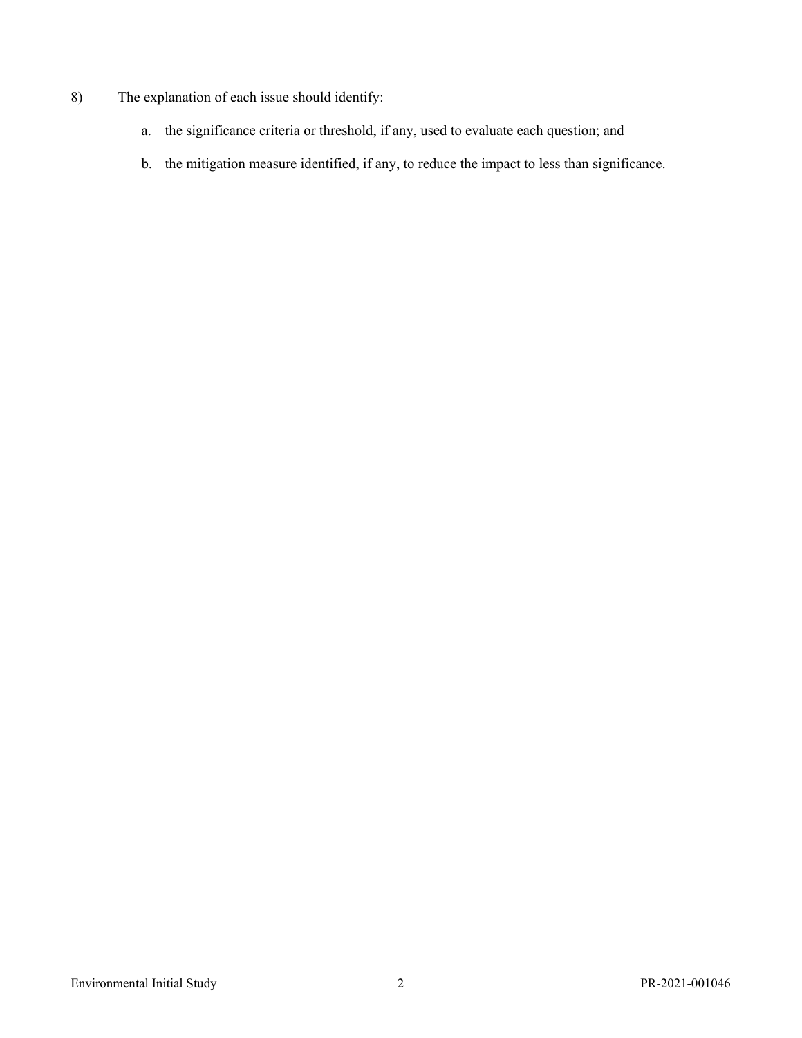8) The explanation of each issue should identify:

   a. the significance criteria or threshold, if any, used to evaluate each question; and

   b. the mitigation measure identified, if any, to reduce the impact to less than significance.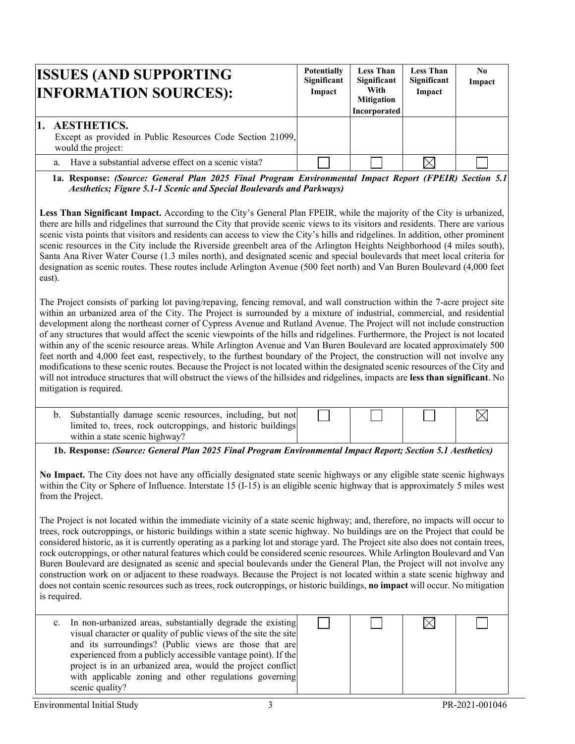| ISSUES (AND SUPPORTING INFORMATION SOURCES): | Potentially Significant Impact | Less Than Significant With Mitigation Incorporated | Less Than Significant Impact | No Impact |
|---|---|---|---|---|
| **1. AESTHETICS.** Except as provided in Public Resources Code Section 21099, would the project: | | | | |
| a. Have a substantial adverse effect on a scenic vista? | ☐ | ☐ | ☒ | ☐ |

**1a. Response:** ***(Source: General Plan 2025 Final Program Environmental Impact Report (FPEIR) Section 5.1 Aesthetics; Figure 5.1-1 Scenic and Special Boulevards and Parkways)***

**Less Than Significant Impact.** According to the City's General Plan FPEIR, while the majority of the City is urbanized, there are hills and ridgelines that surround the City that provide scenic views to its visitors and residents. There are various scenic vista points that visitors and residents can access to view the City's hills and ridgelines. In addition, other prominent scenic resources in the City include the Riverside greenbelt area of the Arlington Heights Neighborhood (4 miles south), Santa Ana River Water Course (1.3 miles north), and designated scenic and special boulevards that meet local criteria for designation as scenic routes. These routes include Arlington Avenue (500 feet north) and Van Buren Boulevard (4,000 feet east).

The Project consists of parking lot paving/repaving, fencing removal, and wall construction within the 7-acre project site within an urbanized area of the City. The Project is surrounded by a mixture of industrial, commercial, and residential development along the northeast corner of Cypress Avenue and Rutland Avenue. The Project will not include construction of any structures that would affect the scenic viewpoints of the hills and ridgelines. Furthermore, the Project is not located within any of the scenic resource areas. While Arlington Avenue and Van Buren Boulevard are located approximately 500 feet north and 4,000 feet east, respectively, to the furthest boundary of the Project, the construction will not involve any modifications to these scenic routes. Because the Project is not located within the designated scenic resources of the City and will not introduce structures that will obstruct the views of the hillsides and ridgelines, impacts are **less than significant**. No mitigation is required.

| | Potentially Significant Impact | Less Than Significant With Mitigation Incorporated | Less Than Significant Impact | No Impact |
|---|---|---|---|---|
| b. Substantially damage scenic resources, including, but not limited to, trees, rock outcroppings, and historic buildings within a state scenic highway? | ☐ | ☐ | ☐ | ☒ |

**1b. Response:** ***(Source: General Plan 2025 Final Program Environmental Impact Report; Section 5.1 Aesthetics)***

**No Impact.** The City does not have any officially designated state scenic highways or any eligible state scenic highways within the City or Sphere of Influence. Interstate 15 (I-15) is an eligible scenic highway that is approximately 5 miles west from the Project.

The Project is not located within the immediate vicinity of a state scenic highway; and, therefore, no impacts will occur to trees, rock outcroppings, or historic buildings within a state scenic highway. No buildings are on the Project that could be considered historic, as it is currently operating as a parking lot and storage yard. The Project site also does not contain trees, rock outcroppings, or other natural features which could be considered scenic resources. While Arlington Boulevard and Van Buren Boulevard are designated as scenic and special boulevards under the General Plan, the Project will not involve any construction work on or adjacent to these roadways. Because the Project is not located within a state scenic highway and does not contain scenic resources such as trees, rock outcroppings, or historic buildings, **no impact** will occur. No mitigation is required.

| | Potentially Significant Impact | Less Than Significant With Mitigation Incorporated | Less Than Significant Impact | No Impact |
|---|---|---|---|---|
| c. In non-urbanized areas, substantially degrade the existing visual character or quality of public views of the site the site and its surroundings? (Public views are those that are experienced from a publicly accessible vantage point). If the project is in an urbanized area, would the project conflict with applicable zoning and other regulations governing scenic quality? | ☐ | ☐ | ☒ | ☐ |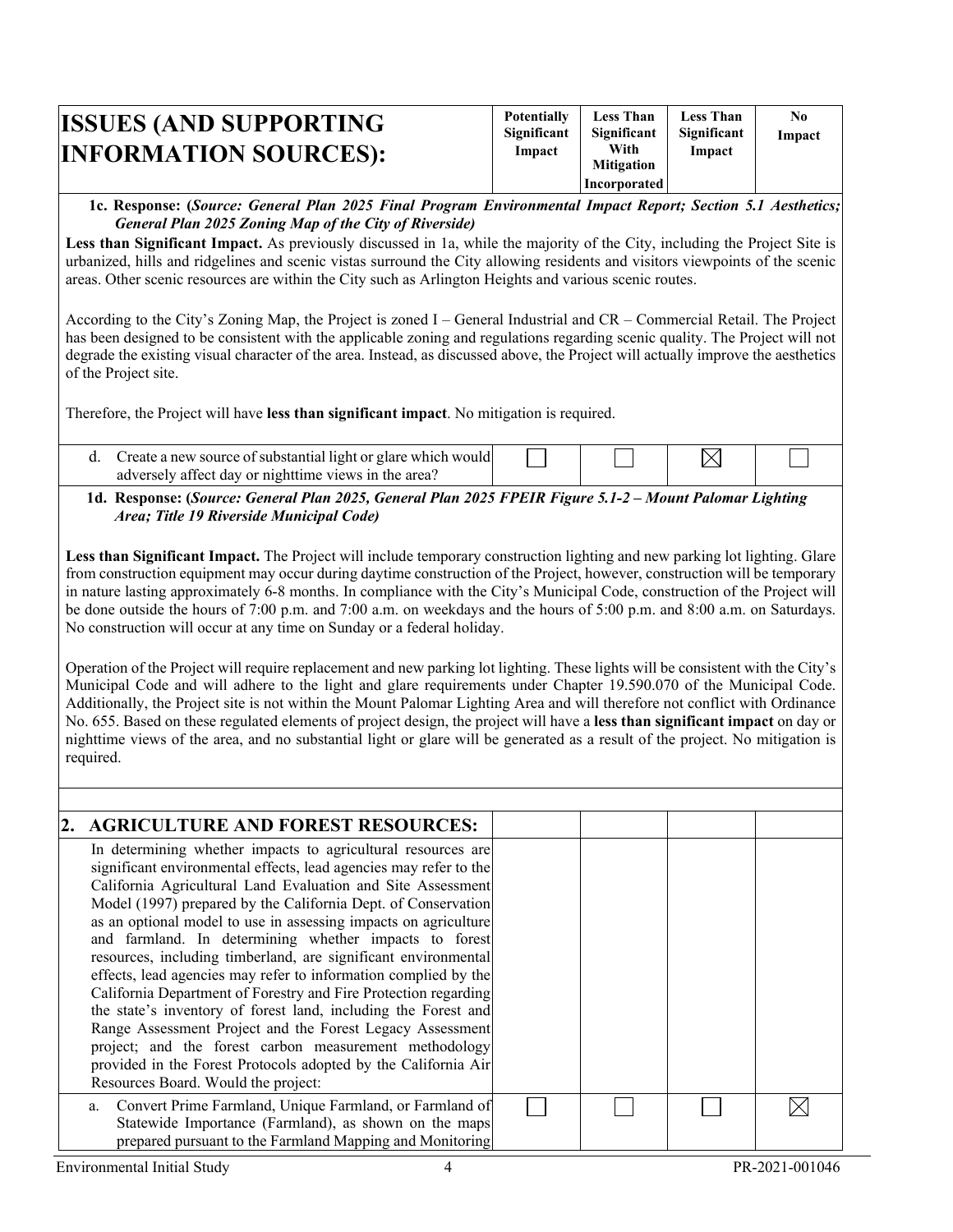| ISSUES (AND SUPPORTING INFORMATION SOURCES): | Potentially Significant Impact | Less Than Significant With Mitigation Incorporated | Less Than Significant Impact | No Impact |
|---|---|---|---|---|

**1c. Response: (*Source: General Plan 2025 Final Program Environmental Impact Report; Section 5.1 Aesthetics; General Plan 2025 Zoning Map of the City of Riverside*)**

**Less than Significant Impact.** As previously discussed in 1a, while the majority of the City, including the Project Site is urbanized, hills and ridgelines and scenic vistas surround the City allowing residents and visitors viewpoints of the scenic areas. Other scenic resources are within the City such as Arlington Heights and various scenic routes.

According to the City's Zoning Map, the Project is zoned I – General Industrial and CR – Commercial Retail. The Project has been designed to be consistent with the applicable zoning and regulations regarding scenic quality. The Project will not degrade the existing visual character of the area. Instead, as discussed above, the Project will actually improve the aesthetics of the Project site.

Therefore, the Project will have **less than significant impact**. No mitigation is required.

| ISSUES | Potentially Significant Impact | Less Than Significant With Mitigation Incorporated | Less Than Significant Impact | No Impact |
|---|---|---|---|---|
| d. Create a new source of substantial light or glare which would adversely affect day or nighttime views in the area? | ☐ | ☐ | ☒ | ☐ |

**1d. Response: (*Source: General Plan 2025, General Plan 2025 FPEIR Figure 5.1-2 – Mount Palomar Lighting Area; Title 19 Riverside Municipal Code*)**

**Less than Significant Impact.** The Project will include temporary construction lighting and new parking lot lighting. Glare from construction equipment may occur during daytime construction of the Project, however, construction will be temporary in nature lasting approximately 6-8 months. In compliance with the City's Municipal Code, construction of the Project will be done outside the hours of 7:00 p.m. and 7:00 a.m. on weekdays and the hours of 5:00 p.m. and 8:00 a.m. on Saturdays. No construction will occur at any time on Sunday or a federal holiday.

Operation of the Project will require replacement and new parking lot lighting. These lights will be consistent with the City's Municipal Code and will adhere to the light and glare requirements under Chapter 19.590.070 of the Municipal Code. Additionally, the Project site is not within the Mount Palomar Lighting Area and will therefore not conflict with Ordinance No. 655. Based on these regulated elements of project design, the project will have a **less than significant impact** on day or nighttime views of the area, and no substantial light or glare will be generated as a result of the project. No mitigation is required.

| ISSUES | Potentially Significant Impact | Less Than Significant With Mitigation Incorporated | Less Than Significant Impact | No Impact |
|---|---|---|---|---|
| **2. AGRICULTURE AND FOREST RESOURCES:** | | | | |
| In determining whether impacts to agricultural resources are significant environmental effects, lead agencies may refer to the California Agricultural Land Evaluation and Site Assessment Model (1997) prepared by the California Dept. of Conservation as an optional model to use in assessing impacts on agriculture and farmland. In determining whether impacts to forest resources, including timberland, are significant environmental effects, lead agencies may refer to information complied by the California Department of Forestry and Fire Protection regarding the state's inventory of forest land, including the Forest and Range Assessment Project and the Forest Legacy Assessment project; and the forest carbon measurement methodology provided in the Forest Protocols adopted by the California Air Resources Board. Would the project: | | | | |
| a. Convert Prime Farmland, Unique Farmland, or Farmland of Statewide Importance (Farmland), as shown on the maps prepared pursuant to the Farmland Mapping and Monitoring | ☐ | ☐ | ☐ | ☒ |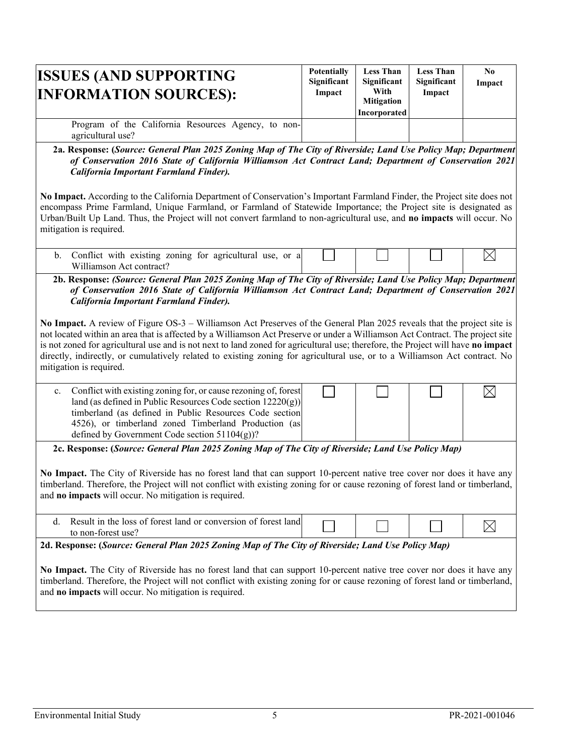| ISSUES (AND SUPPORTING INFORMATION SOURCES): | Potentially Significant Impact | Less Than Significant With Mitigation Incorporated | Less Than Significant Impact | No Impact |
|---|---|---|---|---|
| Program of the California Resources Agency, to non-agricultural use? | | | | |

**2a. Response: (*Source: General Plan 2025 Zoning Map of The City of Riverside; Land Use Policy Map; Department of Conservation 2016 State of California Williamson Act Contract Land; Department of Conservation 2021 California Important Farmland Finder*).**

**No Impact.** According to the California Department of Conservation's Important Farmland Finder, the Project site does not encompass Prime Farmland, Unique Farmland, or Farmland of Statewide Importance; the Project site is designated as Urban/Built Up Land. Thus, the Project will not convert farmland to non-agricultural use, and **no impacts** will occur. No mitigation is required.

| ISSUES (AND SUPPORTING INFORMATION SOURCES): | Potentially Significant Impact | Less Than Significant With Mitigation Incorporated | Less Than Significant Impact | No Impact |
|---|---|---|---|---|
| b. Conflict with existing zoning for agricultural use, or a Williamson Act contract? | ☐ | ☐ | ☐ | ☒ |

**2b. Response: (*Source: General Plan 2025 Zoning Map of The City of Riverside; Land Use Policy Map; Department of Conservation 2016 State of California Williamson Act Contract Land; Department of Conservation 2021 California Important Farmland Finder*).**

**No Impact.** A review of Figure OS-3 – Williamson Act Preserves of the General Plan 2025 reveals that the project site is not located within an area that is affected by a Williamson Act Preserve or under a Williamson Act Contract. The project site is not zoned for agricultural use and is not next to land zoned for agricultural use; therefore, the Project will have **no impact** directly, indirectly, or cumulatively related to existing zoning for agricultural use, or to a Williamson Act contract. No mitigation is required.

| ISSUES (AND SUPPORTING INFORMATION SOURCES): | Potentially Significant Impact | Less Than Significant With Mitigation Incorporated | Less Than Significant Impact | No Impact |
|---|---|---|---|---|
| c. Conflict with existing zoning for, or cause rezoning of, forest land (as defined in Public Resources Code section 12220(g)) timberland (as defined in Public Resources Code section 4526), or timberland zoned Timberland Production (as defined by Government Code section 51104(g))? | ☐ | ☐ | ☐ | ☒ |

**2c. Response: (*Source: General Plan 2025 Zoning Map of The City of Riverside; Land Use Policy Map*)**

**No Impact.** The City of Riverside has no forest land that can support 10-percent native tree cover nor does it have any timberland. Therefore, the Project will not conflict with existing zoning for or cause rezoning of forest land or timberland, and **no impacts** will occur. No mitigation is required.

| ISSUES (AND SUPPORTING INFORMATION SOURCES): | Potentially Significant Impact | Less Than Significant With Mitigation Incorporated | Less Than Significant Impact | No Impact |
|---|---|---|---|---|
| d. Result in the loss of forest land or conversion of forest land to non-forest use? | ☐ | ☐ | ☐ | ☒ |

**2d. Response: (*Source: General Plan 2025 Zoning Map of The City of Riverside; Land Use Policy Map*)**

**No Impact.** The City of Riverside has no forest land that can support 10-percent native tree cover nor does it have any timberland. Therefore, the Project will not conflict with existing zoning for or cause rezoning of forest land or timberland, and **no impacts** will occur. No mitigation is required.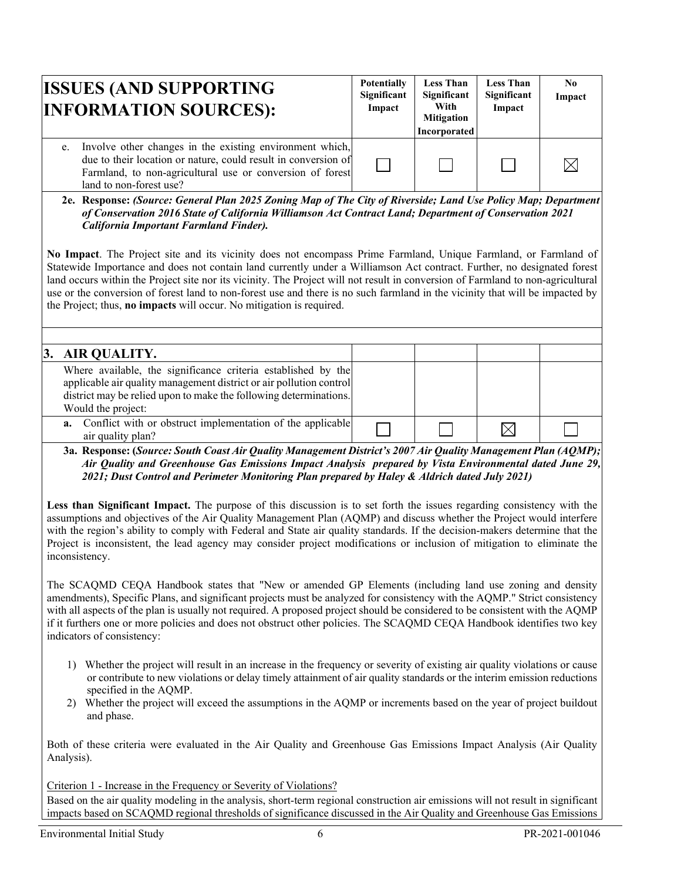| ISSUES (AND SUPPORTING INFORMATION SOURCES): | Potentially Significant Impact | Less Than Significant With Mitigation Incorporated | Less Than Significant Impact | No Impact |
|---|---|---|---|---|
| e. Involve other changes in the existing environment which, due to their location or nature, could result in conversion of Farmland, to non-agricultural use or conversion of forest land to non-forest use? | ☐ | ☐ | ☐ | ☒ |

**2e. Response:** ***(Source: General Plan 2025 Zoning Map of The City of Riverside; Land Use Policy Map; Department of Conservation 2016 State of California Williamson Act Contract Land; Department of Conservation 2021 California Important Farmland Finder).***

**No Impact**. The Project site and its vicinity does not encompass Prime Farmland, Unique Farmland, or Farmland of Statewide Importance and does not contain land currently under a Williamson Act contract. Further, no designated forest land occurs within the Project site nor its vicinity. The Project will not result in conversion of Farmland to non-agricultural use or the conversion of forest land to non-forest use and there is no such farmland in the vicinity that will be impacted by the Project; thus, **no impacts** will occur. No mitigation is required.

| ISSUES (AND SUPPORTING INFORMATION SOURCES): | Potentially Significant Impact | Less Than Significant With Mitigation Incorporated | Less Than Significant Impact | No Impact |
|---|---|---|---|---|
| **3. AIR QUALITY.** | | | | |
| Where available, the significance criteria established by the applicable air quality management district or air pollution control district may be relied upon to make the following determinations. Would the project: | | | | |
| **a.** Conflict with or obstruct implementation of the applicable air quality plan? | ☐ | ☐ | ☒ | ☐ |

**3a. Response: (*Source: South Coast Air Quality Management District's 2007 Air Quality Management Plan (AQMP); Air Quality and Greenhouse Gas Emissions Impact Analysis prepared by Vista Environmental dated June 29, 2021; Dust Control and Perimeter Monitoring Plan prepared by Haley & Aldrich dated July 2021)***

**Less than Significant Impact.** The purpose of this discussion is to set forth the issues regarding consistency with the assumptions and objectives of the Air Quality Management Plan (AQMP) and discuss whether the Project would interfere with the region's ability to comply with Federal and State air quality standards. If the decision-makers determine that the Project is inconsistent, the lead agency may consider project modifications or inclusion of mitigation to eliminate the inconsistency.

The SCAQMD CEQA Handbook states that "New or amended GP Elements (including land use zoning and density amendments), Specific Plans, and significant projects must be analyzed for consistency with the AQMP." Strict consistency with all aspects of the plan is usually not required. A proposed project should be considered to be consistent with the AQMP if it furthers one or more policies and does not obstruct other policies. The SCAQMD CEQA Handbook identifies two key indicators of consistency:

1) Whether the project will result in an increase in the frequency or severity of existing air quality violations or cause or contribute to new violations or delay timely attainment of air quality standards or the interim emission reductions specified in the AQMP.
2) Whether the project will exceed the assumptions in the AQMP or increments based on the year of project buildout and phase.

Both of these criteria were evaluated in the Air Quality and Greenhouse Gas Emissions Impact Analysis (Air Quality Analysis).

<u>Criterion 1 - Increase in the Frequency or Severity of Violations?</u>

Based on the air quality modeling in the analysis, short-term regional construction air emissions will not result in significant impacts based on SCAQMD regional thresholds of significance discussed in the Air Quality and Greenhouse Gas Emissions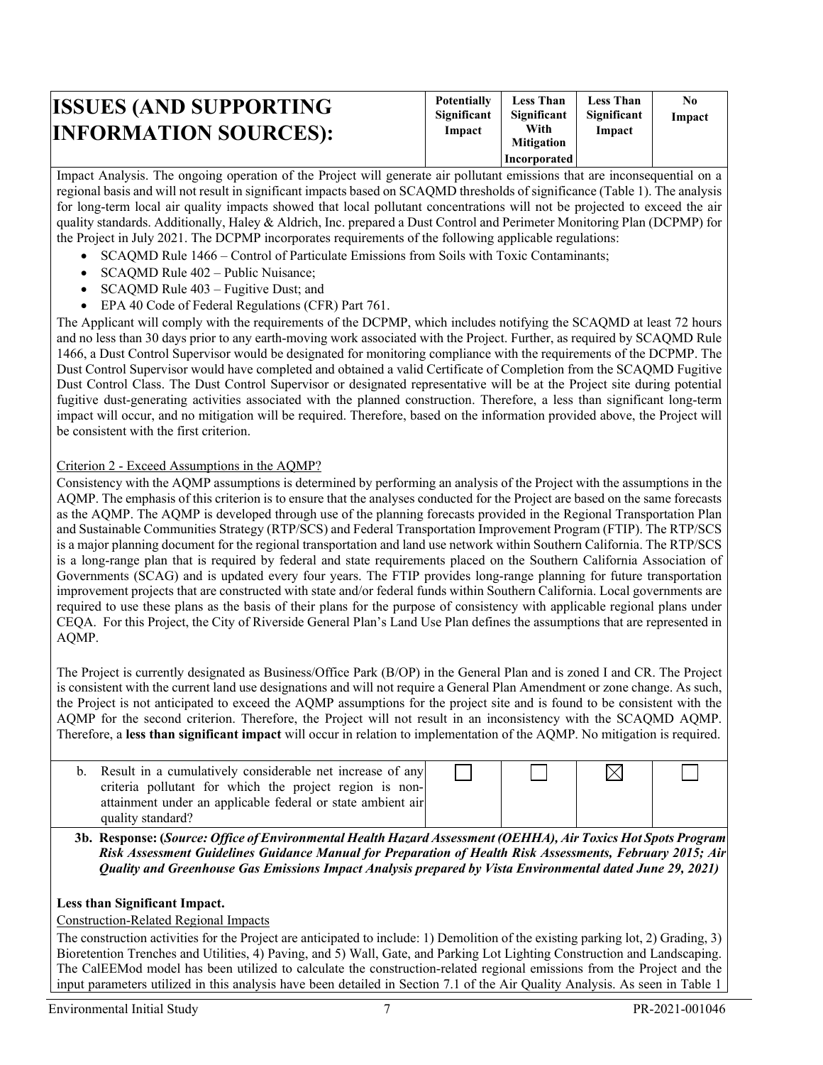| ISSUES (AND SUPPORTING INFORMATION SOURCES): | Potentially Significant Impact | Less Than Significant With Mitigation Incorporated | Less Than Significant Impact | No Impact |
|---|---|---|---|---|

Impact Analysis. The ongoing operation of the Project will generate air pollutant emissions that are inconsequential on a regional basis and will not result in significant impacts based on SCAQMD thresholds of significance (Table 1). The analysis for long-term local air quality impacts showed that local pollutant concentrations will not be projected to exceed the air quality standards. Additionally, Haley & Aldrich, Inc. prepared a Dust Control and Perimeter Monitoring Plan (DCPMP) for the Project in July 2021. The DCPMP incorporates requirements of the following applicable regulations:

- SCAQMD Rule 1466 – Control of Particulate Emissions from Soils with Toxic Contaminants;
- SCAQMD Rule 402 – Public Nuisance;
- SCAQMD Rule 403 – Fugitive Dust; and
- EPA 40 Code of Federal Regulations (CFR) Part 761.

The Applicant will comply with the requirements of the DCPMP, which includes notifying the SCAQMD at least 72 hours and no less than 30 days prior to any earth-moving work associated with the Project. Further, as required by SCAQMD Rule 1466, a Dust Control Supervisor would be designated for monitoring compliance with the requirements of the DCPMP. The Dust Control Supervisor would have completed and obtained a valid Certificate of Completion from the SCAQMD Fugitive Dust Control Class. The Dust Control Supervisor or designated representative will be at the Project site during potential fugitive dust-generating activities associated with the planned construction. Therefore, a less than significant long-term impact will occur, and no mitigation will be required. Therefore, based on the information provided above, the Project will be consistent with the first criterion.

Criterion 2 - Exceed Assumptions in the AQMP?

Consistency with the AQMP assumptions is determined by performing an analysis of the Project with the assumptions in the AQMP. The emphasis of this criterion is to ensure that the analyses conducted for the Project are based on the same forecasts as the AQMP. The AQMP is developed through use of the planning forecasts provided in the Regional Transportation Plan and Sustainable Communities Strategy (RTP/SCS) and Federal Transportation Improvement Program (FTIP). The RTP/SCS is a major planning document for the regional transportation and land use network within Southern California. The RTP/SCS is a long-range plan that is required by federal and state requirements placed on the Southern California Association of Governments (SCAG) and is updated every four years. The FTIP provides long-range planning for future transportation improvement projects that are constructed with state and/or federal funds within Southern California. Local governments are required to use these plans as the basis of their plans for the purpose of consistency with applicable regional plans under CEQA. For this Project, the City of Riverside General Plan's Land Use Plan defines the assumptions that are represented in AQMP.

The Project is currently designated as Business/Office Park (B/OP) in the General Plan and is zoned I and CR. The Project is consistent with the current land use designations and will not require a General Plan Amendment or zone change. As such, the Project is not anticipated to exceed the AQMP assumptions for the project site and is found to be consistent with the AQMP for the second criterion. Therefore, the Project will not result in an inconsistency with the SCAQMD AQMP. Therefore, a **less than significant impact** will occur in relation to implementation of the AQMP. No mitigation is required.

| | Potentially Significant Impact | Less Than Significant With Mitigation Incorporated | Less Than Significant Impact | No Impact |
|---|---|---|---|---|
| b. Result in a cumulatively considerable net increase of any criteria pollutant for which the project region is non-attainment under an applicable federal or state ambient air quality standard? | ☐ | ☐ | ☒ | ☐ |

**3b. Response: (*Source: Office of Environmental Health Hazard Assessment (OEHHA), Air Toxics Hot Spots Program Risk Assessment Guidelines Guidance Manual for Preparation of Health Risk Assessments, February 2015; Air Quality and Greenhouse Gas Emissions Impact Analysis prepared by Vista Environmental dated June 29, 2021*)**

**Less than Significant Impact.**

Construction-Related Regional Impacts

The construction activities for the Project are anticipated to include: 1) Demolition of the existing parking lot, 2) Grading, 3) Bioretention Trenches and Utilities, 4) Paving, and 5) Wall, Gate, and Parking Lot Lighting Construction and Landscaping. The CalEEMod model has been utilized to calculate the construction-related regional emissions from the Project and the input parameters utilized in this analysis have been detailed in Section 7.1 of the Air Quality Analysis. As seen in Table 1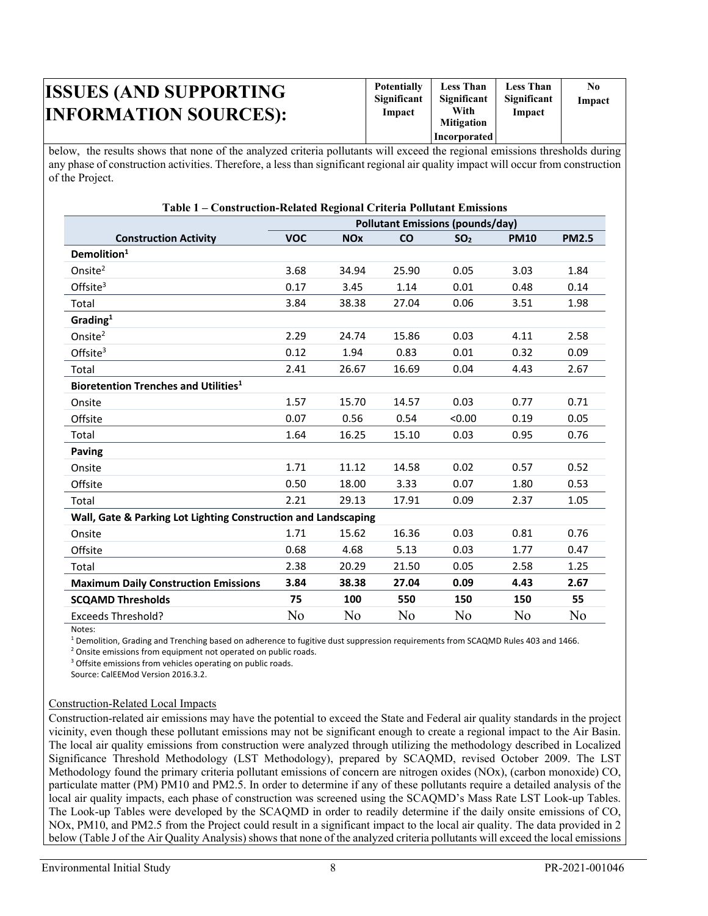| ISSUES (AND SUPPORTING INFORMATION SOURCES): | Potentially Significant Impact | Less Than Significant With Mitigation Incorporated | Less Than Significant Impact | No Impact |
|---|---|---|---|---|

below, the results shows that none of the analyzed criteria pollutants will exceed the regional emissions thresholds during any phase of construction activities. Therefore, a less than significant regional air quality impact will occur from construction of the Project.

**Table 1 – Construction-Related Regional Criteria Pollutant Emissions**

| Construction Activity | Pollutant Emissions (pounds/day) | | | | | |
|---|---|---|---|---|---|---|
| | VOC | NOx | CO | $SO_2$ | PM10 | PM2.5 |
| **Demolition**[1] | | | | | | |
| Onsite[2] | 3.68 | 34.94 | 25.90 | 0.05 | 3.03 | 1.84 |
| Offsite[3] | 0.17 | 3.45 | 1.14 | 0.01 | 0.48 | 0.14 |
| Total | 3.84 | 38.38 | 27.04 | 0.06 | 3.51 | 1.98 |
| **Grading**[1] | | | | | | |
| Onsite[2] | 2.29 | 24.74 | 15.86 | 0.03 | 4.11 | 2.58 |
| Offsite[3] | 0.12 | 1.94 | 0.83 | 0.01 | 0.32 | 0.09 |
| Total | 2.41 | 26.67 | 16.69 | 0.04 | 4.43 | 2.67 |
| **Bioretention Trenches and Utilities**[1] | | | | | | |
| Onsite | 1.57 | 15.70 | 14.57 | 0.03 | 0.77 | 0.71 |
| Offsite | 0.07 | 0.56 | 0.54 | <0.00 | 0.19 | 0.05 |
| Total | 1.64 | 16.25 | 15.10 | 0.03 | 0.95 | 0.76 |
| **Paving** | | | | | | |
| Onsite | 1.71 | 11.12 | 14.58 | 0.02 | 0.57 | 0.52 |
| Offsite | 0.50 | 18.00 | 3.33 | 0.07 | 1.80 | 0.53 |
| Total | 2.21 | 29.13 | 17.91 | 0.09 | 2.37 | 1.05 |
| **Wall, Gate & Parking Lot Lighting Construction and Landscaping** | | | | | | |
| Onsite | 1.71 | 15.62 | 16.36 | 0.03 | 0.81 | 0.76 |
| Offsite | 0.68 | 4.68 | 5.13 | 0.03 | 1.77 | 0.47 |
| Total | 2.38 | 20.29 | 21.50 | 0.05 | 2.58 | 1.25 |
| **Maximum Daily Construction Emissions** | **3.84** | **38.38** | **27.04** | **0.09** | **4.43** | **2.67** |
| **SCQAMD Thresholds** | **75** | **100** | **550** | **150** | **150** | **55** |
| Exceeds Threshold? | No | No | No | No | No | No |

Notes:

[1] Demolition, Grading and Trenching based on adherence to fugitive dust suppression requirements from SCAQMD Rules 403 and 1466.

[2] Onsite emissions from equipment not operated on public roads.

[3] Offsite emissions from vehicles operating on public roads.

Source: CalEEMod Version 2016.3.2.

Construction-Related Local Impacts

Construction-related air emissions may have the potential to exceed the State and Federal air quality standards in the project vicinity, even though these pollutant emissions may not be significant enough to create a regional impact to the Air Basin. The local air quality emissions from construction were analyzed through utilizing the methodology described in Localized Significance Threshold Methodology (LST Methodology), prepared by SCAQMD, revised October 2009. The LST Methodology found the primary criteria pollutant emissions of concern are nitrogen oxides (NOx), (carbon monoxide) CO, particulate matter (PM) PM10 and PM2.5. In order to determine if any of these pollutants require a detailed analysis of the local air quality impacts, each phase of construction was screened using the SCAQMD's Mass Rate LST Look-up Tables. The Look-up Tables were developed by the SCAQMD in order to readily determine if the daily onsite emissions of CO, NOx, PM10, and PM2.5 from the Project could result in a significant impact to the local air quality. The data provided in 2 below (Table J of the Air Quality Analysis) shows that none of the analyzed criteria pollutants will exceed the local emissions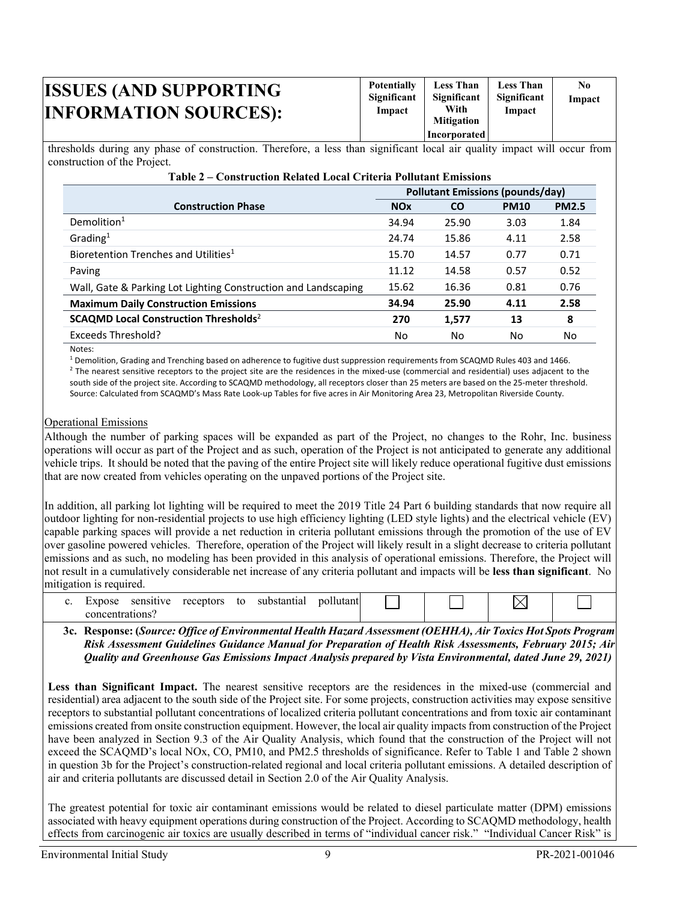| ISSUES (AND SUPPORTING INFORMATION SOURCES): | Potentially Significant Impact | Less Than Significant With Mitigation Incorporated | Less Than Significant Impact | No Impact |
|---|---|---|---|---|

thresholds during any phase of construction. Therefore, a less than significant local air quality impact will occur from construction of the Project.

**Table 2 – Construction Related Local Criteria Pollutant Emissions**

| Construction Phase | Pollutant Emissions (pounds/day) | | | |
|---|---|---|---|---|
| | **NOx** | **CO** | **PM10** | **PM2.5** |
| Demolition[1] | 34.94 | 25.90 | 3.03 | 1.84 |
| Grading[1] | 24.74 | 15.86 | 4.11 | 2.58 |
| Bioretention Trenches and Utilities[1] | 15.70 | 14.57 | 0.77 | 0.71 |
| Paving | 11.12 | 14.58 | 0.57 | 0.52 |
| Wall, Gate & Parking Lot Lighting Construction and Landscaping | 15.62 | 16.36 | 0.81 | 0.76 |
| **Maximum Daily Construction Emissions** | **34.94** | **25.90** | **4.11** | **2.58** |
| **SCAQMD Local Construction Thresholds**[2] | **270** | **1,577** | **13** | **8** |
| Exceeds Threshold? | No | No | No | No |

Notes:

[1] Demolition, Grading and Trenching based on adherence to fugitive dust suppression requirements from SCAQMD Rules 403 and 1466.

[2] The nearest sensitive receptors to the project site are the residences in the mixed-use (commercial and residential) uses adjacent to the south side of the project site. According to SCAQMD methodology, all receptors closer than 25 meters are based on the 25-meter threshold.

Source: Calculated from SCAQMD's Mass Rate Look-up Tables for five acres in Air Monitoring Area 23, Metropolitan Riverside County.

Operational Emissions

Although the number of parking spaces will be expanded as part of the Project, no changes to the Rohr, Inc. business operations will occur as part of the Project and as such, operation of the Project is not anticipated to generate any additional vehicle trips. It should be noted that the paving of the entire Project site will likely reduce operational fugitive dust emissions that are now created from vehicles operating on the unpaved portions of the Project site.

In addition, all parking lot lighting will be required to meet the 2019 Title 24 Part 6 building standards that now require all outdoor lighting for non-residential projects to use high efficiency lighting (LED style lights) and the electrical vehicle (EV) capable parking spaces will provide a net reduction in criteria pollutant emissions through the promotion of the use of EV over gasoline powered vehicles. Therefore, operation of the Project will likely result in a slight decrease to criteria pollutant emissions and as such, no modeling has been provided in this analysis of operational emissions. Therefore, the Project will not result in a cumulatively considerable net increase of any criteria pollutant and impacts will be **less than significant**. No mitigation is required.

| | Potentially Significant Impact | Less Than Significant With Mitigation Incorporated | Less Than Significant Impact | No Impact |
|---|---|---|---|---|
| c. Expose sensitive receptors to substantial pollutant concentrations? | ☐ | ☐ | ☒ | ☐ |

**3c. Response: (*Source: Office of Environmental Health Hazard Assessment (OEHHA), Air Toxics Hot Spots Program Risk Assessment Guidelines Guidance Manual for Preparation of Health Risk Assessments, February 2015; Air Quality and Greenhouse Gas Emissions Impact Analysis prepared by Vista Environmental, dated June 29, 2021*)**

**Less than Significant Impact.** The nearest sensitive receptors are the residences in the mixed-use (commercial and residential) area adjacent to the south side of the Project site. For some projects, construction activities may expose sensitive receptors to substantial pollutant concentrations of localized criteria pollutant concentrations and from toxic air contaminant emissions created from onsite construction equipment. However, the local air quality impacts from construction of the Project have been analyzed in Section 9.3 of the Air Quality Analysis, which found that the construction of the Project will not exceed the SCAQMD's local NOx, CO, PM10, and PM2.5 thresholds of significance. Refer to Table 1 and Table 2 shown in question 3b for the Project's construction-related regional and local criteria pollutant emissions. A detailed description of air and criteria pollutants are discussed detail in Section 2.0 of the Air Quality Analysis.

The greatest potential for toxic air contaminant emissions would be related to diesel particulate matter (DPM) emissions associated with heavy equipment operations during construction of the Project. According to SCAQMD methodology, health effects from carcinogenic air toxics are usually described in terms of "individual cancer risk." "Individual Cancer Risk" is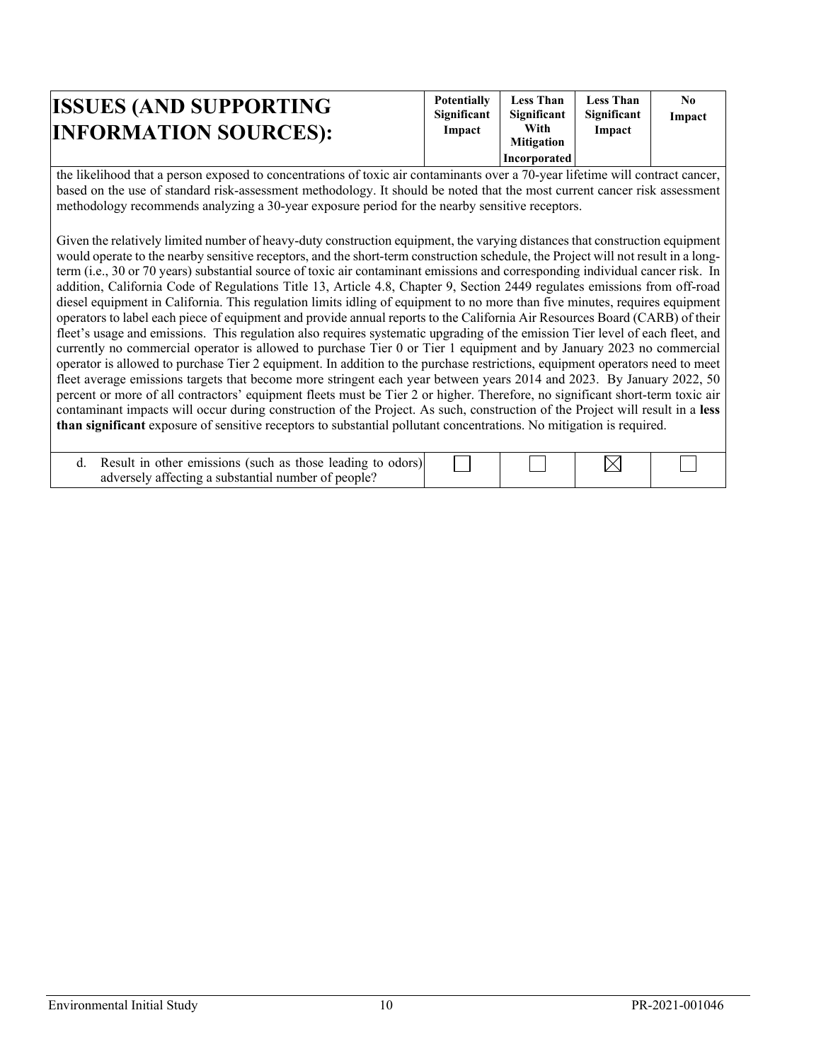| ISSUES (AND SUPPORTING INFORMATION SOURCES): | Potentially Significant Impact | Less Than Significant With Mitigation Incorporated | Less Than Significant Impact | No Impact |
|---|---|---|---|---|

the likelihood that a person exposed to concentrations of toxic air contaminants over a 70-year lifetime will contract cancer, based on the use of standard risk-assessment methodology. It should be noted that the most current cancer risk assessment methodology recommends analyzing a 30-year exposure period for the nearby sensitive receptors.

Given the relatively limited number of heavy-duty construction equipment, the varying distances that construction equipment would operate to the nearby sensitive receptors, and the short-term construction schedule, the Project will not result in a long-term (i.e., 30 or 70 years) substantial source of toxic air contaminant emissions and corresponding individual cancer risk. In addition, California Code of Regulations Title 13, Article 4.8, Chapter 9, Section 2449 regulates emissions from off-road diesel equipment in California. This regulation limits idling of equipment to no more than five minutes, requires equipment operators to label each piece of equipment and provide annual reports to the California Air Resources Board (CARB) of their fleet's usage and emissions. This regulation also requires systematic upgrading of the emission Tier level of each fleet, and currently no commercial operator is allowed to purchase Tier 0 or Tier 1 equipment and by January 2023 no commercial operator is allowed to purchase Tier 2 equipment. In addition to the purchase restrictions, equipment operators need to meet fleet average emissions targets that become more stringent each year between years 2014 and 2023. By January 2022, 50 percent or more of all contractors' equipment fleets must be Tier 2 or higher. Therefore, no significant short-term toxic air contaminant impacts will occur during construction of the Project. As such, construction of the Project will result in a **less than significant** exposure of sensitive receptors to substantial pollutant concentrations. No mitigation is required.

| | Potentially Significant Impact | Less Than Significant With Mitigation Incorporated | Less Than Significant Impact | No Impact |
|---|---|---|---|---|
| d. Result in other emissions (such as those leading to odors) adversely affecting a substantial number of people? | ☐ | ☐ | ☒ | ☐ |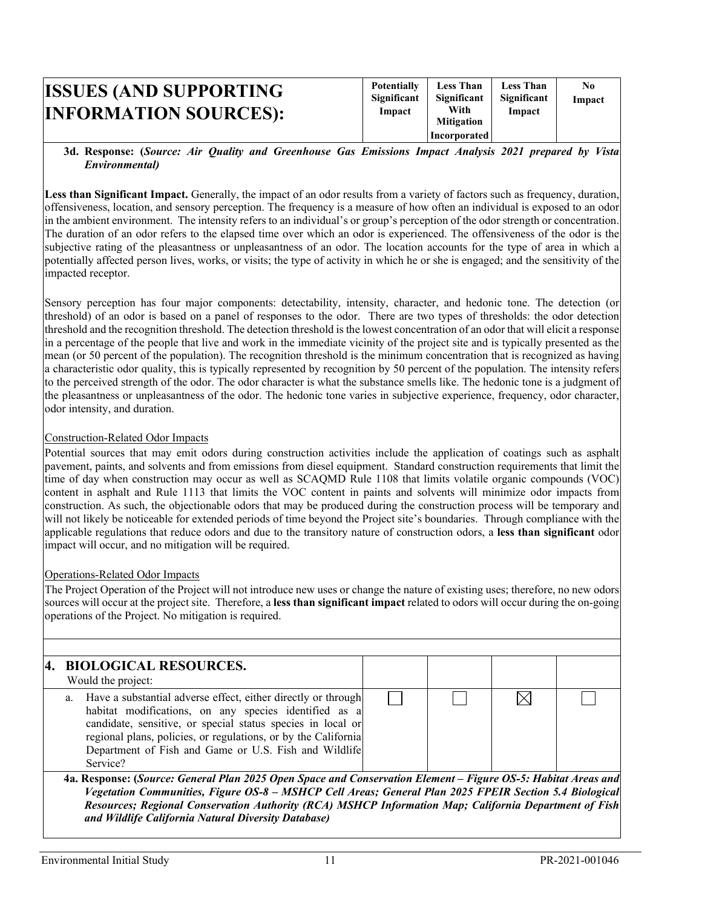| ISSUES (AND SUPPORTING INFORMATION SOURCES): | Potentially Significant Impact | Less Than Significant With Mitigation Incorporated | Less Than Significant Impact | No Impact |
|---|---|---|---|---|

**3d. Response: (*Source: Air Quality and Greenhouse Gas Emissions Impact Analysis 2021 prepared by Vista Environmental)***

**Less than Significant Impact.** Generally, the impact of an odor results from a variety of factors such as frequency, duration, offensiveness, location, and sensory perception. The frequency is a measure of how often an individual is exposed to an odor in the ambient environment. The intensity refers to an individual's or group's perception of the odor strength or concentration. The duration of an odor refers to the elapsed time over which an odor is experienced. The offensiveness of the odor is the subjective rating of the pleasantness or unpleasantness of an odor. The location accounts for the type of area in which a potentially affected person lives, works, or visits; the type of activity in which he or she is engaged; and the sensitivity of the impacted receptor.

Sensory perception has four major components: detectability, intensity, character, and hedonic tone. The detection (or threshold) of an odor is based on a panel of responses to the odor. There are two types of thresholds: the odor detection threshold and the recognition threshold. The detection threshold is the lowest concentration of an odor that will elicit a response in a percentage of the people that live and work in the immediate vicinity of the project site and is typically presented as the mean (or 50 percent of the population). The recognition threshold is the minimum concentration that is recognized as having a characteristic odor quality, this is typically represented by recognition by 50 percent of the population. The intensity refers to the perceived strength of the odor. The odor character is what the substance smells like. The hedonic tone is a judgment of the pleasantness or unpleasantness of the odor. The hedonic tone varies in subjective experience, frequency, odor character, odor intensity, and duration.

Construction-Related Odor Impacts

Potential sources that may emit odors during construction activities include the application of coatings such as asphalt pavement, paints, and solvents and from emissions from diesel equipment. Standard construction requirements that limit the time of day when construction may occur as well as SCAQMD Rule 1108 that limits volatile organic compounds (VOC) content in asphalt and Rule 1113 that limits the VOC content in paints and solvents will minimize odor impacts from construction. As such, the objectionable odors that may be produced during the construction process will be temporary and will not likely be noticeable for extended periods of time beyond the Project site's boundaries. Through compliance with the applicable regulations that reduce odors and due to the transitory nature of construction odors, a **less than significant** odor impact will occur, and no mitigation will be required.

Operations-Related Odor Impacts

The Project Operation of the Project will not introduce new uses or change the nature of existing uses; therefore, no new odors sources will occur at the project site. Therefore, a **less than significant impact** related to odors will occur during the on-going operations of the Project. No mitigation is required.

| | | | | |
|---|---|---|---|---|
| **4. BIOLOGICAL RESOURCES.** Would the project: | | | | |
| a. Have a substantial adverse effect, either directly or through habitat modifications, on any species identified as a candidate, sensitive, or special status species in local or regional plans, policies, or regulations, or by the California Department of Fish and Game or U.S. Fish and Wildlife Service? | ☐ | ☐ | ☒ | ☐ |

**4a. Response: (*Source: General Plan 2025 Open Space and Conservation Element – Figure OS-5: Habitat Areas and Vegetation Communities, Figure OS-8 – MSHCP Cell Areas; General Plan 2025 FPEIR Section 5.4 Biological Resources; Regional Conservation Authority (RCA) MSHCP Information Map; California Department of Fish and Wildlife California Natural Diversity Database)***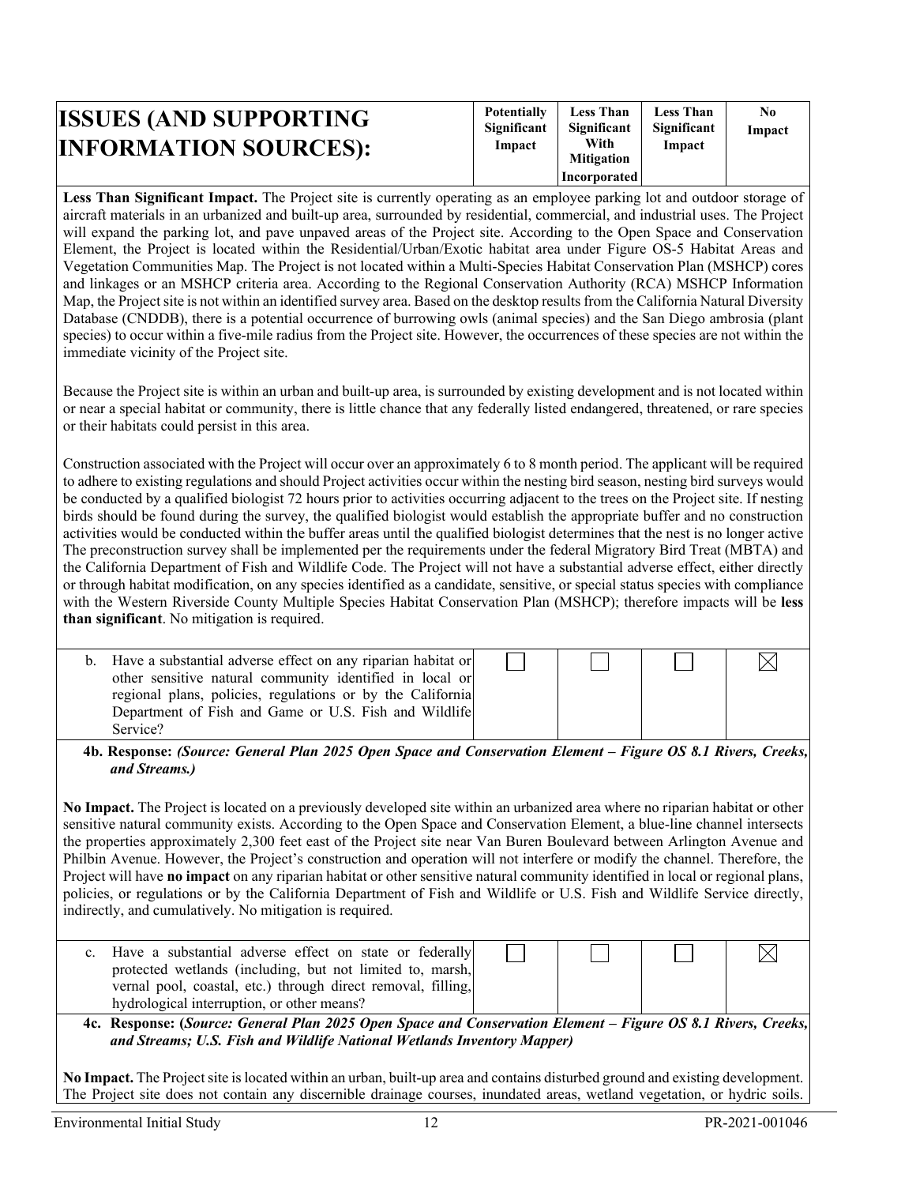| ISSUES (AND SUPPORTING INFORMATION SOURCES): | Potentially Significant Impact | Less Than Significant With Mitigation Incorporated | Less Than Significant Impact | No Impact |
|---|---|---|---|---|

**Less Than Significant Impact.** The Project site is currently operating as an employee parking lot and outdoor storage of aircraft materials in an urbanized and built-up area, surrounded by residential, commercial, and industrial uses. The Project will expand the parking lot, and pave unpaved areas of the Project site. According to the Open Space and Conservation Element, the Project is located within the Residential/Urban/Exotic habitat area under Figure OS-5 Habitat Areas and Vegetation Communities Map. The Project is not located within a Multi-Species Habitat Conservation Plan (MSHCP) cores and linkages or an MSHCP criteria area. According to the Regional Conservation Authority (RCA) MSHCP Information Map, the Project site is not within an identified survey area. Based on the desktop results from the California Natural Diversity Database (CNDDB), there is a potential occurrence of burrowing owls (animal species) and the San Diego ambrosia (plant species) to occur within a five-mile radius from the Project site. However, the occurrences of these species are not within the immediate vicinity of the Project site.

Because the Project site is within an urban and built-up area, is surrounded by existing development and is not located within or near a special habitat or community, there is little chance that any federally listed endangered, threatened, or rare species or their habitats could persist in this area.

Construction associated with the Project will occur over an approximately 6 to 8 month period. The applicant will be required to adhere to existing regulations and should Project activities occur within the nesting bird season, nesting bird surveys would be conducted by a qualified biologist 72 hours prior to activities occurring adjacent to the trees on the Project site. If nesting birds should be found during the survey, the qualified biologist would establish the appropriate buffer and no construction activities would be conducted within the buffer areas until the qualified biologist determines that the nest is no longer active The preconstruction survey shall be implemented per the requirements under the federal Migratory Bird Treat (MBTA) and the California Department of Fish and Wildlife Code. The Project will not have a substantial adverse effect, either directly or through habitat modification, on any species identified as a candidate, sensitive, or special status species with compliance with the Western Riverside County Multiple Species Habitat Conservation Plan (MSHCP); therefore impacts will be **less than significant**. No mitigation is required.

| | Potentially Significant Impact | Less Than Significant With Mitigation Incorporated | Less Than Significant Impact | No Impact |
|---|---|---|---|---|
| b. Have a substantial adverse effect on any riparian habitat or other sensitive natural community identified in local or regional plans, policies, regulations or by the California Department of Fish and Game or U.S. Fish and Wildlife Service? | ☐ | ☐ | ☐ | ☒ |

**4b. Response:** ***(Source: General Plan 2025 Open Space and Conservation Element – Figure OS 8.1 Rivers, Creeks, and Streams.)***

**No Impact.** The Project is located on a previously developed site within an urbanized area where no riparian habitat or other sensitive natural community exists. According to the Open Space and Conservation Element, a blue-line channel intersects the properties approximately 2,300 feet east of the Project site near Van Buren Boulevard between Arlington Avenue and Philbin Avenue. However, the Project's construction and operation will not interfere or modify the channel. Therefore, the Project will have **no impact** on any riparian habitat or other sensitive natural community identified in local or regional plans, policies, or regulations or by the California Department of Fish and Wildlife or U.S. Fish and Wildlife Service directly, indirectly, and cumulatively. No mitigation is required.

| | Potentially Significant Impact | Less Than Significant With Mitigation Incorporated | Less Than Significant Impact | No Impact |
|---|---|---|---|---|
| c. Have a substantial adverse effect on state or federally protected wetlands (including, but not limited to, marsh, vernal pool, coastal, etc.) through direct removal, filling, hydrological interruption, or other means? | ☐ | ☐ | ☐ | ☒ |

**4c. Response: (*Source: General Plan 2025 Open Space and Conservation Element – Figure OS 8.1 Rivers, Creeks, and Streams; U.S. Fish and Wildlife National Wetlands Inventory Mapper)***

**No Impact.** The Project site is located within an urban, built-up area and contains disturbed ground and existing development. The Project site does not contain any discernible drainage courses, inundated areas, wetland vegetation, or hydric soils.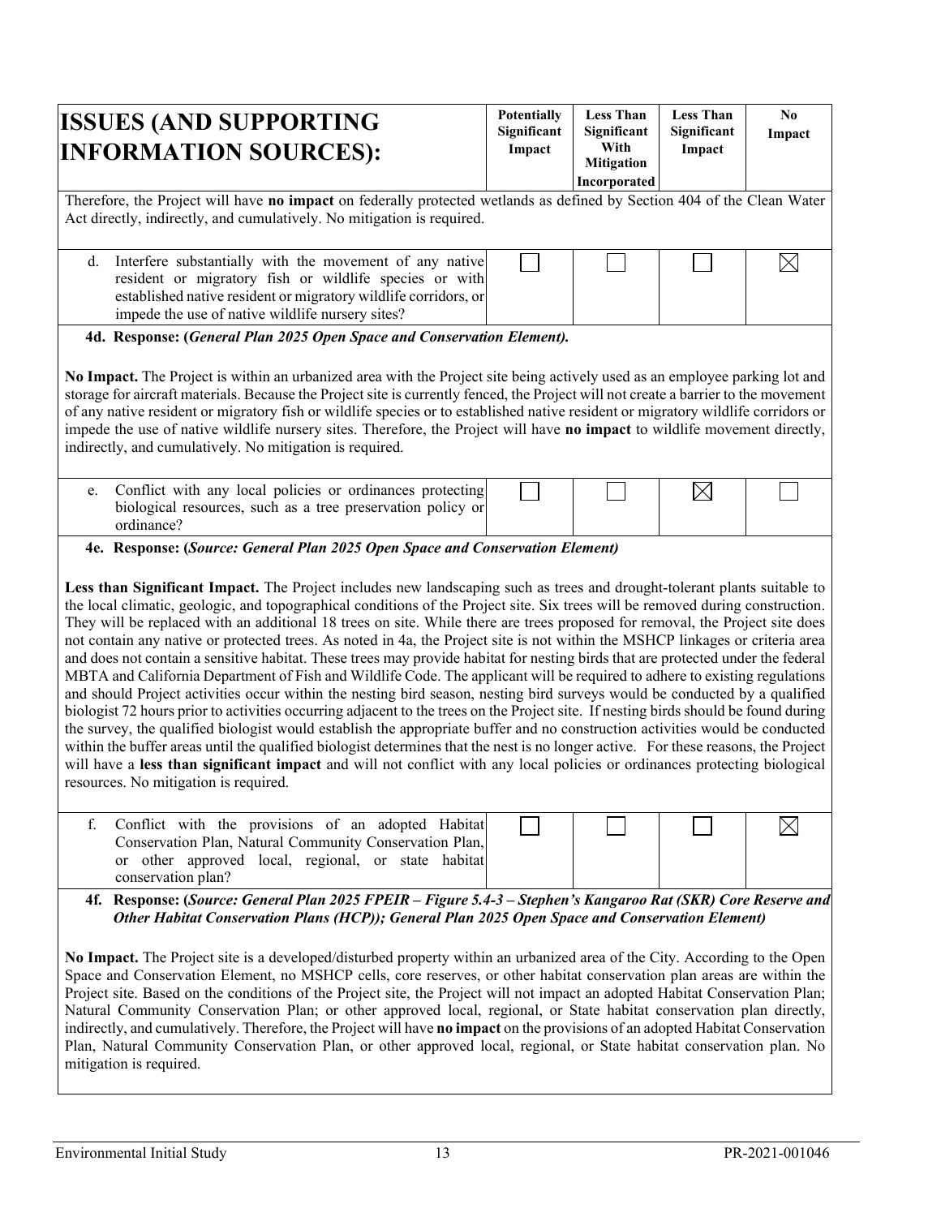| ISSUES (AND SUPPORTING INFORMATION SOURCES): | Potentially Significant Impact | Less Than Significant With Mitigation Incorporated | Less Than Significant Impact | No Impact |
|---|---|---|---|---|

Therefore, the Project will have **no impact** on federally protected wetlands as defined by Section 404 of the Clean Water Act directly, indirectly, and cumulatively. No mitigation is required.

| | Potentially Significant Impact | Less Than Significant With Mitigation Incorporated | Less Than Significant Impact | No Impact |
|---|---|---|---|---|
| d. Interfere substantially with the movement of any native resident or migratory fish or wildlife species or with established native resident or migratory wildlife corridors, or impede the use of native wildlife nursery sites? | ☐ | ☐ | ☐ | ☒ |

**4d. Response: (*General Plan 2025 Open Space and Conservation Element).***

**No Impact.** The Project is within an urbanized area with the Project site being actively used as an employee parking lot and storage for aircraft materials. Because the Project site is currently fenced, the Project will not create a barrier to the movement of any native resident or migratory fish or wildlife species or to established native resident or migratory wildlife corridors or impede the use of native wildlife nursery sites. Therefore, the Project will have **no impact** to wildlife movement directly, indirectly, and cumulatively. No mitigation is required.

| | Potentially Significant Impact | Less Than Significant With Mitigation Incorporated | Less Than Significant Impact | No Impact |
|---|---|---|---|---|
| e. Conflict with any local policies or ordinances protecting biological resources, such as a tree preservation policy or ordinance? | ☐ | ☐ | ☒ | ☐ |

**4e. Response: (*Source: General Plan 2025 Open Space and Conservation Element)***

**Less than Significant Impact.** The Project includes new landscaping such as trees and drought-tolerant plants suitable to the local climatic, geologic, and topographical conditions of the Project site. Six trees will be removed during construction. They will be replaced with an additional 18 trees on site. While there are trees proposed for removal, the Project site does not contain any native or protected trees. As noted in 4a, the Project site is not within the MSHCP linkages or criteria area and does not contain a sensitive habitat. These trees may provide habitat for nesting birds that are protected under the federal MBTA and California Department of Fish and Wildlife Code. The applicant will be required to adhere to existing regulations and should Project activities occur within the nesting bird season, nesting bird surveys would be conducted by a qualified biologist 72 hours prior to activities occurring adjacent to the trees on the Project site. If nesting birds should be found during the survey, the qualified biologist would establish the appropriate buffer and no construction activities would be conducted within the buffer areas until the qualified biologist determines that the nest is no longer active. For these reasons, the Project will have a **less than significant impact** and will not conflict with any local policies or ordinances protecting biological resources. No mitigation is required.

| | Potentially Significant Impact | Less Than Significant With Mitigation Incorporated | Less Than Significant Impact | No Impact |
|---|---|---|---|---|
| f. Conflict with the provisions of an adopted Habitat Conservation Plan, Natural Community Conservation Plan, or other approved local, regional, or state habitat conservation plan? | ☐ | ☐ | ☐ | ☒ |

**4f. Response: (*Source: General Plan 2025 FPEIR – Figure 5.4-3 – Stephen's Kangaroo Rat (SKR) Core Reserve and Other Habitat Conservation Plans (HCP)); General Plan 2025 Open Space and Conservation Element)***

**No Impact.** The Project site is a developed/disturbed property within an urbanized area of the City. According to the Open Space and Conservation Element, no MSHCP cells, core reserves, or other habitat conservation plan areas are within the Project site. Based on the conditions of the Project site, the Project will not impact an adopted Habitat Conservation Plan; Natural Community Conservation Plan; or other approved local, regional, or State habitat conservation plan directly, indirectly, and cumulatively. Therefore, the Project will have **no impact** on the provisions of an adopted Habitat Conservation Plan, Natural Community Conservation Plan, or other approved local, regional, or State habitat conservation plan. No mitigation is required.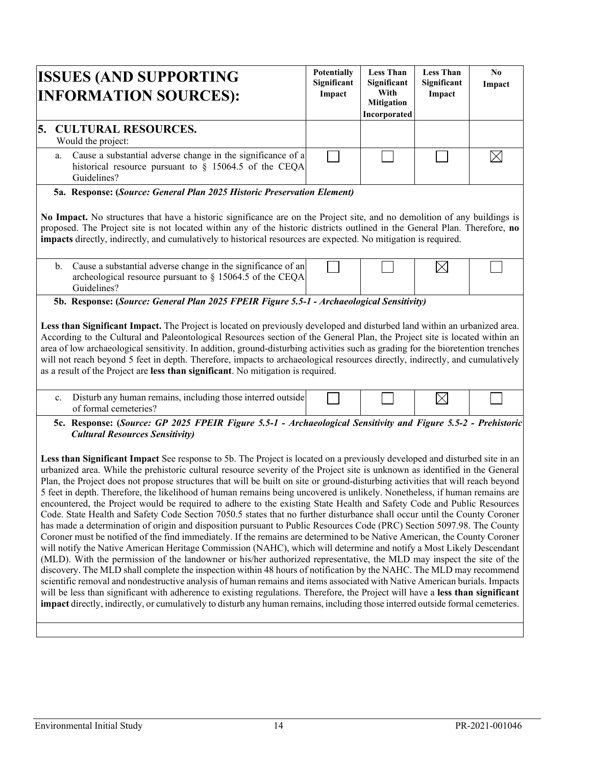| ISSUES (AND SUPPORTING INFORMATION SOURCES): | Potentially Significant Impact | Less Than Significant With Mitigation Incorporated | Less Than Significant Impact | No Impact |
|---|---|---|---|---|
| **5. CULTURAL RESOURCES.** Would the project: | | | | |
| a. Cause a substantial adverse change in the significance of a historical resource pursuant to § 15064.5 of the CEQA Guidelines? | ☐ | ☐ | ☐ | ☒ |

**5a. Response: (*Source: General Plan 2025 Historic Preservation Element)***

**No Impact.** No structures that have a historic significance are on the Project site, and no demolition of any buildings is proposed. The Project site is not located within any of the historic districts outlined in the General Plan. Therefore, **no impacts** directly, indirectly, and cumulatively to historical resources are expected. No mitigation is required.

| ISSUES (AND SUPPORTING INFORMATION SOURCES): | Potentially Significant Impact | Less Than Significant With Mitigation Incorporated | Less Than Significant Impact | No Impact |
|---|---|---|---|---|
| b. Cause a substantial adverse change in the significance of an archeological resource pursuant to § 15064.5 of the CEQA Guidelines? | ☐ | ☐ | ☒ | ☐ |

**5b. Response: (*Source: General Plan 2025 FPEIR Figure 5.5-1 - Archaeological Sensitivity)***

**Less than Significant Impact.** The Project is located on previously developed and disturbed land within an urbanized area. According to the Cultural and Paleontological Resources section of the General Plan, the Project site is located within an area of low archaeological sensitivity. In addition, ground-disturbing activities such as grading for the bioretention trenches will not reach beyond 5 feet in depth. Therefore, impacts to archaeological resources directly, indirectly, and cumulatively as a result of the Project are **less than significant**. No mitigation is required.

| ISSUES (AND SUPPORTING INFORMATION SOURCES): | Potentially Significant Impact | Less Than Significant With Mitigation Incorporated | Less Than Significant Impact | No Impact |
|---|---|---|---|---|
| c. Disturb any human remains, including those interred outside of formal cemeteries? | ☐ | ☐ | ☒ | ☐ |

**5c. Response: (*Source: GP 2025 FPEIR Figure 5.5-1 - Archaeological Sensitivity and Figure 5.5-2 - Prehistoric Cultural Resources Sensitivity)***

**Less than Significant Impact** See response to 5b. The Project is located on a previously developed and disturbed site in an urbanized area. While the prehistoric cultural resource severity of the Project site is unknown as identified in the General Plan, the Project does not propose structures that will be built on site or ground-disturbing activities that will reach beyond 5 feet in depth. Therefore, the likelihood of human remains being uncovered is unlikely. Nonetheless, if human remains are encountered, the Project would be required to adhere to the existing State Health and Safety Code and Public Resources Code. State Health and Safety Code Section 7050.5 states that no further disturbance shall occur until the County Coroner has made a determination of origin and disposition pursuant to Public Resources Code (PRC) Section 5097.98. The County Coroner must be notified of the find immediately. If the remains are determined to be Native American, the County Coroner will notify the Native American Heritage Commission (NAHC), which will determine and notify a Most Likely Descendant (MLD). With the permission of the landowner or his/her authorized representative, the MLD may inspect the site of the discovery. The MLD shall complete the inspection within 48 hours of notification by the NAHC. The MLD may recommend scientific removal and nondestructive analysis of human remains and items associated with Native American burials. Impacts will be less than significant with adherence to existing regulations. Therefore, the Project will have a **less than significant impact** directly, indirectly, or cumulatively to disturb any human remains, including those interred outside formal cemeteries.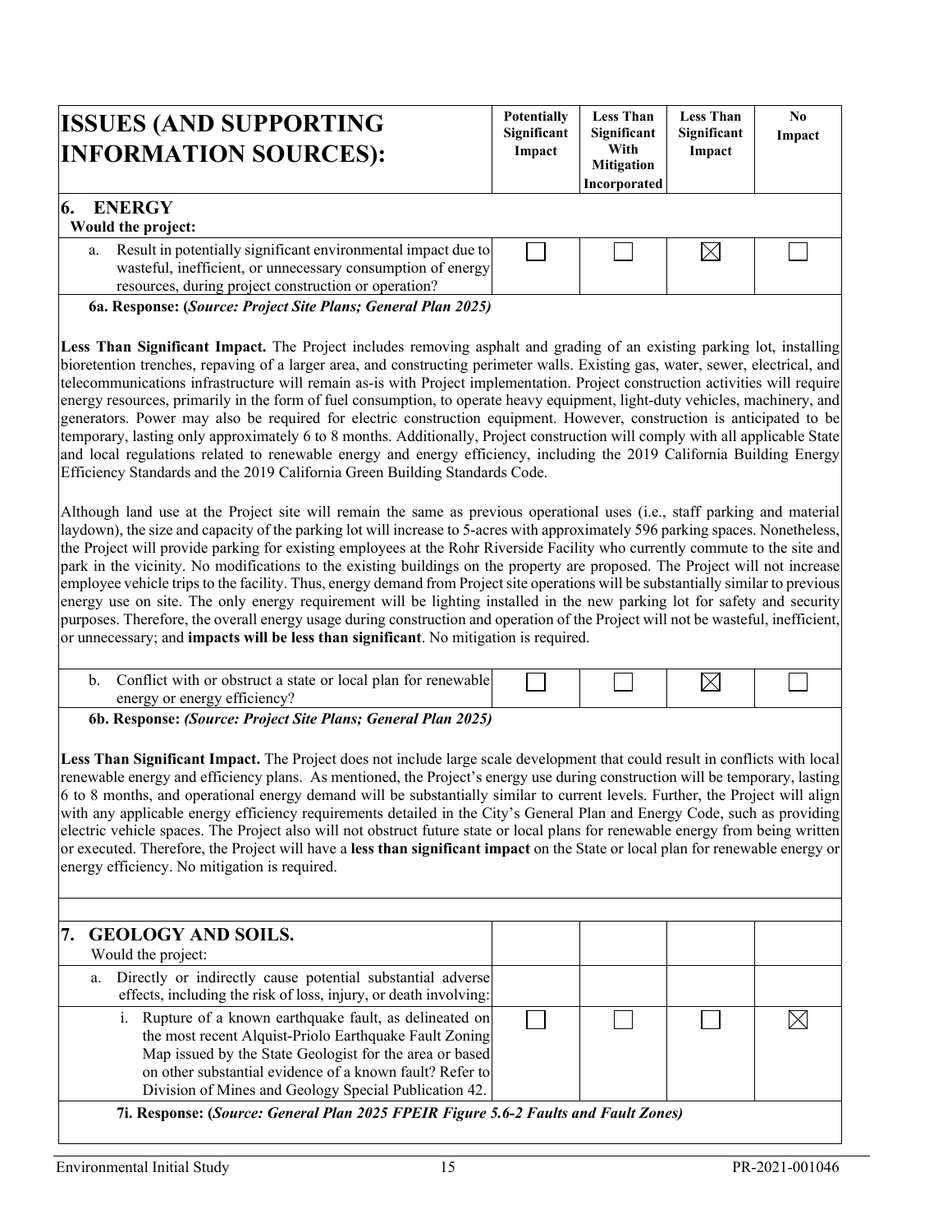| ISSUES (AND SUPPORTING INFORMATION SOURCES): | Potentially Significant Impact | Less Than Significant With Mitigation Incorporated | Less Than Significant Impact | No Impact |
|---|---|---|---|---|
| **6. ENERGY** Would the project: | | | | |
| a. Result in potentially significant environmental impact due to wasteful, inefficient, or unnecessary consumption of energy resources, during project construction or operation? | ☐ | ☐ | ☒ | ☐ |

**6a. Response: (*Source: Project Site Plans; General Plan 2025)***

**Less Than Significant Impact.** The Project includes removing asphalt and grading of an existing parking lot, installing bioretention trenches, repaving of a larger area, and constructing perimeter walls. Existing gas, water, sewer, electrical, and telecommunications infrastructure will remain as-is with Project implementation. Project construction activities will require energy resources, primarily in the form of fuel consumption, to operate heavy equipment, light-duty vehicles, machinery, and generators. Power may also be required for electric construction equipment. However, construction is anticipated to be temporary, lasting only approximately 6 to 8 months. Additionally, Project construction will comply with all applicable State and local regulations related to renewable energy and energy efficiency, including the 2019 California Building Energy Efficiency Standards and the 2019 California Green Building Standards Code.

Although land use at the Project site will remain the same as previous operational uses (i.e., staff parking and material laydown), the size and capacity of the parking lot will increase to 5-acres with approximately 596 parking spaces. Nonetheless, the Project will provide parking for existing employees at the Rohr Riverside Facility who currently commute to the site and park in the vicinity. No modifications to the existing buildings on the property are proposed. The Project will not increase employee vehicle trips to the facility. Thus, energy demand from Project site operations will be substantially similar to previous energy use on site. The only energy requirement will be lighting installed in the new parking lot for safety and security purposes. Therefore, the overall energy usage during construction and operation of the Project will not be wasteful, inefficient, or unnecessary; and **impacts will be less than significant**. No mitigation is required.

| | | | | |
|---|---|---|---|---|
| b. Conflict with or obstruct a state or local plan for renewable energy or energy efficiency? | ☐ | ☐ | ☒ | ☐ |

**6b. Response: *(Source: Project Site Plans; General Plan 2025)***

**Less Than Significant Impact.** The Project does not include large scale development that could result in conflicts with local renewable energy and efficiency plans. As mentioned, the Project's energy use during construction will be temporary, lasting 6 to 8 months, and operational energy demand will be substantially similar to current levels. Further, the Project will align with any applicable energy efficiency requirements detailed in the City's General Plan and Energy Code, such as providing electric vehicle spaces. The Project also will not obstruct future state or local plans for renewable energy from being written or executed. Therefore, the Project will have a **less than significant impact** on the State or local plan for renewable energy or energy efficiency. No mitigation is required.

| | | | | |
|---|---|---|---|---|
| **7. GEOLOGY AND SOILS.** Would the project: | | | | |
| a. Directly or indirectly cause potential substantial adverse effects, including the risk of loss, injury, or death involving: | | | | |
| i. Rupture of a known earthquake fault, as delineated on the most recent Alquist-Priolo Earthquake Fault Zoning Map issued by the State Geologist for the area or based on other substantial evidence of a known fault? Refer to Division of Mines and Geology Special Publication 42. | ☐ | ☐ | ☐ | ☒ |

**7i. Response: (*Source: General Plan 2025 FPEIR Figure 5.6-2 Faults and Fault Zones)***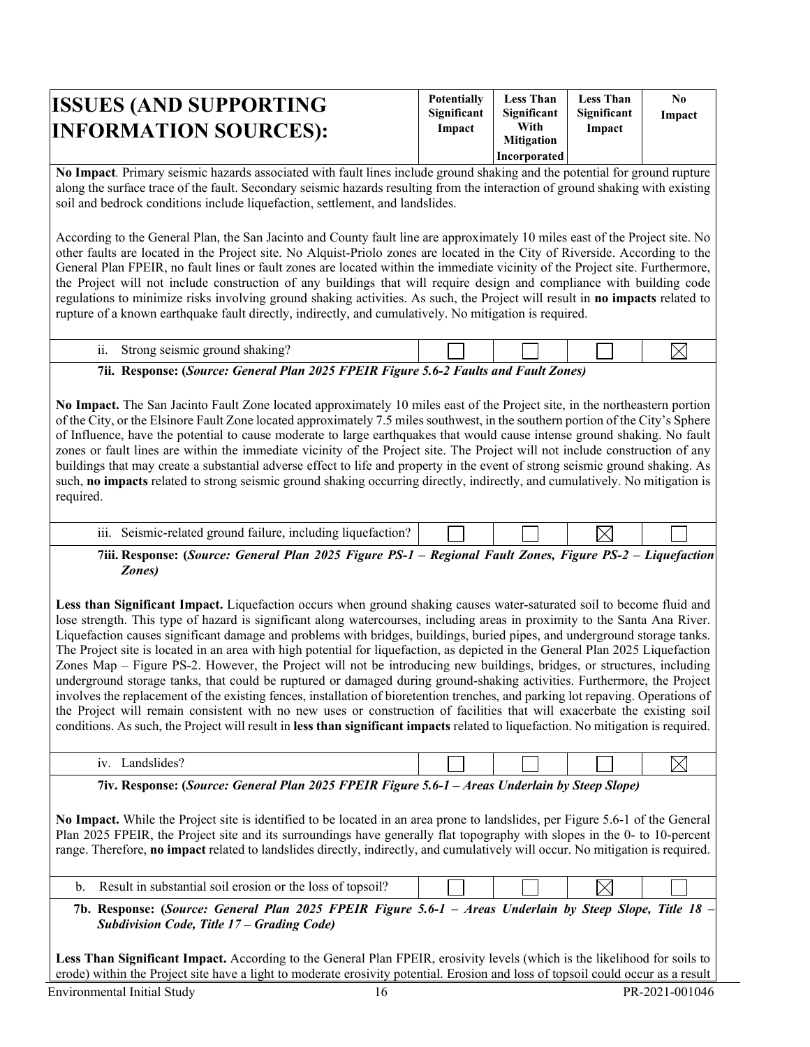| ISSUES (AND SUPPORTING INFORMATION SOURCES): | Potentially Significant Impact | Less Than Significant With Mitigation Incorporated | Less Than Significant Impact | No Impact |
|---|---|---|---|---|

**No Impact**. Primary seismic hazards associated with fault lines include ground shaking and the potential for ground rupture along the surface trace of the fault. Secondary seismic hazards resulting from the interaction of ground shaking with existing soil and bedrock conditions include liquefaction, settlement, and landslides.

According to the General Plan, the San Jacinto and County fault line are approximately 10 miles east of the Project site. No other faults are located in the Project site. No Alquist-Priolo zones are located in the City of Riverside. According to the General Plan FPEIR, no fault lines or fault zones are located within the immediate vicinity of the Project site. Furthermore, the Project will not include construction of any buildings that will require design and compliance with building code regulations to minimize risks involving ground shaking activities. As such, the Project will result in **no impacts** related to rupture of a known earthquake fault directly, indirectly, and cumulatively. No mitigation is required.

| | Potentially Significant Impact | Less Than Significant With Mitigation Incorporated | Less Than Significant Impact | No Impact |
|---|---|---|---|---|
| ii. Strong seismic ground shaking? | ☐ | ☐ | ☐ | ☒ |

**7ii. Response: (*Source: General Plan 2025 FPEIR Figure 5.6-2 Faults and Fault Zones)***

**No Impact.** The San Jacinto Fault Zone located approximately 10 miles east of the Project site, in the northeastern portion of the City, or the Elsinore Fault Zone located approximately 7.5 miles southwest, in the southern portion of the City's Sphere of Influence, have the potential to cause moderate to large earthquakes that would cause intense ground shaking. No fault zones or fault lines are within the immediate vicinity of the Project site. The Project will not include construction of any buildings that may create a substantial adverse effect to life and property in the event of strong seismic ground shaking. As such, **no impacts** related to strong seismic ground shaking occurring directly, indirectly, and cumulatively. No mitigation is required.

| | Potentially Significant Impact | Less Than Significant With Mitigation Incorporated | Less Than Significant Impact | No Impact |
|---|---|---|---|---|
| iii. Seismic-related ground failure, including liquefaction? | ☐ | ☐ | ☒ | ☐ |

**7iii. Response: (*Source: General Plan 2025 Figure PS-1 – Regional Fault Zones, Figure PS-2 – Liquefaction Zones)***

**Less than Significant Impact.** Liquefaction occurs when ground shaking causes water-saturated soil to become fluid and lose strength. This type of hazard is significant along watercourses, including areas in proximity to the Santa Ana River. Liquefaction causes significant damage and problems with bridges, buildings, buried pipes, and underground storage tanks. The Project site is located in an area with high potential for liquefaction, as depicted in the General Plan 2025 Liquefaction Zones Map – Figure PS-2. However, the Project will not be introducing new buildings, bridges, or structures, including underground storage tanks, that could be ruptured or damaged during ground-shaking activities. Furthermore, the Project involves the replacement of the existing fences, installation of bioretention trenches, and parking lot repaving. Operations of the Project will remain consistent with no new uses or construction of facilities that will exacerbate the existing soil conditions. As such, the Project will result in **less than significant impacts** related to liquefaction. No mitigation is required.

| | Potentially Significant Impact | Less Than Significant With Mitigation Incorporated | Less Than Significant Impact | No Impact |
|---|---|---|---|---|
| iv. Landslides? | ☐ | ☐ | ☐ | ☒ |

**7iv. Response: (*Source: General Plan 2025 FPEIR Figure 5.6-1 – Areas Underlain by Steep Slope)***

**No Impact.** While the Project site is identified to be located in an area prone to landslides, per Figure 5.6-1 of the General Plan 2025 FPEIR, the Project site and its surroundings have generally flat topography with slopes in the 0- to 10-percent range. Therefore, **no impact** related to landslides directly, indirectly, and cumulatively will occur. No mitigation is required.

| | Potentially Significant Impact | Less Than Significant With Mitigation Incorporated | Less Than Significant Impact | No Impact |
|---|---|---|---|---|
| b. Result in substantial soil erosion or the loss of topsoil? | ☐ | ☐ | ☒ | ☐ |

**7b. Response: (*Source: General Plan 2025 FPEIR Figure 5.6-1 – Areas Underlain by Steep Slope, Title 18 – Subdivision Code, Title 17 – Grading Code)***

**Less Than Significant Impact.** According to the General Plan FPEIR, erosivity levels (which is the likelihood for soils to erode) within the Project site have a light to moderate erosivity potential. Erosion and loss of topsoil could occur as a result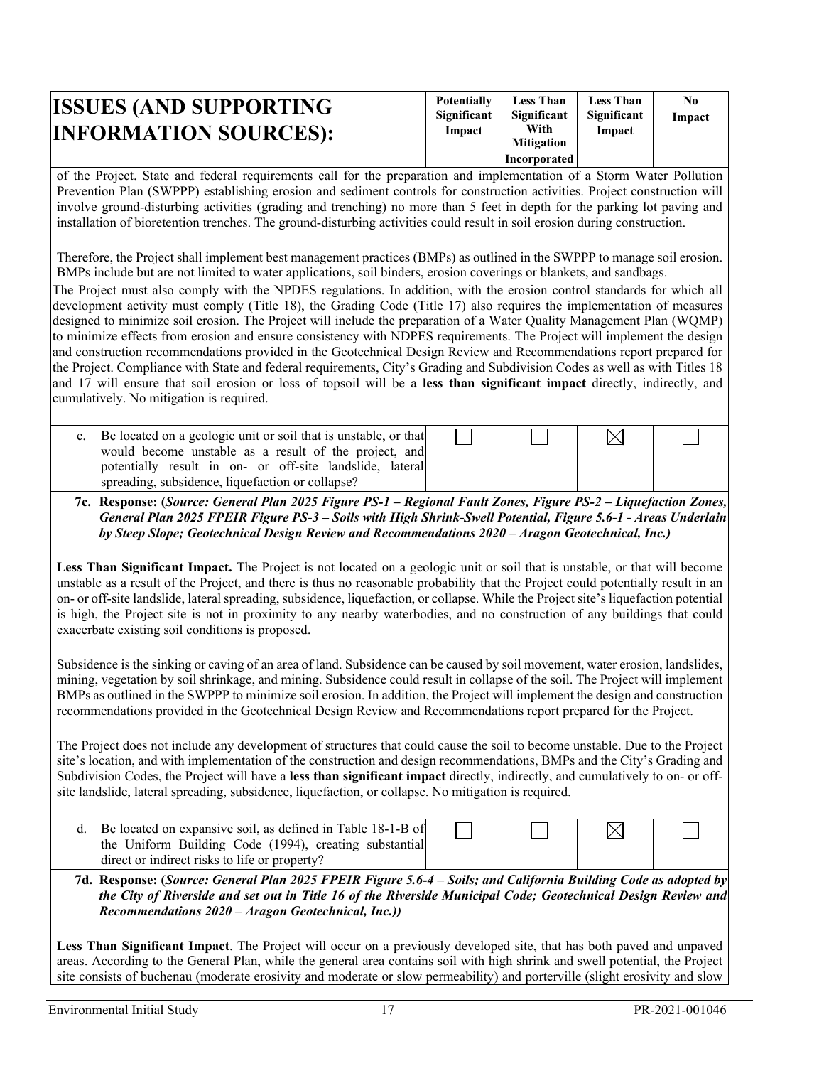| ISSUES (AND SUPPORTING INFORMATION SOURCES): | Potentially Significant Impact | Less Than Significant With Mitigation Incorporated | Less Than Significant Impact | No Impact |
|---|---|---|---|---|

of the Project. State and federal requirements call for the preparation and implementation of a Storm Water Pollution Prevention Plan (SWPPP) establishing erosion and sediment controls for construction activities. Project construction will involve ground-disturbing activities (grading and trenching) no more than 5 feet in depth for the parking lot paving and installation of bioretention trenches. The ground-disturbing activities could result in soil erosion during construction.

Therefore, the Project shall implement best management practices (BMPs) as outlined in the SWPPP to manage soil erosion. BMPs include but are not limited to water applications, soil binders, erosion coverings or blankets, and sandbags.

The Project must also comply with the NPDES regulations. In addition, with the erosion control standards for which all development activity must comply (Title 18), the Grading Code (Title 17) also requires the implementation of measures designed to minimize soil erosion. The Project will include the preparation of a Water Quality Management Plan (WQMP) to minimize effects from erosion and ensure consistency with NDPES requirements. The Project will implement the design and construction recommendations provided in the Geotechnical Design Review and Recommendations report prepared for the Project. Compliance with State and federal requirements, City's Grading and Subdivision Codes as well as with Titles 18 and 17 will ensure that soil erosion or loss of topsoil will be a **less than significant impact** directly, indirectly, and cumulatively. No mitigation is required.

| | Potentially Significant Impact | Less Than Significant With Mitigation Incorporated | Less Than Significant Impact | No Impact |
|---|---|---|---|---|
| c. Be located on a geologic unit or soil that is unstable, or that would become unstable as a result of the project, and potentially result in on- or off-site landslide, lateral spreading, subsidence, liquefaction or collapse? | ☐ | ☐ | ☒ | ☐ |

**7c. Response: (*Source: General Plan 2025 Figure PS-1 – Regional Fault Zones, Figure PS-2 – Liquefaction Zones, General Plan 2025 FPEIR Figure PS-3 – Soils with High Shrink-Swell Potential, Figure 5.6-1 - Areas Underlain by Steep Slope; Geotechnical Design Review and Recommendations 2020 – Aragon Geotechnical, Inc.*)**

**Less Than Significant Impact.** The Project is not located on a geologic unit or soil that is unstable, or that will become unstable as a result of the Project, and there is thus no reasonable probability that the Project could potentially result in an on- or off-site landslide, lateral spreading, subsidence, liquefaction, or collapse. While the Project site's liquefaction potential is high, the Project site is not in proximity to any nearby waterbodies, and no construction of any buildings that could exacerbate existing soil conditions is proposed.

Subsidence is the sinking or caving of an area of land. Subsidence can be caused by soil movement, water erosion, landslides, mining, vegetation by soil shrinkage, and mining. Subsidence could result in collapse of the soil. The Project will implement BMPs as outlined in the SWPPP to minimize soil erosion. In addition, the Project will implement the design and construction recommendations provided in the Geotechnical Design Review and Recommendations report prepared for the Project.

The Project does not include any development of structures that could cause the soil to become unstable. Due to the Project site's location, and with implementation of the construction and design recommendations, BMPs and the City's Grading and Subdivision Codes, the Project will have a **less than significant impact** directly, indirectly, and cumulatively to on- or off-site landslide, lateral spreading, subsidence, liquefaction, or collapse. No mitigation is required.

| | Potentially Significant Impact | Less Than Significant With Mitigation Incorporated | Less Than Significant Impact | No Impact |
|---|---|---|---|---|
| d. Be located on expansive soil, as defined in Table 18-1-B of the Uniform Building Code (1994), creating substantial direct or indirect risks to life or property? | ☐ | ☐ | ☒ | ☐ |

**7d. Response: (*Source: General Plan 2025 FPEIR Figure 5.6-4 – Soils; and California Building Code as adopted by the City of Riverside and set out in Title 16 of the Riverside Municipal Code; Geotechnical Design Review and Recommendations 2020 – Aragon Geotechnical, Inc.*))**

**Less Than Significant Impact**. The Project will occur on a previously developed site, that has both paved and unpaved areas. According to the General Plan, while the general area contains soil with high shrink and swell potential, the Project site consists of buchenau (moderate erosivity and moderate or slow permeability) and porterville (slight erosivity and slow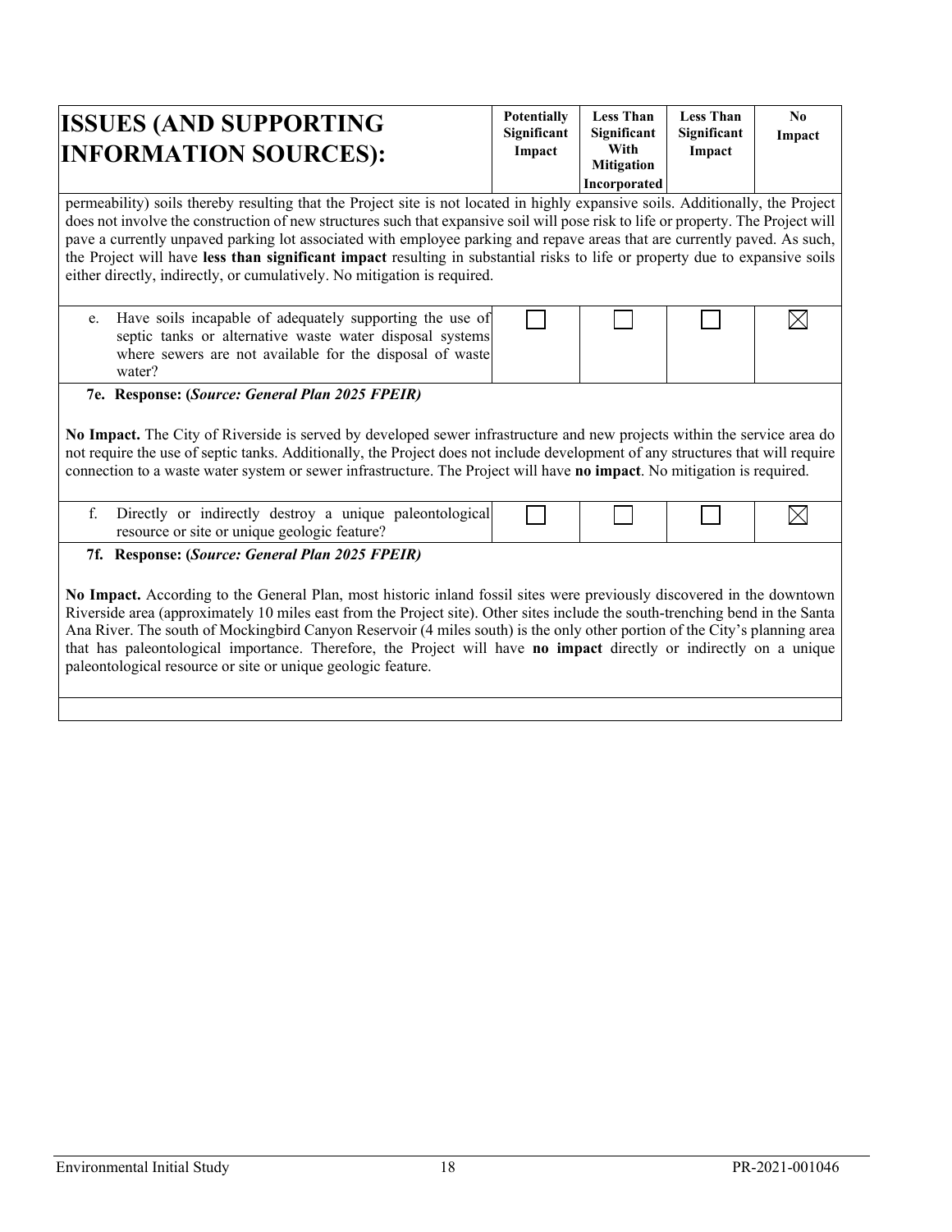| ISSUES (AND SUPPORTING INFORMATION SOURCES): | Potentially Significant Impact | Less Than Significant With Mitigation Incorporated | Less Than Significant Impact | No Impact |
|---|---|---|---|---|

permeability) soils thereby resulting that the Project site is not located in highly expansive soils. Additionally, the Project does not involve the construction of new structures such that expansive soil will pose risk to life or property. The Project will pave a currently unpaved parking lot associated with employee parking and repave areas that are currently paved. As such, the Project will have **less than significant impact** resulting in substantial risks to life or property due to expansive soils either directly, indirectly, or cumulatively. No mitigation is required.

| | Potentially Significant Impact | Less Than Significant With Mitigation Incorporated | Less Than Significant Impact | No Impact |
|---|---|---|---|---|
| e. Have soils incapable of adequately supporting the use of septic tanks or alternative waste water disposal systems where sewers are not available for the disposal of waste water? | ☐ | ☐ | ☐ | ☒ |

**7e. Response: (*Source: General Plan 2025 FPEIR*)**

**No Impact.** The City of Riverside is served by developed sewer infrastructure and new projects within the service area do not require the use of septic tanks. Additionally, the Project does not include development of any structures that will require connection to a waste water system or sewer infrastructure. The Project will have **no impact**. No mitigation is required.

| | Potentially Significant Impact | Less Than Significant With Mitigation Incorporated | Less Than Significant Impact | No Impact |
|---|---|---|---|---|
| f. Directly or indirectly destroy a unique paleontological resource or site or unique geologic feature? | ☐ | ☐ | ☐ | ☒ |

**7f. Response: (*Source: General Plan 2025 FPEIR*)**

**No Impact.** According to the General Plan, most historic inland fossil sites were previously discovered in the downtown Riverside area (approximately 10 miles east from the Project site). Other sites include the south-trenching bend in the Santa Ana River. The south of Mockingbird Canyon Reservoir (4 miles south) is the only other portion of the City's planning area that has paleontological importance. Therefore, the Project will have **no impact** directly or indirectly on a unique paleontological resource or site or unique geologic feature.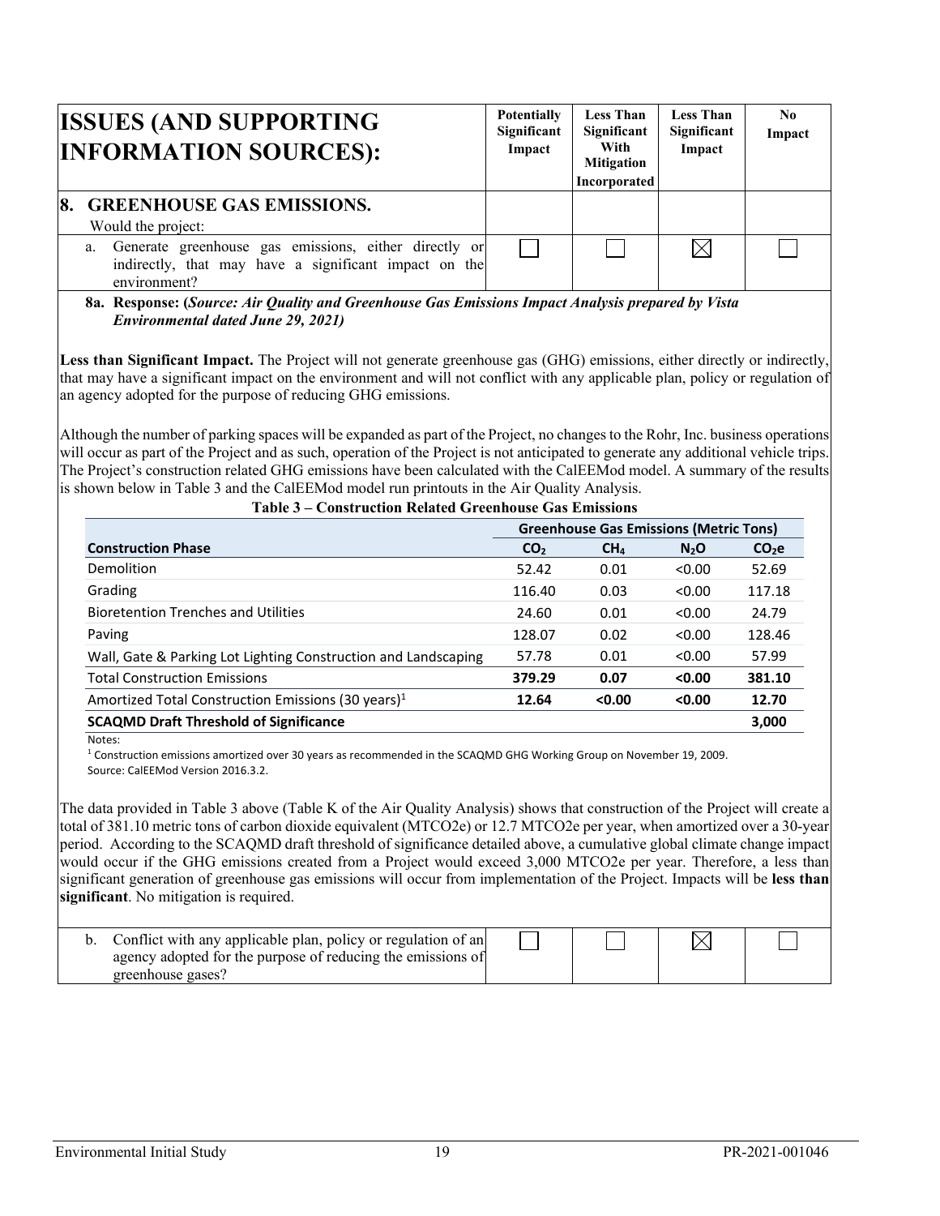| ISSUES (AND SUPPORTING INFORMATION SOURCES): | Potentially Significant Impact | Less Than Significant With Mitigation Incorporated | Less Than Significant Impact | No Impact |
|---|---|---|---|---|
| **8. GREENHOUSE GAS EMISSIONS.** Would the project: | | | | |
| a. Generate greenhouse gas emissions, either directly or indirectly, that may have a significant impact on the environment? | ☐ | ☐ | ☒ | ☐ |

**8a. Response: (*Source: Air Quality and Greenhouse Gas Emissions Impact Analysis prepared by Vista Environmental dated June 29, 2021*)**

**Less than Significant Impact.** The Project will not generate greenhouse gas (GHG) emissions, either directly or indirectly, that may have a significant impact on the environment and will not conflict with any applicable plan, policy or regulation of an agency adopted for the purpose of reducing GHG emissions.

Although the number of parking spaces will be expanded as part of the Project, no changes to the Rohr, Inc. business operations will occur as part of the Project and as such, operation of the Project is not anticipated to generate any additional vehicle trips. The Project's construction related GHG emissions have been calculated with the CalEEMod model. A summary of the results is shown below in Table 3 and the CalEEMod model run printouts in the Air Quality Analysis.

**Table 3 – Construction Related Greenhouse Gas Emissions**

| | Greenhouse Gas Emissions (Metric Tons) | | | |
|---|---|---|---|---|
| **Construction Phase** | $CO_2$ | $CH_4$ | $N_2O$ | $CO_2e$ |
| Demolition | 52.42 | 0.01 | <0.00 | 52.69 |
| Grading | 116.40 | 0.03 | <0.00 | 117.18 |
| Bioretention Trenches and Utilities | 24.60 | 0.01 | <0.00 | 24.79 |
| Paving | 128.07 | 0.02 | <0.00 | 128.46 |
| Wall, Gate & Parking Lot Lighting Construction and Landscaping | 57.78 | 0.01 | <0.00 | 57.99 |
| Total Construction Emissions | **379.29** | **0.07** | **<0.00** | **381.10** |
| Amortized Total Construction Emissions (30 years)[1] | **12.64** | **<0.00** | **<0.00** | **12.70** |
| **SCAQMD Draft Threshold of Significance** | | | | **3,000** |

Notes:
[1] Construction emissions amortized over 30 years as recommended in the SCAQMD GHG Working Group on November 19, 2009.
Source: CalEEMod Version 2016.3.2.

The data provided in Table 3 above (Table K of the Air Quality Analysis) shows that construction of the Project will create a total of 381.10 metric tons of carbon dioxide equivalent (MTCO2e) or 12.7 MTCO2e per year, when amortized over a 30-year period. According to the SCAQMD draft threshold of significance detailed above, a cumulative global climate change impact would occur if the GHG emissions created from a Project would exceed 3,000 MTCO2e per year. Therefore, a less than significant generation of greenhouse gas emissions will occur from implementation of the Project. Impacts will be **less than significant**. No mitigation is required.

| | Potentially Significant Impact | Less Than Significant With Mitigation Incorporated | Less Than Significant Impact | No Impact |
|---|---|---|---|---|
| b. Conflict with any applicable plan, policy or regulation of an agency adopted for the purpose of reducing the emissions of greenhouse gases? | ☐ | ☐ | ☒ | ☐ |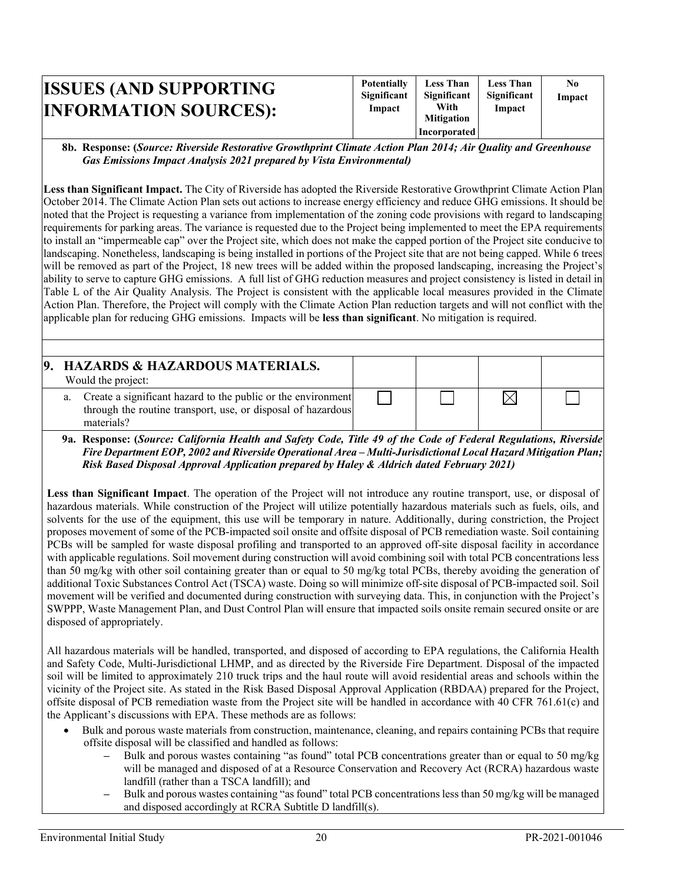| ISSUES (AND SUPPORTING INFORMATION SOURCES): | Potentially Significant Impact | Less Than Significant With Mitigation Incorporated | Less Than Significant Impact | No Impact |
|---|---|---|---|---|

**8b. Response: (*Source: Riverside Restorative Growthprint Climate Action Plan 2014; Air Quality and Greenhouse Gas Emissions Impact Analysis 2021 prepared by Vista Environmental*)**

**Less than Significant Impact.** The City of Riverside has adopted the Riverside Restorative Growthprint Climate Action Plan October 2014. The Climate Action Plan sets out actions to increase energy efficiency and reduce GHG emissions. It should be noted that the Project is requesting a variance from implementation of the zoning code provisions with regard to landscaping requirements for parking areas. The variance is requested due to the Project being implemented to meet the EPA requirements to install an "impermeable cap" over the Project site, which does not make the capped portion of the Project site conducive to landscaping. Nonetheless, landscaping is being installed in portions of the Project site that are not being capped. While 6 trees will be removed as part of the Project, 18 new trees will be added within the proposed landscaping, increasing the Project's ability to serve to capture GHG emissions. A full list of GHG reduction measures and project consistency is listed in detail in Table L of the Air Quality Analysis. The Project is consistent with the applicable local measures provided in the Climate Action Plan. Therefore, the Project will comply with the Climate Action Plan reduction targets and will not conflict with the applicable plan for reducing GHG emissions. Impacts will be **less than significant**. No mitigation is required.

| **9. HAZARDS & HAZARDOUS MATERIALS.** Would the project: | | | | |
|---|---|---|---|---|
| a. Create a significant hazard to the public or the environment through the routine transport, use, or disposal of hazardous materials? | ☐ | ☐ | ☒ | ☐ |

**9a. Response: (*Source: California Health and Safety Code, Title 49 of the Code of Federal Regulations, Riverside Fire Department EOP, 2002 and Riverside Operational Area – Multi-Jurisdictional Local Hazard Mitigation Plan; Risk Based Disposal Approval Application prepared by Haley & Aldrich dated February 2021*)**

**Less than Significant Impact**. The operation of the Project will not introduce any routine transport, use, or disposal of hazardous materials. While construction of the Project will utilize potentially hazardous materials such as fuels, oils, and solvents for the use of the equipment, this use will be temporary in nature. Additionally, during constriction, the Project proposes movement of some of the PCB-impacted soil onsite and offsite disposal of PCB remediation waste. Soil containing PCBs will be sampled for waste disposal profiling and transported to an approved off-site disposal facility in accordance with applicable regulations. Soil movement during construction will avoid combining soil with total PCB concentrations less than 50 mg/kg with other soil containing greater than or equal to 50 mg/kg total PCBs, thereby avoiding the generation of additional Toxic Substances Control Act (TSCA) waste. Doing so will minimize off-site disposal of PCB-impacted soil. Soil movement will be verified and documented during construction with surveying data. This, in conjunction with the Project's SWPPP, Waste Management Plan, and Dust Control Plan will ensure that impacted soils onsite remain secured onsite or are disposed of appropriately.

All hazardous materials will be handled, transported, and disposed of according to EPA regulations, the California Health and Safety Code, Multi-Jurisdictional LHMP, and as directed by the Riverside Fire Department. Disposal of the impacted soil will be limited to approximately 210 truck trips and the haul route will avoid residential areas and schools within the vicinity of the Project site. As stated in the Risk Based Disposal Approval Application (RBDAA) prepared for the Project, offsite disposal of PCB remediation waste from the Project site will be handled in accordance with 40 CFR 761.61(c) and the Applicant's discussions with EPA. These methods are as follows:

- Bulk and porous waste materials from construction, maintenance, cleaning, and repairs containing PCBs that require offsite disposal will be classified and handled as follows:
  - Bulk and porous wastes containing "as found" total PCB concentrations greater than or equal to 50 mg/kg will be managed and disposed of at a Resource Conservation and Recovery Act (RCRA) hazardous waste landfill (rather than a TSCA landfill); and
  - Bulk and porous wastes containing "as found" total PCB concentrations less than 50 mg/kg will be managed and disposed accordingly at RCRA Subtitle D landfill(s).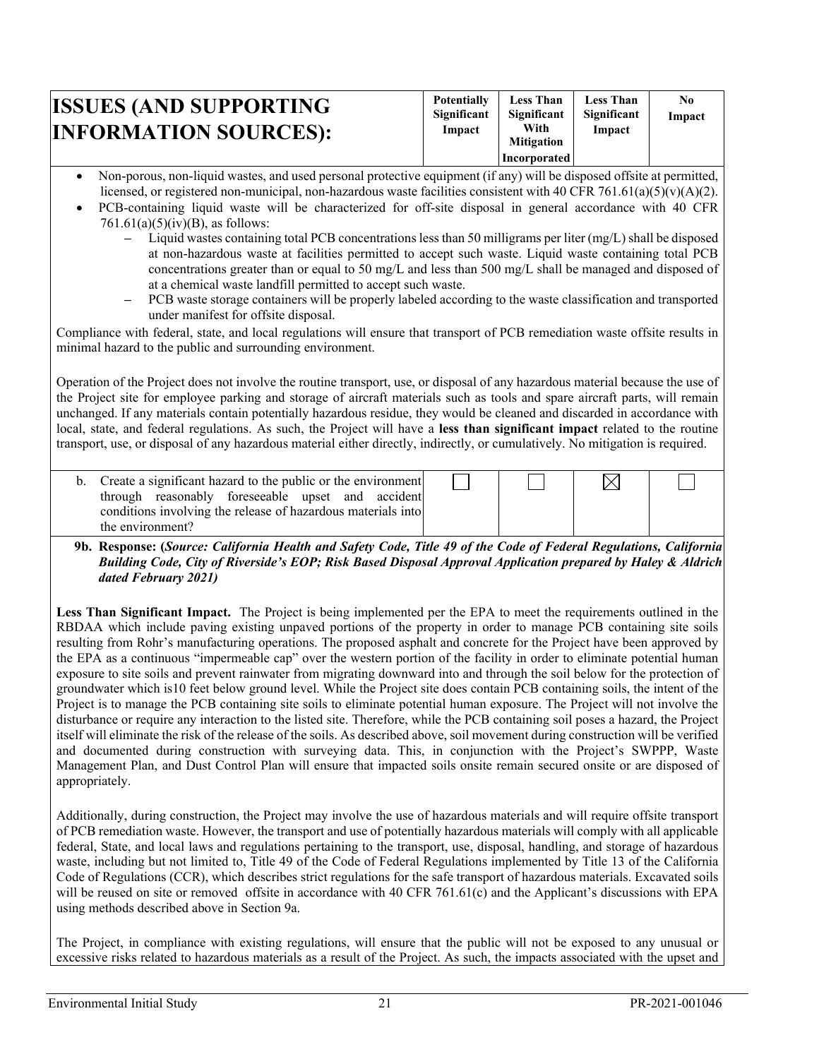| ISSUES (AND SUPPORTING INFORMATION SOURCES): | Potentially Significant Impact | Less Than Significant With Mitigation Incorporated | Less Than Significant Impact | No Impact |
|---|---|---|---|---|

- Non-porous, non-liquid wastes, and used personal protective equipment (if any) will be disposed offsite at permitted, licensed, or registered non-municipal, non-hazardous waste facilities consistent with 40 CFR 761.61(a)(5)(v)(A)(2).
- PCB-containing liquid waste will be characterized for off-site disposal in general accordance with 40 CFR 761.61(a)(5)(iv)(B), as follows:
  - Liquid wastes containing total PCB concentrations less than 50 milligrams per liter (mg/L) shall be disposed at non-hazardous waste at facilities permitted to accept such waste. Liquid waste containing total PCB concentrations greater than or equal to 50 mg/L and less than 500 mg/L shall be managed and disposed of at a chemical waste landfill permitted to accept such waste.
  - PCB waste storage containers will be properly labeled according to the waste classification and transported under manifest for offsite disposal.

Compliance with federal, state, and local regulations will ensure that transport of PCB remediation waste offsite results in minimal hazard to the public and surrounding environment.

Operation of the Project does not involve the routine transport, use, or disposal of any hazardous material because the use of the Project site for employee parking and storage of aircraft materials such as tools and spare aircraft parts, will remain unchanged. If any materials contain potentially hazardous residue, they would be cleaned and discarded in accordance with local, state, and federal regulations. As such, the Project will have a **less than significant impact** related to the routine transport, use, or disposal of any hazardous material either directly, indirectly, or cumulatively. No mitigation is required.

| | Potentially Significant Impact | Less Than Significant With Mitigation Incorporated | Less Than Significant Impact | No Impact |
|---|---|---|---|---|
| b. Create a significant hazard to the public or the environment through reasonably foreseeable upset and accident conditions involving the release of hazardous materials into the environment? | ☐ | ☐ | ☒ | ☐ |

**9b. Response: (*Source: California Health and Safety Code, Title 49 of the Code of Federal Regulations, California Building Code, City of Riverside's EOP; Risk Based Disposal Approval Application prepared by Haley & Aldrich dated February 2021)***

**Less Than Significant Impact.** The Project is being implemented per the EPA to meet the requirements outlined in the RBDAA which include paving existing unpaved portions of the property in order to manage PCB containing site soils resulting from Rohr's manufacturing operations. The proposed asphalt and concrete for the Project have been approved by the EPA as a continuous "impermeable cap" over the western portion of the facility in order to eliminate potential human exposure to site soils and prevent rainwater from migrating downward into and through the soil below for the protection of groundwater which is10 feet below ground level. While the Project site does contain PCB containing soils, the intent of the Project is to manage the PCB containing site soils to eliminate potential human exposure. The Project will not involve the disturbance or require any interaction to the listed site. Therefore, while the PCB containing soil poses a hazard, the Project itself will eliminate the risk of the release of the soils. As described above, soil movement during construction will be verified and documented during construction with surveying data. This, in conjunction with the Project's SWPPP, Waste Management Plan, and Dust Control Plan will ensure that impacted soils onsite remain secured onsite or are disposed of appropriately.

Additionally, during construction, the Project may involve the use of hazardous materials and will require offsite transport of PCB remediation waste. However, the transport and use of potentially hazardous materials will comply with all applicable federal, State, and local laws and regulations pertaining to the transport, use, disposal, handling, and storage of hazardous waste, including but not limited to, Title 49 of the Code of Federal Regulations implemented by Title 13 of the California Code of Regulations (CCR), which describes strict regulations for the safe transport of hazardous materials. Excavated soils will be reused on site or removed offsite in accordance with 40 CFR 761.61(c) and the Applicant's discussions with EPA using methods described above in Section 9a.

The Project, in compliance with existing regulations, will ensure that the public will not be exposed to any unusual or excessive risks related to hazardous materials as a result of the Project. As such, the impacts associated with the upset and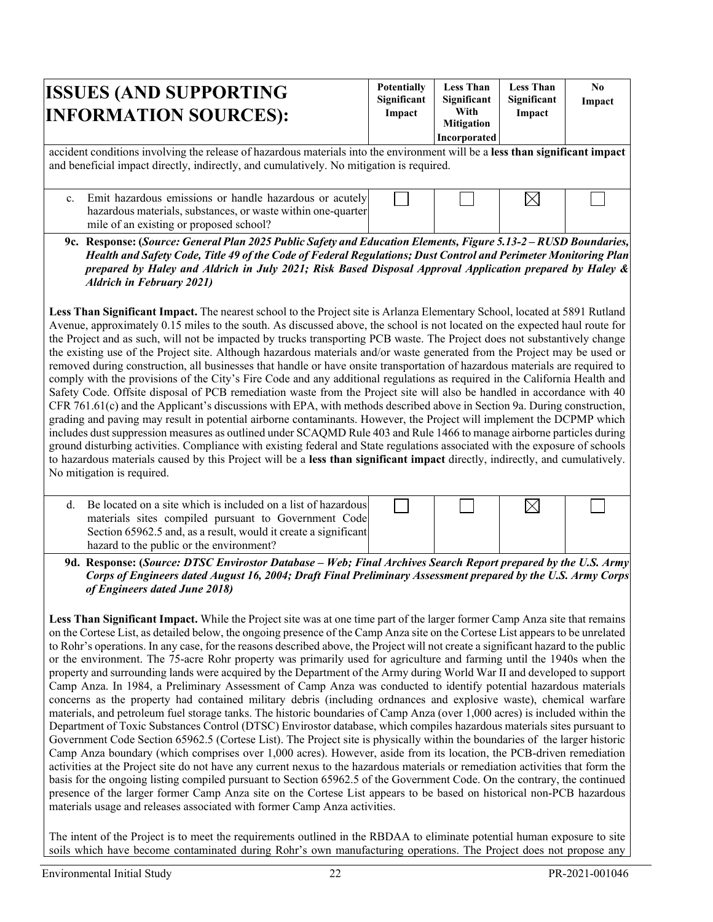| ISSUES (AND SUPPORTING INFORMATION SOURCES): | Potentially Significant Impact | Less Than Significant With Mitigation Incorporated | Less Than Significant Impact | No Impact |
|---|---|---|---|---|

accident conditions involving the release of hazardous materials into the environment will be a **less than significant impact** and beneficial impact directly, indirectly, and cumulatively. No mitigation is required.

| | Potentially Significant Impact | Less Than Significant With Mitigation Incorporated | Less Than Significant Impact | No Impact |
|---|---|---|---|---|
| c. Emit hazardous emissions or handle hazardous or acutely hazardous materials, substances, or waste within one-quarter mile of an existing or proposed school? | ☐ | ☐ | ☒ | ☐ |

**9c. Response: (*Source: General Plan 2025 Public Safety and Education Elements, Figure 5.13-2 – RUSD Boundaries, Health and Safety Code, Title 49 of the Code of Federal Regulations; Dust Control and Perimeter Monitoring Plan prepared by Haley and Aldrich in July 2021; Risk Based Disposal Approval Application prepared by Haley & Aldrich in February 2021*)**

**Less Than Significant Impact.** The nearest school to the Project site is Arlanza Elementary School, located at 5891 Rutland Avenue, approximately 0.15 miles to the south. As discussed above, the school is not located on the expected haul route for the Project and as such, will not be impacted by trucks transporting PCB waste. The Project does not substantively change the existing use of the Project site. Although hazardous materials and/or waste generated from the Project may be used or removed during construction, all businesses that handle or have onsite transportation of hazardous materials are required to comply with the provisions of the City's Fire Code and any additional regulations as required in the California Health and Safety Code. Offsite disposal of PCB remediation waste from the Project site will also be handled in accordance with 40 CFR 761.61(c) and the Applicant's discussions with EPA, with methods described above in Section 9a. During construction, grading and paving may result in potential airborne contaminants. However, the Project will implement the DCPMP which includes dust suppression measures as outlined under SCAQMD Rule 403 and Rule 1466 to manage airborne particles during ground disturbing activities. Compliance with existing federal and State regulations associated with the exposure of schools to hazardous materials caused by this Project will be a **less than significant impact** directly, indirectly, and cumulatively. No mitigation is required.

| | Potentially Significant Impact | Less Than Significant With Mitigation Incorporated | Less Than Significant Impact | No Impact |
|---|---|---|---|---|
| d. Be located on a site which is included on a list of hazardous materials sites compiled pursuant to Government Code Section 65962.5 and, as a result, would it create a significant hazard to the public or the environment? | ☐ | ☐ | ☒ | ☐ |

**9d. Response: (*Source: DTSC Envirostor Database – Web; Final Archives Search Report prepared by the U.S. Army Corps of Engineers dated August 16, 2004; Draft Final Preliminary Assessment prepared by the U.S. Army Corps of Engineers dated June 2018*)**

**Less Than Significant Impact.** While the Project site was at one time part of the larger former Camp Anza site that remains on the Cortese List, as detailed below, the ongoing presence of the Camp Anza site on the Cortese List appears to be unrelated to Rohr's operations. In any case, for the reasons described above, the Project will not create a significant hazard to the public or the environment. The 75-acre Rohr property was primarily used for agriculture and farming until the 1940s when the property and surrounding lands were acquired by the Department of the Army during World War II and developed to support Camp Anza. In 1984, a Preliminary Assessment of Camp Anza was conducted to identify potential hazardous materials concerns as the property had contained military debris (including ordnances and explosive waste), chemical warfare materials, and petroleum fuel storage tanks. The historic boundaries of Camp Anza (over 1,000 acres) is included within the Department of Toxic Substances Control (DTSC) Envirostor database, which compiles hazardous materials sites pursuant to Government Code Section 65962.5 (Cortese List). The Project site is physically within the boundaries of the larger historic Camp Anza boundary (which comprises over 1,000 acres). However, aside from its location, the PCB-driven remediation activities at the Project site do not have any current nexus to the hazardous materials or remediation activities that form the basis for the ongoing listing compiled pursuant to Section 65962.5 of the Government Code. On the contrary, the continued presence of the larger former Camp Anza site on the Cortese List appears to be based on historical non-PCB hazardous materials usage and releases associated with former Camp Anza activities.

The intent of the Project is to meet the requirements outlined in the RBDAA to eliminate potential human exposure to site soils which have become contaminated during Rohr's own manufacturing operations. The Project does not propose any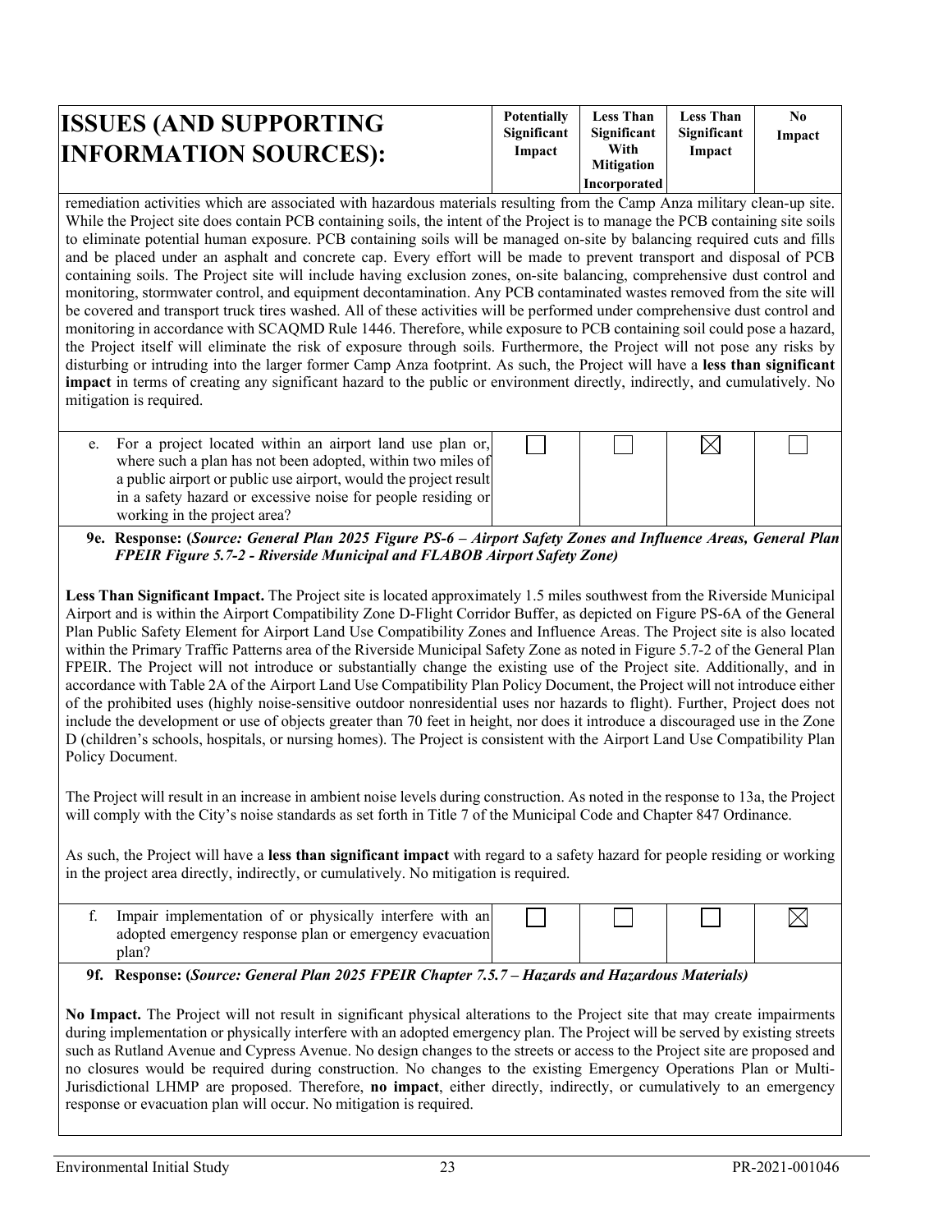| ISSUES (AND SUPPORTING INFORMATION SOURCES): | Potentially Significant Impact | Less Than Significant With Mitigation Incorporated | Less Than Significant Impact | No Impact |
|---|---|---|---|---|

remediation activities which are associated with hazardous materials resulting from the Camp Anza military clean-up site. While the Project site does contain PCB containing soils, the intent of the Project is to manage the PCB containing site soils to eliminate potential human exposure. PCB containing soils will be managed on-site by balancing required cuts and fills and be placed under an asphalt and concrete cap. Every effort will be made to prevent transport and disposal of PCB containing soils. The Project site will include having exclusion zones, on-site balancing, comprehensive dust control and monitoring, stormwater control, and equipment decontamination. Any PCB contaminated wastes removed from the site will be covered and transport truck tires washed. All of these activities will be performed under comprehensive dust control and monitoring in accordance with SCAQMD Rule 1446. Therefore, while exposure to PCB containing soil could pose a hazard, the Project itself will eliminate the risk of exposure through soils. Furthermore, the Project will not pose any risks by disturbing or intruding into the larger former Camp Anza footprint. As such, the Project will have a **less than significant impact** in terms of creating any significant hazard to the public or environment directly, indirectly, and cumulatively. No mitigation is required.

| | Potentially Significant Impact | Less Than Significant With Mitigation Incorporated | Less Than Significant Impact | No Impact |
|---|---|---|---|---|
| e. For a project located within an airport land use plan or, where such a plan has not been adopted, within two miles of a public airport or public use airport, would the project result in a safety hazard or excessive noise for people residing or working in the project area? | ☐ | ☐ | ☒ | ☐ |

**9e. Response: (*Source: General Plan 2025 Figure PS-6 – Airport Safety Zones and Influence Areas, General Plan FPEIR Figure 5.7-2 - Riverside Municipal and FLABOB Airport Safety Zone*)**

**Less Than Significant Impact.** The Project site is located approximately 1.5 miles southwest from the Riverside Municipal Airport and is within the Airport Compatibility Zone D-Flight Corridor Buffer, as depicted on Figure PS-6A of the General Plan Public Safety Element for Airport Land Use Compatibility Zones and Influence Areas. The Project site is also located within the Primary Traffic Patterns area of the Riverside Municipal Safety Zone as noted in Figure 5.7-2 of the General Plan FPEIR. The Project will not introduce or substantially change the existing use of the Project site. Additionally, and in accordance with Table 2A of the Airport Land Use Compatibility Plan Policy Document, the Project will not introduce either of the prohibited uses (highly noise-sensitive outdoor nonresidential uses nor hazards to flight). Further, Project does not include the development or use of objects greater than 70 feet in height, nor does it introduce a discouraged use in the Zone D (children's schools, hospitals, or nursing homes). The Project is consistent with the Airport Land Use Compatibility Plan Policy Document.

The Project will result in an increase in ambient noise levels during construction. As noted in the response to 13a, the Project will comply with the City's noise standards as set forth in Title 7 of the Municipal Code and Chapter 847 Ordinance.

As such, the Project will have a **less than significant impact** with regard to a safety hazard for people residing or working in the project area directly, indirectly, or cumulatively. No mitigation is required.

| | Potentially Significant Impact | Less Than Significant With Mitigation Incorporated | Less Than Significant Impact | No Impact |
|---|---|---|---|---|
| f. Impair implementation of or physically interfere with an adopted emergency response plan or emergency evacuation plan? | ☐ | ☐ | ☐ | ☒ |

**9f. Response: (*Source: General Plan 2025 FPEIR Chapter 7.5.7 – Hazards and Hazardous Materials*)**

**No Impact.** The Project will not result in significant physical alterations to the Project site that may create impairments during implementation or physically interfere with an adopted emergency plan. The Project will be served by existing streets such as Rutland Avenue and Cypress Avenue. No design changes to the streets or access to the Project site are proposed and no closures would be required during construction. No changes to the existing Emergency Operations Plan or Multi-Jurisdictional LHMP are proposed. Therefore, **no impact**, either directly, indirectly, or cumulatively to an emergency response or evacuation plan will occur. No mitigation is required.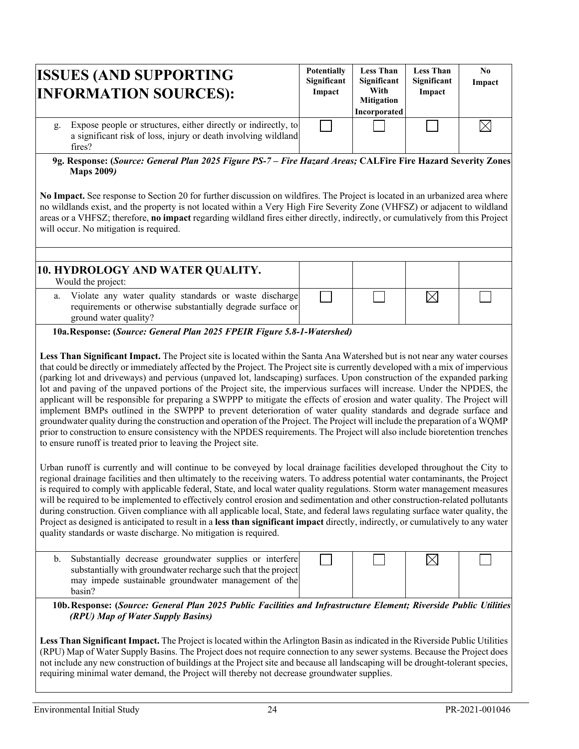| ISSUES (AND SUPPORTING INFORMATION SOURCES): | Potentially Significant Impact | Less Than Significant With Mitigation Incorporated | Less Than Significant Impact | No Impact |
|---|---|---|---|---|
| g. Expose people or structures, either directly or indirectly, to a significant risk of loss, injury or death involving wildland fires? | ☐ | ☐ | ☐ | ☒ |

**9g. Response: (*Source: General Plan 2025 Figure PS-7 – Fire Hazard Areas;* CALFire Fire Hazard Severity Zones Maps 2009*)***

**No Impact.** See response to Section 20 for further discussion on wildfires. The Project is located in an urbanized area where no wildlands exist, and the property is not located within a Very High Fire Severity Zone (VHFSZ) or adjacent to wildland areas or a VHFSZ; therefore, **no impact** regarding wildland fires either directly, indirectly, or cumulatively from this Project will occur. No mitigation is required.

| 10. HYDROLOGY AND WATER QUALITY. Would the project: | | | | |
|---|---|---|---|---|
| a. Violate any water quality standards or waste discharge requirements or otherwise substantially degrade surface or ground water quality? | ☐ | ☐ | ☒ | ☐ |

**10a. Response: (*Source: General Plan 2025 FPEIR Figure 5.8-1-Watershed)***

**Less Than Significant Impact.** The Project site is located within the Santa Ana Watershed but is not near any water courses that could be directly or immediately affected by the Project. The Project site is currently developed with a mix of impervious (parking lot and driveways) and pervious (unpaved lot, landscaping) surfaces. Upon construction of the expanded parking lot and paving of the unpaved portions of the Project site, the impervious surfaces will increase. Under the NPDES, the applicant will be responsible for preparing a SWPPP to mitigate the effects of erosion and water quality. The Project will implement BMPs outlined in the SWPPP to prevent deterioration of water quality standards and degrade surface and groundwater quality during the construction and operation of the Project. The Project will include the preparation of a WQMP prior to construction to ensure consistency with the NPDES requirements. The Project will also include bioretention trenches to ensure runoff is treated prior to leaving the Project site.

Urban runoff is currently and will continue to be conveyed by local drainage facilities developed throughout the City to regional drainage facilities and then ultimately to the receiving waters. To address potential water contaminants, the Project is required to comply with applicable federal, State, and local water quality regulations. Storm water management measures will be required to be implemented to effectively control erosion and sedimentation and other construction-related pollutants during construction. Given compliance with all applicable local, State, and federal laws regulating surface water quality, the Project as designed is anticipated to result in a **less than significant impact** directly, indirectly, or cumulatively to any water quality standards or waste discharge. No mitigation is required.

| | | | | |
|---|---|---|---|---|
| b. Substantially decrease groundwater supplies or interfere substantially with groundwater recharge such that the project may impede sustainable groundwater management of the basin? | ☐ | ☐ | ☒ | ☐ |

**10b. Response: (*Source: General Plan 2025 Public Facilities and Infrastructure Element; Riverside Public Utilities (RPU) Map of Water Supply Basins)***

**Less Than Significant Impact.** The Project is located within the Arlington Basin as indicated in the Riverside Public Utilities (RPU) Map of Water Supply Basins. The Project does not require connection to any sewer systems. Because the Project does not include any new construction of buildings at the Project site and because all landscaping will be drought-tolerant species, requiring minimal water demand, the Project will thereby not decrease groundwater supplies.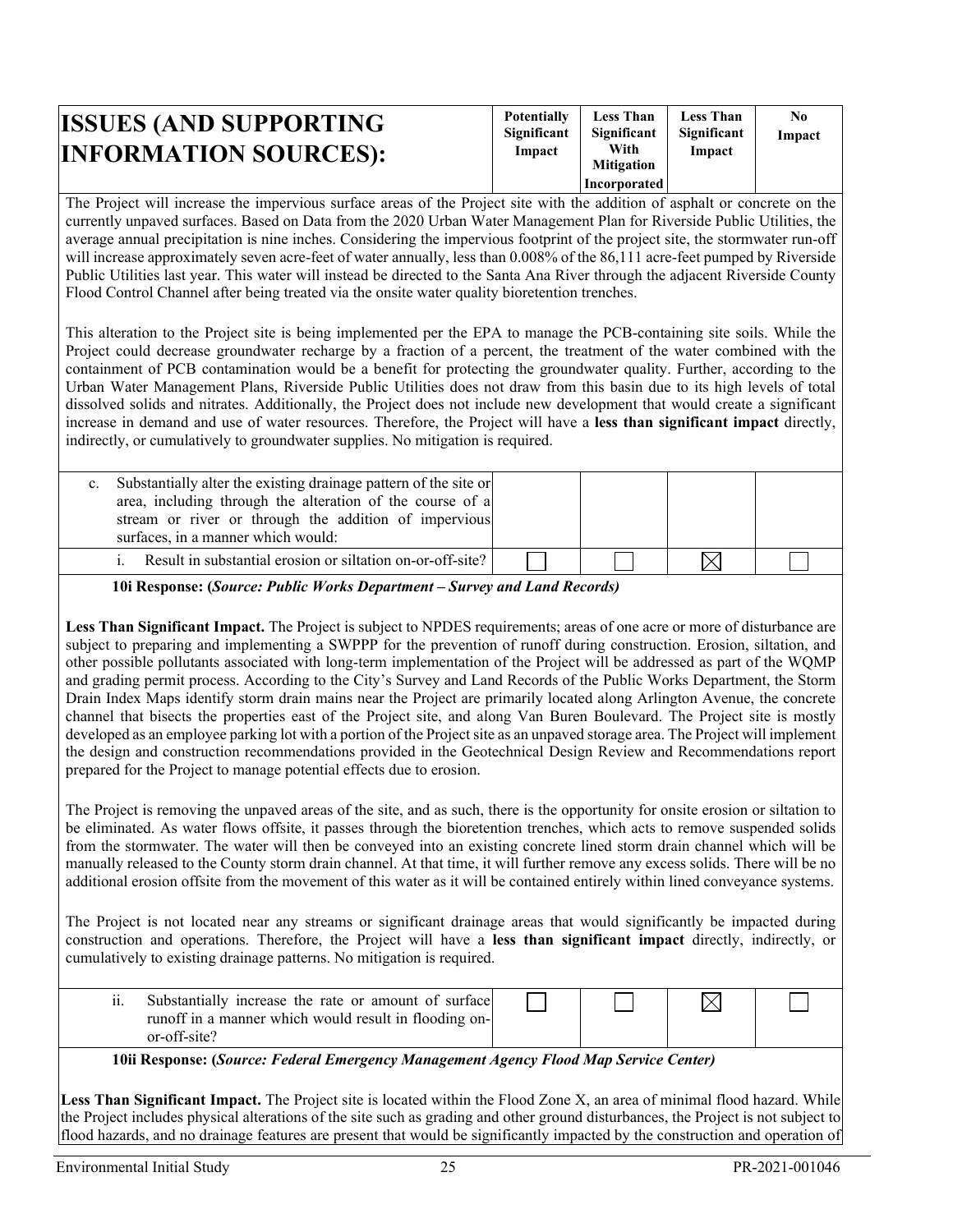| ISSUES (AND SUPPORTING INFORMATION SOURCES): | Potentially Significant Impact | Less Than Significant With Mitigation Incorporated | Less Than Significant Impact | No Impact |
|---|---|---|---|---|

The Project will increase the impervious surface areas of the Project site with the addition of asphalt or concrete on the currently unpaved surfaces. Based on Data from the 2020 Urban Water Management Plan for Riverside Public Utilities, the average annual precipitation is nine inches. Considering the impervious footprint of the project site, the stormwater run-off will increase approximately seven acre-feet of water annually, less than 0.008% of the 86,111 acre-feet pumped by Riverside Public Utilities last year. This water will instead be directed to the Santa Ana River through the adjacent Riverside County Flood Control Channel after being treated via the onsite water quality bioretention trenches.

This alteration to the Project site is being implemented per the EPA to manage the PCB-containing site soils. While the Project could decrease groundwater recharge by a fraction of a percent, the treatment of the water combined with the containment of PCB contamination would be a benefit for protecting the groundwater quality. Further, according to the Urban Water Management Plans, Riverside Public Utilities does not draw from this basin due to its high levels of total dissolved solids and nitrates. Additionally, the Project does not include new development that would create a significant increase in demand and use of water resources. Therefore, the Project will have a **less than significant impact** directly, indirectly, or cumulatively to groundwater supplies. No mitigation is required.

| | Potentially Significant Impact | Less Than Significant With Mitigation Incorporated | Less Than Significant Impact | No Impact |
|---|---|---|---|---|
| c. Substantially alter the existing drainage pattern of the site or area, including through the alteration of the course of a stream or river or through the addition of impervious surfaces, in a manner which would: | | | | |
| i. Result in substantial erosion or siltation on-or-off-site? | ☐ | ☐ | ☒ | ☐ |

**10i Response: (*Source: Public Works Department – Survey and Land Records)***

**Less Than Significant Impact.** The Project is subject to NPDES requirements; areas of one acre or more of disturbance are subject to preparing and implementing a SWPPP for the prevention of runoff during construction. Erosion, siltation, and other possible pollutants associated with long-term implementation of the Project will be addressed as part of the WQMP and grading permit process. According to the City's Survey and Land Records of the Public Works Department, the Storm Drain Index Maps identify storm drain mains near the Project are primarily located along Arlington Avenue, the concrete channel that bisects the properties east of the Project site, and along Van Buren Boulevard. The Project site is mostly developed as an employee parking lot with a portion of the Project site as an unpaved storage area. The Project will implement the design and construction recommendations provided in the Geotechnical Design Review and Recommendations report prepared for the Project to manage potential effects due to erosion.

The Project is removing the unpaved areas of the site, and as such, there is the opportunity for onsite erosion or siltation to be eliminated. As water flows offsite, it passes through the bioretention trenches, which acts to remove suspended solids from the stormwater. The water will then be conveyed into an existing concrete lined storm drain channel which will be manually released to the County storm drain channel. At that time, it will further remove any excess solids. There will be no additional erosion offsite from the movement of this water as it will be contained entirely within lined conveyance systems.

The Project is not located near any streams or significant drainage areas that would significantly be impacted during construction and operations. Therefore, the Project will have a **less than significant impact** directly, indirectly, or cumulatively to existing drainage patterns. No mitigation is required.

| | Potentially Significant Impact | Less Than Significant With Mitigation Incorporated | Less Than Significant Impact | No Impact |
|---|---|---|---|---|
| ii. Substantially increase the rate or amount of surface runoff in a manner which would result in flooding on-or-off-site? | ☐ | ☐ | ☒ | ☐ |

**10ii Response: (*Source: Federal Emergency Management Agency Flood Map Service Center)***

**Less Than Significant Impact.** The Project site is located within the Flood Zone X, an area of minimal flood hazard. While the Project includes physical alterations of the site such as grading and other ground disturbances, the Project is not subject to flood hazards, and no drainage features are present that would be significantly impacted by the construction and operation of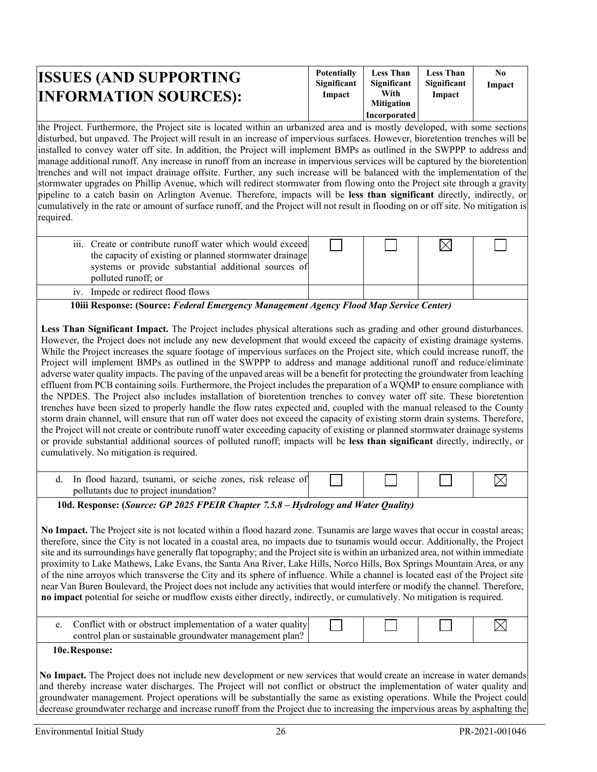| ISSUES (AND SUPPORTING INFORMATION SOURCES): | Potentially Significant Impact | Less Than Significant With Mitigation Incorporated | Less Than Significant Impact | No Impact |
|---|---|---|---|---|

the Project. Furthermore, the Project site is located within an urbanized area and is mostly developed, with some sections disturbed, but unpaved. The Project will result in an increase of impervious surfaces. However, bioretention trenches will be installed to convey water off site. In addition, the Project will implement BMPs as outlined in the SWPPP to address and manage additional runoff. Any increase in runoff from an increase in impervious services will be captured by the bioretention trenches and will not impact drainage offsite. Further, any such increase will be balanced with the implementation of the stormwater upgrades on Phillip Avenue, which will redirect stormwater from flowing onto the Project site through a gravity pipeline to a catch basin on Arlington Avenue. Therefore, impacts will be **less than significant** directly, indirectly, or cumulatively in the rate or amount of surface runoff, and the Project will not result in flooding on or off site. No mitigation is required.

| | Potentially Significant Impact | Less Than Significant With Mitigation Incorporated | Less Than Significant Impact | No Impact |
|---|---|---|---|---|
| iii. Create or contribute runoff water which would exceed the capacity of existing or planned stormwater drainage systems or provide substantial additional sources of polluted runoff; or | ☐ | ☐ | ☒ | ☐ |
| iv. Impede or redirect flood flows | | | | |

**10iii Response: (Source:** ***Federal Emergency Management Agency Flood Map Service Center)***

**Less Than Significant Impact.** The Project includes physical alterations such as grading and other ground disturbances. However, the Project does not include any new development that would exceed the capacity of existing drainage systems. While the Project increases the square footage of impervious surfaces on the Project site, which could increase runoff, the Project will implement BMPs as outlined in the SWPPP to address and manage additional runoff and reduce/eliminate adverse water quality impacts. The paving of the unpaved areas will be a benefit for protecting the groundwater from leaching effluent from PCB containing soils. Furthermore, the Project includes the preparation of a WQMP to ensure compliance with the NPDES. The Project also includes installation of bioretention trenches to convey water off site. These bioretention trenches have been sized to properly handle the flow rates expected and, coupled with the manual released to the County storm drain channel, will ensure that run off water does not exceed the capacity of existing storm drain systems. Therefore, the Project will not create or contribute runoff water exceeding capacity of existing or planned stormwater drainage systems or provide substantial additional sources of polluted runoff; impacts will be **less than significant** directly, indirectly, or cumulatively. No mitigation is required.

| | Potentially Significant Impact | Less Than Significant With Mitigation Incorporated | Less Than Significant Impact | No Impact |
|---|---|---|---|---|
| d. In flood hazard, tsunami, or seiche zones, risk release of pollutants due to project inundation? | ☐ | ☐ | ☐ | ☒ |

**10d. Response: (*Source: GP 2025 FPEIR Chapter 7.5.8 – Hydrology and Water Quality)***

**No Impact.** The Project site is not located within a flood hazard zone. Tsunamis are large waves that occur in coastal areas; therefore, since the City is not located in a coastal area, no impacts due to tsunamis would occur. Additionally, the Project site and its surroundings have generally flat topography; and the Project site is within an urbanized area, not within immediate proximity to Lake Mathews, Lake Evans, the Santa Ana River, Lake Hills, Norco Hills, Box Springs Mountain Area, or any of the nine arroyos which transverse the City and its sphere of influence. While a channel is located east of the Project site near Van Buren Boulevard, the Project does not include any activities that would interfere or modify the channel. Therefore, **no impact** potential for seiche or mudflow exists either directly, indirectly, or cumulatively. No mitigation is required.

| | Potentially Significant Impact | Less Than Significant With Mitigation Incorporated | Less Than Significant Impact | No Impact |
|---|---|---|---|---|
| e. Conflict with or obstruct implementation of a water quality control plan or sustainable groundwater management plan? | ☐ | ☐ | ☐ | ☒ |

**10e. Response:**

**No Impact.** The Project does not include new development or new services that would create an increase in water demands and thereby increase water discharges. The Project will not conflict or obstruct the implementation of water quality and groundwater management. Project operations will be substantially the same as existing operations. While the Project could decrease groundwater recharge and increase runoff from the Project due to increasing the impervious areas by asphalting the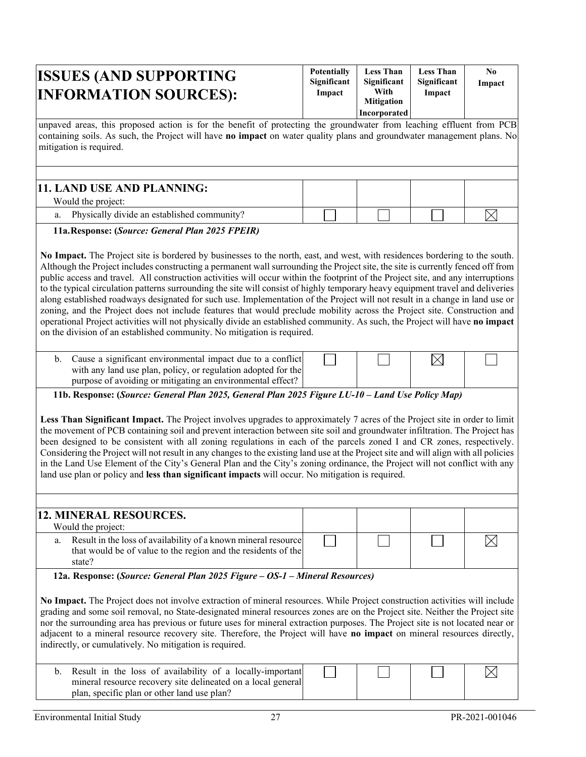| ISSUES (AND SUPPORTING INFORMATION SOURCES): | Potentially Significant Impact | Less Than Significant With Mitigation Incorporated | Less Than Significant Impact | No Impact |
|---|---|---|---|---|

unpaved areas, this proposed action is for the benefit of protecting the groundwater from leaching effluent from PCB containing soils. As such, the Project will have **no impact** on water quality plans and groundwater management plans. No mitigation is required.

| **11. LAND USE AND PLANNING:** Would the project: | | | | |
|---|---|---|---|---|
| a. Physically divide an established community? | ☐ | ☐ | ☐ | ☒ |

**11a.Response: (*Source: General Plan 2025 FPEIR)***

**No Impact.** The Project site is bordered by businesses to the north, east, and west, with residences bordering to the south. Although the Project includes constructing a permanent wall surrounding the Project site, the site is currently fenced off from public access and travel. All construction activities will occur within the footprint of the Project site, and any interruptions to the typical circulation patterns surrounding the site will consist of highly temporary heavy equipment travel and deliveries along established roadways designated for such use. Implementation of the Project will not result in a change in land use or zoning, and the Project does not include features that would preclude mobility across the Project site. Construction and operational Project activities will not physically divide an established community. As such, the Project will have **no impact** on the division of an established community. No mitigation is required.

| | | | | |
|---|---|---|---|---|
| b. Cause a significant environmental impact due to a conflict with any land use plan, policy, or regulation adopted for the purpose of avoiding or mitigating an environmental effect? | ☐ | ☐ | ☒ | ☐ |

**11b. Response: (*Source: General Plan 2025, General Plan 2025 Figure LU-10 – Land Use Policy Map)***

**Less Than Significant Impact.** The Project involves upgrades to approximately 7 acres of the Project site in order to limit the movement of PCB containing soil and prevent interaction between site soil and groundwater infiltration. The Project has been designed to be consistent with all zoning regulations in each of the parcels zoned I and CR zones, respectively. Considering the Project will not result in any changes to the existing land use at the Project site and will align with all policies in the Land Use Element of the City's General Plan and the City's zoning ordinance, the Project will not conflict with any land use plan or policy and **less than significant impacts** will occur. No mitigation is required.

| **12. MINERAL RESOURCES.** Would the project: | | | | |
|---|---|---|---|---|
| a. Result in the loss of availability of a known mineral resource that would be of value to the region and the residents of the state? | ☐ | ☐ | ☐ | ☒ |

**12a. Response: (*Source: General Plan 2025 Figure – OS-1 – Mineral Resources)***

**No Impact.** The Project does not involve extraction of mineral resources. While Project construction activities will include grading and some soil removal, no State-designated mineral resources zones are on the Project site. Neither the Project site nor the surrounding area has previous or future uses for mineral extraction purposes. The Project site is not located near or adjacent to a mineral resource recovery site. Therefore, the Project will have **no impact** on mineral resources directly, indirectly, or cumulatively. No mitigation is required.

| | | | | |
|---|---|---|---|---|
| b. Result in the loss of availability of a locally-important mineral resource recovery site delineated on a local general plan, specific plan or other land use plan? | ☐ | ☐ | ☐ | ☒ |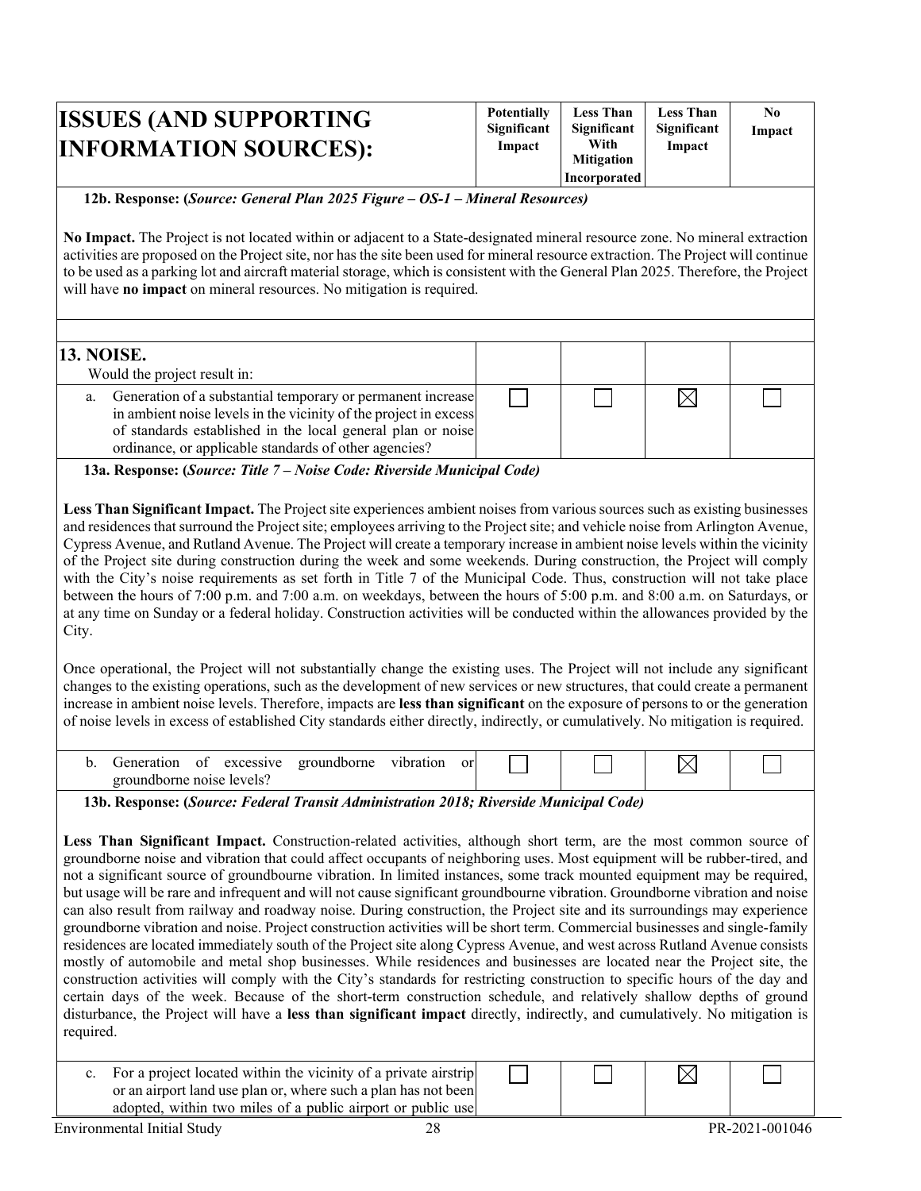| ISSUES (AND SUPPORTING INFORMATION SOURCES): | Potentially Significant Impact | Less Than Significant With Mitigation Incorporated | Less Than Significant Impact | No Impact |
|---|---|---|---|---|

**12b. Response: (*Source: General Plan 2025 Figure – OS-1 – Mineral Resources*)**

**No Impact.** The Project is not located within or adjacent to a State-designated mineral resource zone. No mineral extraction activities are proposed on the Project site, nor has the site been used for mineral resource extraction. The Project will continue to be used as a parking lot and aircraft material storage, which is consistent with the General Plan 2025. Therefore, the Project will have **no impact** on mineral resources. No mitigation is required.

## 13. NOISE.

Would the project result in:

| | Potentially Significant Impact | Less Than Significant With Mitigation Incorporated | Less Than Significant Impact | No Impact |
|---|---|---|---|---|
| a. Generation of a substantial temporary or permanent increase in ambient noise levels in the vicinity of the project in excess of standards established in the local general plan or noise ordinance, or applicable standards of other agencies? | ☐ | ☐ | ☒ | ☐ |

**13a. Response: (*Source: Title 7 – Noise Code: Riverside Municipal Code*)**

**Less Than Significant Impact.** The Project site experiences ambient noises from various sources such as existing businesses and residences that surround the Project site; employees arriving to the Project site; and vehicle noise from Arlington Avenue, Cypress Avenue, and Rutland Avenue. The Project will create a temporary increase in ambient noise levels within the vicinity of the Project site during construction during the week and some weekends. During construction, the Project will comply with the City's noise requirements as set forth in Title 7 of the Municipal Code. Thus, construction will not take place between the hours of 7:00 p.m. and 7:00 a.m. on weekdays, between the hours of 5:00 p.m. and 8:00 a.m. on Saturdays, or at any time on Sunday or a federal holiday. Construction activities will be conducted within the allowances provided by the City.

Once operational, the Project will not substantially change the existing uses. The Project will not include any significant changes to the existing operations, such as the development of new services or new structures, that could create a permanent increase in ambient noise levels. Therefore, impacts are **less than significant** on the exposure of persons to or the generation of noise levels in excess of established City standards either directly, indirectly, or cumulatively. No mitigation is required.

| | Potentially Significant Impact | Less Than Significant With Mitigation Incorporated | Less Than Significant Impact | No Impact |
|---|---|---|---|---|
| b. Generation of excessive groundborne vibration or groundborne noise levels? | ☐ | ☐ | ☒ | ☐ |

**13b. Response: (*Source: Federal Transit Administration 2018; Riverside Municipal Code*)**

**Less Than Significant Impact.** Construction-related activities, although short term, are the most common source of groundborne noise and vibration that could affect occupants of neighboring uses. Most equipment will be rubber-tired, and not a significant source of groundbourne vibration. In limited instances, some track mounted equipment may be required, but usage will be rare and infrequent and will not cause significant groundbourne vibration. Groundborne vibration and noise can also result from railway and roadway noise. During construction, the Project site and its surroundings may experience groundborne vibration and noise. Project construction activities will be short term. Commercial businesses and single-family residences are located immediately south of the Project site along Cypress Avenue, and west across Rutland Avenue consists mostly of automobile and metal shop businesses. While residences and businesses are located near the Project site, the construction activities will comply with the City's standards for restricting construction to specific hours of the day and certain days of the week. Because of the short-term construction schedule, and relatively shallow depths of ground disturbance, the Project will have a **less than significant impact** directly, indirectly, and cumulatively. No mitigation is required.

| | Potentially Significant Impact | Less Than Significant With Mitigation Incorporated | Less Than Significant Impact | No Impact |
|---|---|---|---|---|
| c. For a project located within the vicinity of a private airstrip or an airport land use plan or, where such a plan has not been adopted, within two miles of a public airport or public use | ☐ | ☐ | ☒ | ☐ |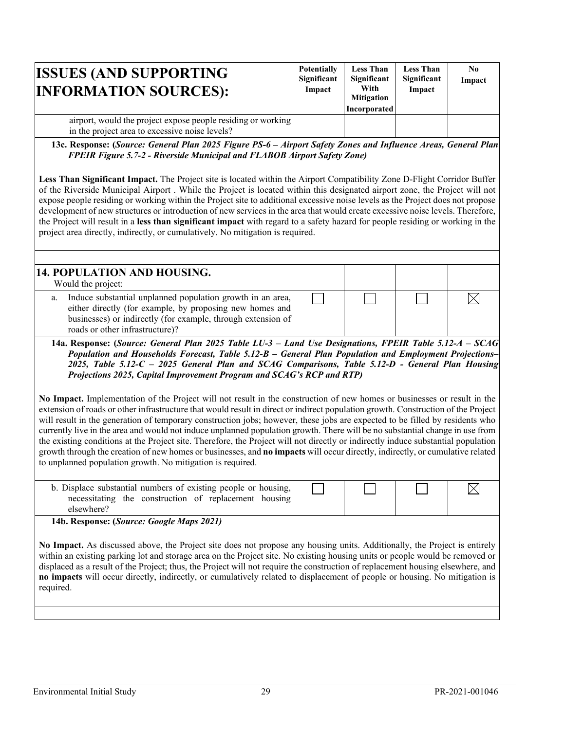| ISSUES (AND SUPPORTING INFORMATION SOURCES): | Potentially Significant Impact | Less Than Significant With Mitigation Incorporated | Less Than Significant Impact | No Impact |
|---|---|---|---|---|
| airport, would the project expose people residing or working in the project area to excessive noise levels? | | | | |

**13c. Response: (*Source: General Plan 2025 Figure PS-6 – Airport Safety Zones and Influence Areas, General Plan FPEIR Figure 5.7-2 - Riverside Municipal and FLABOB Airport Safety Zone)***

**Less Than Significant Impact.** The Project site is located within the Airport Compatibility Zone D-Flight Corridor Buffer of the Riverside Municipal Airport . While the Project is located within this designated airport zone, the Project will not expose people residing or working within the Project site to additional excessive noise levels as the Project does not propose development of new structures or introduction of new services in the area that would create excessive noise levels. Therefore, the Project will result in a **less than significant impact** with regard to a safety hazard for people residing or working in the project area directly, indirectly, or cumulatively. No mitigation is required.

## 14. POPULATION AND HOUSING.

Would the project:

| | Potentially Significant Impact | Less Than Significant With Mitigation Incorporated | Less Than Significant Impact | No Impact |
|---|---|---|---|---|
| a. Induce substantial unplanned population growth in an area, either directly (for example, by proposing new homes and businesses) or indirectly (for example, through extension of roads or other infrastructure)? | ☐ | ☐ | ☐ | ☒ |

**14a. Response: (*Source: General Plan 2025 Table LU-3 – Land Use Designations, FPEIR Table 5.12-A – SCAG Population and Households Forecast, Table 5.12-B – General Plan Population and Employment Projections– 2025, Table 5.12-C – 2025 General Plan and SCAG Comparisons, Table 5.12-D - General Plan Housing Projections 2025, Capital Improvement Program and SCAG's RCP and RTP)***

**No Impact.** Implementation of the Project will not result in the construction of new homes or businesses or result in the extension of roads or other infrastructure that would result in direct or indirect population growth. Construction of the Project will result in the generation of temporary construction jobs; however, these jobs are expected to be filled by residents who currently live in the area and would not induce unplanned population growth. There will be no substantial change in use from the existing conditions at the Project site. Therefore, the Project will not directly or indirectly induce substantial population growth through the creation of new homes or businesses, and **no impacts** will occur directly, indirectly, or cumulative related to unplanned population growth. No mitigation is required.

| | Potentially Significant Impact | Less Than Significant With Mitigation Incorporated | Less Than Significant Impact | No Impact |
|---|---|---|---|---|
| b. Displace substantial numbers of existing people or housing, necessitating the construction of replacement housing elsewhere? | ☐ | ☐ | ☐ | ☒ |

**14b. Response: (*Source: Google Maps 2021)***

**No Impact.** As discussed above, the Project site does not propose any housing units. Additionally, the Project is entirely within an existing parking lot and storage area on the Project site. No existing housing units or people would be removed or displaced as a result of the Project; thus, the Project will not require the construction of replacement housing elsewhere, and **no impacts** will occur directly, indirectly, or cumulatively related to displacement of people or housing. No mitigation is required.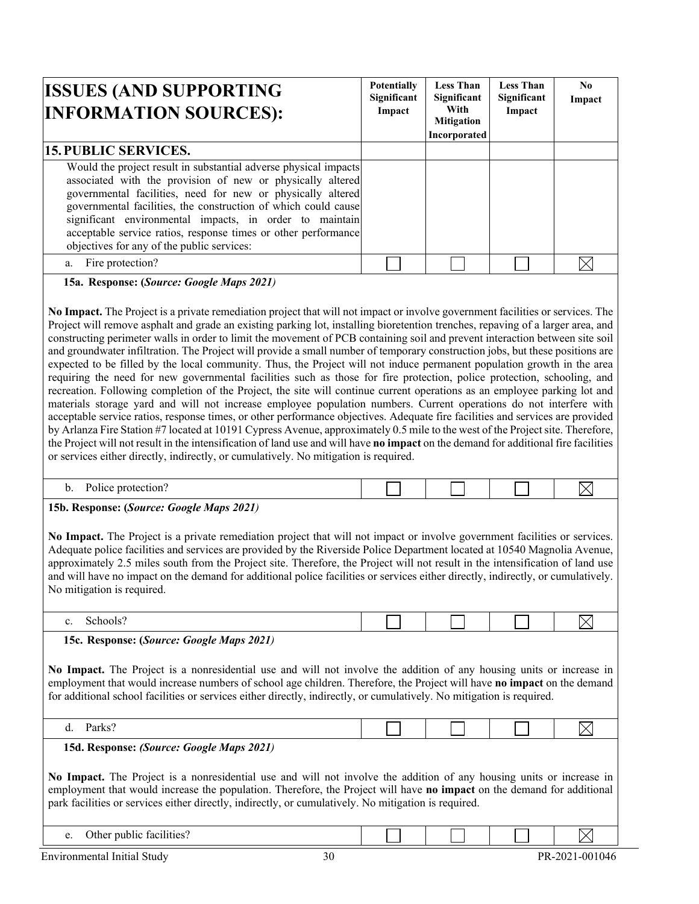| ISSUES (AND SUPPORTING INFORMATION SOURCES): | Potentially Significant Impact | Less Than Significant With Mitigation Incorporated | Less Than Significant Impact | No Impact |
|---|---|---|---|---|
| **15. PUBLIC SERVICES.** | | | | |
| Would the project result in substantial adverse physical impacts associated with the provision of new or physically altered governmental facilities, need for new or physically altered governmental facilities, the construction of which could cause significant environmental impacts, in order to maintain acceptable service ratios, response times or other performance objectives for any of the public services: | | | | |
| a. Fire protection? | ☐ | ☐ | ☐ | ☒ |

**15a. Response: (*Source: Google Maps 2021)***

**No Impact.** The Project is a private remediation project that will not impact or involve government facilities or services. The Project will remove asphalt and grade an existing parking lot, installing bioretention trenches, repaving of a larger area, and constructing perimeter walls in order to limit the movement of PCB containing soil and prevent interaction between site soil and groundwater infiltration. The Project will provide a small number of temporary construction jobs, but these positions are expected to be filled by the local community. Thus, the Project will not induce permanent population growth in the area requiring the need for new governmental facilities such as those for fire protection, police protection, schooling, and recreation. Following completion of the Project, the site will continue current operations as an employee parking lot and materials storage yard and will not increase employee population numbers. Current operations do not interfere with acceptable service ratios, response times, or other performance objectives. Adequate fire facilities and services are provided by Arlanza Fire Station #7 located at 10191 Cypress Avenue, approximately 0.5 mile to the west of the Project site. Therefore, the Project will not result in the intensification of land use and will have **no impact** on the demand for additional fire facilities or services either directly, indirectly, or cumulatively. No mitigation is required.

| | | | | |
|---|---|---|---|---|
| b. Police protection? | ☐ | ☐ | ☐ | ☒ |

**15b. Response: (*Source: Google Maps 2021)***

**No Impact.** The Project is a private remediation project that will not impact or involve government facilities or services. Adequate police facilities and services are provided by the Riverside Police Department located at 10540 Magnolia Avenue, approximately 2.5 miles south from the Project site. Therefore, the Project will not result in the intensification of land use and will have no impact on the demand for additional police facilities or services either directly, indirectly, or cumulatively. No mitigation is required.

| | | | | |
|---|---|---|---|---|
| c. Schools? | ☐ | ☐ | ☐ | ☒ |

**15c. Response: (*Source: Google Maps 2021)***

**No Impact.** The Project is a nonresidential use and will not involve the addition of any housing units or increase in employment that would increase numbers of school age children. Therefore, the Project will have **no impact** on the demand for additional school facilities or services either directly, indirectly, or cumulatively. No mitigation is required.

| | | | | |
|---|---|---|---|---|
| d. Parks? | ☐ | ☐ | ☐ | ☒ |

**15d. Response: *(Source: Google Maps 2021)***

**No Impact.** The Project is a nonresidential use and will not involve the addition of any housing units or increase in employment that would increase the population. Therefore, the Project will have **no impact** on the demand for additional park facilities or services either directly, indirectly, or cumulatively. No mitigation is required.

| | | | | |
|---|---|---|---|---|
| e. Other public facilities? | ☐ | ☐ | ☐ | ☒ |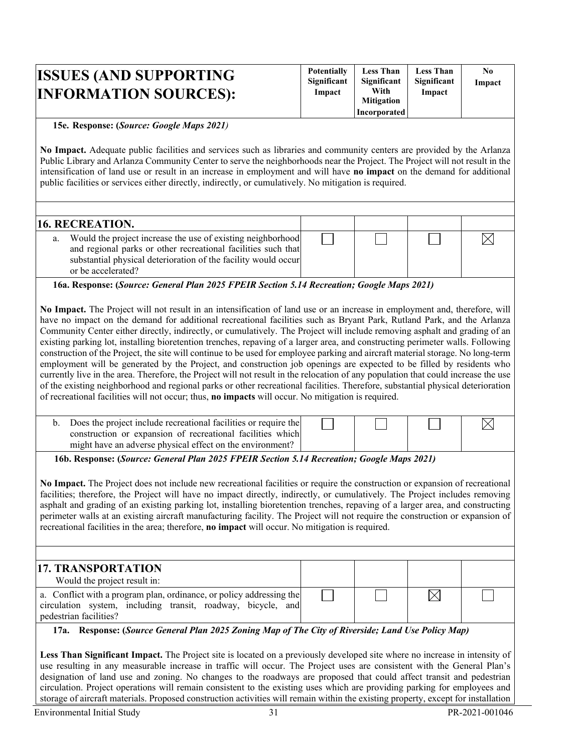| ISSUES (AND SUPPORTING INFORMATION SOURCES): | Potentially Significant Impact | Less Than Significant With Mitigation Incorporated | Less Than Significant Impact | No Impact |
|---|---|---|---|---|

**15e. Response: (*Source: Google Maps 2021)***

**No Impact.** Adequate public facilities and services such as libraries and community centers are provided by the Arlanza Public Library and Arlanza Community Center to serve the neighborhoods near the Project. The Project will not result in the intensification of land use or result in an increase in employment and will have **no impact** on the demand for additional public facilities or services either directly, indirectly, or cumulatively. No mitigation is required.

| **16. RECREATION.** | | | | |
|---|---|---|---|---|
| a. Would the project increase the use of existing neighborhood and regional parks or other recreational facilities such that substantial physical deterioration of the facility would occur or be accelerated? | ☐ | ☐ | ☐ | ☒ |

**16a. Response: (*Source: General Plan 2025 FPEIR Section 5.14 Recreation; Google Maps 2021)***

**No Impact.** The Project will not result in an intensification of land use or an increase in employment and, therefore, will have no impact on the demand for additional recreational facilities such as Bryant Park, Rutland Park, and the Arlanza Community Center either directly, indirectly, or cumulatively. The Project will include removing asphalt and grading of an existing parking lot, installing bioretention trenches, repaving of a larger area, and constructing perimeter walls. Following construction of the Project, the site will continue to be used for employee parking and aircraft material storage. No long-term employment will be generated by the Project, and construction job openings are expected to be filled by residents who currently live in the area. Therefore, the Project will not result in the relocation of any population that could increase the use of the existing neighborhood and regional parks or other recreational facilities. Therefore, substantial physical deterioration of recreational facilities will not occur; thus, **no impacts** will occur. No mitigation is required.

| | | | | |
|---|---|---|---|---|
| b. Does the project include recreational facilities or require the construction or expansion of recreational facilities which might have an adverse physical effect on the environment? | ☐ | ☐ | ☐ | ☒ |

**16b. Response: (*Source: General Plan 2025 FPEIR Section 5.14 Recreation; Google Maps 2021)***

**No Impact.** The Project does not include new recreational facilities or require the construction or expansion of recreational facilities; therefore, the Project will have no impact directly, indirectly, or cumulatively. The Project includes removing asphalt and grading of an existing parking lot, installing bioretention trenches, repaving of a larger area, and constructing perimeter walls at an existing aircraft manufacturing facility. The Project will not require the construction or expansion of recreational facilities in the area; therefore, **no impact** will occur. No mitigation is required.

| **17. TRANSPORTATION** Would the project result in: | | | | |
|---|---|---|---|---|
| a. Conflict with a program plan, ordinance, or policy addressing the circulation system, including transit, roadway, bicycle, and pedestrian facilities? | ☐ | ☐ | ☒ | ☐ |

**17a. Response: (*Source General Plan 2025 Zoning Map of The City of Riverside; Land Use Policy Map)***

**Less Than Significant Impact.** The Project site is located on a previously developed site where no increase in intensity of use resulting in any measurable increase in traffic will occur. The Project uses are consistent with the General Plan's designation of land use and zoning. No changes to the roadways are proposed that could affect transit and pedestrian circulation. Project operations will remain consistent to the existing uses which are providing parking for employees and storage of aircraft materials. Proposed construction activities will remain within the existing property, except for installation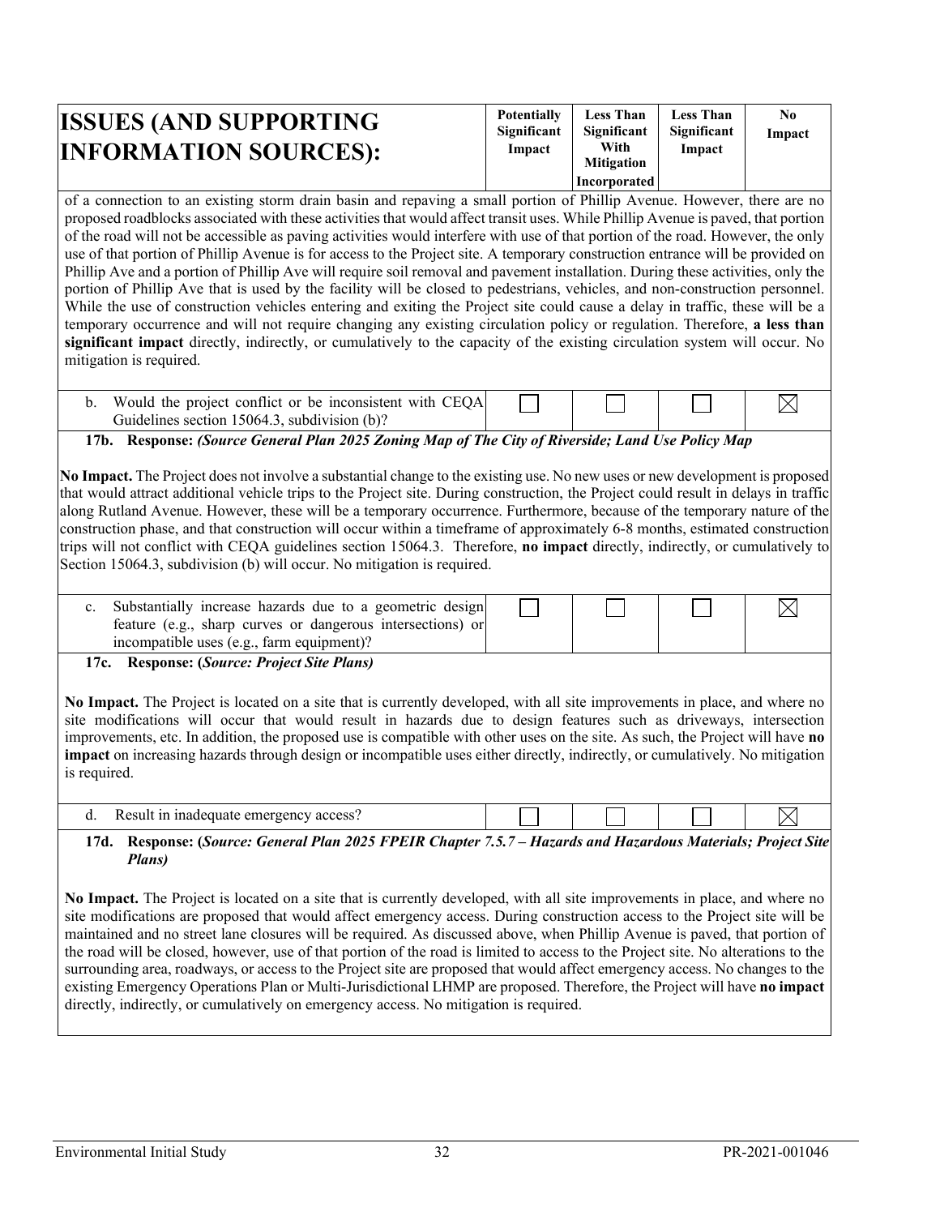| ISSUES (AND SUPPORTING INFORMATION SOURCES): | Potentially Significant Impact | Less Than Significant With Mitigation Incorporated | Less Than Significant Impact | No Impact |
|---|---|---|---|---|

of a connection to an existing storm drain basin and repaving a small portion of Phillip Avenue. However, there are no proposed roadblocks associated with these activities that would affect transit uses. While Phillip Avenue is paved, that portion of the road will not be accessible as paving activities would interfere with use of that portion of the road. However, the only use of that portion of Phillip Avenue is for access to the Project site. A temporary construction entrance will be provided on Phillip Ave and a portion of Phillip Ave will require soil removal and pavement installation. During these activities, only the portion of Phillip Ave that is used by the facility will be closed to pedestrians, vehicles, and non-construction personnel. While the use of construction vehicles entering and exiting the Project site could cause a delay in traffic, these will be a temporary occurrence and will not require changing any existing circulation policy or regulation. Therefore, **a less than significant impact** directly, indirectly, or cumulatively to the capacity of the existing circulation system will occur. No mitigation is required.

| Issue | Potentially Significant Impact | Less Than Significant With Mitigation Incorporated | Less Than Significant Impact | No Impact |
|---|---|---|---|---|
| b. Would the project conflict or be inconsistent with CEQA Guidelines section 15064.3, subdivision (b)? | ☐ | ☐ | ☐ | ☒ |

**17b. Response:** ***(Source General Plan 2025 Zoning Map of The City of Riverside; Land Use Policy Map***

**No Impact.** The Project does not involve a substantial change to the existing use. No new uses or new development is proposed that would attract additional vehicle trips to the Project site. During construction, the Project could result in delays in traffic along Rutland Avenue. However, these will be a temporary occurrence. Furthermore, because of the temporary nature of the construction phase, and that construction will occur within a timeframe of approximately 6-8 months, estimated construction trips will not conflict with CEQA guidelines section 15064.3. Therefore, **no impact** directly, indirectly, or cumulatively to Section 15064.3, subdivision (b) will occur. No mitigation is required.

| Issue | Potentially Significant Impact | Less Than Significant With Mitigation Incorporated | Less Than Significant Impact | No Impact |
|---|---|---|---|---|
| c. Substantially increase hazards due to a geometric design feature (e.g., sharp curves or dangerous intersections) or incompatible uses (e.g., farm equipment)? | ☐ | ☐ | ☐ | ☒ |

**17c. Response: (*Source: Project Site Plans)***

**No Impact.** The Project is located on a site that is currently developed, with all site improvements in place, and where no site modifications will occur that would result in hazards due to design features such as driveways, intersection improvements, etc. In addition, the proposed use is compatible with other uses on the site. As such, the Project will have **no impact** on increasing hazards through design or incompatible uses either directly, indirectly, or cumulatively. No mitigation is required.

| Issue | Potentially Significant Impact | Less Than Significant With Mitigation Incorporated | Less Than Significant Impact | No Impact |
|---|---|---|---|---|
| d. Result in inadequate emergency access? | ☐ | ☐ | ☐ | ☒ |

**17d. Response: (*Source: General Plan 2025 FPEIR Chapter 7.5.7 – Hazards and Hazardous Materials; Project Site Plans)***

**No Impact.** The Project is located on a site that is currently developed, with all site improvements in place, and where no site modifications are proposed that would affect emergency access. During construction access to the Project site will be maintained and no street lane closures will be required. As discussed above, when Phillip Avenue is paved, that portion of the road will be closed, however, use of that portion of the road is limited to access to the Project site. No alterations to the surrounding area, roadways, or access to the Project site are proposed that would affect emergency access. No changes to the existing Emergency Operations Plan or Multi-Jurisdictional LHMP are proposed. Therefore, the Project will have **no impact** directly, indirectly, or cumulatively on emergency access. No mitigation is required.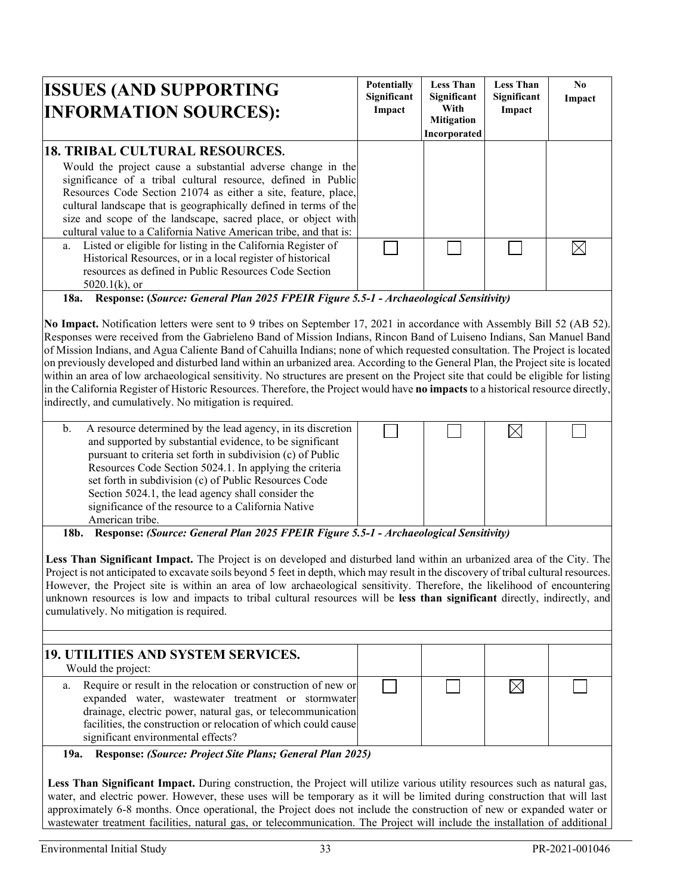| ISSUES (AND SUPPORTING INFORMATION SOURCES): | Potentially Significant Impact | Less Than Significant With Mitigation Incorporated | Less Than Significant Impact | No Impact |
|---|---|---|---|---|
| **18. TRIBAL CULTURAL RESOURCES.** Would the project cause a substantial adverse change in the significance of a tribal cultural resource, defined in Public Resources Code Section 21074 as either a site, feature, place, cultural landscape that is geographically defined in terms of the size and scope of the landscape, sacred place, or object with cultural value to a California Native American tribe, and that is: | | | | |
| a. Listed or eligible for listing in the California Register of Historical Resources, or in a local register of historical resources as defined in Public Resources Code Section 5020.1(k), or | ☐ | ☐ | ☐ | ☒ |

**18a. Response: (*Source: General Plan 2025 FPEIR Figure 5.5-1 - Archaeological Sensitivity*)**

**No Impact.** Notification letters were sent to 9 tribes on September 17, 2021 in accordance with Assembly Bill 52 (AB 52). Responses were received from the Gabrieleno Band of Mission Indians, Rincon Band of Luiseno Indians, San Manuel Band of Mission Indians, and Agua Caliente Band of Cahuilla Indians; none of which requested consultation. The Project is located on previously developed and disturbed land within an urbanized area. According to the General Plan, the Project site is located within an area of low archaeological sensitivity. No structures are present on the Project site that could be eligible for listing in the California Register of Historic Resources. Therefore, the Project would have **no impacts** to a historical resource directly, indirectly, and cumulatively. No mitigation is required.

| ISSUES (AND SUPPORTING INFORMATION SOURCES): | Potentially Significant Impact | Less Than Significant With Mitigation Incorporated | Less Than Significant Impact | No Impact |
|---|---|---|---|---|
| b. A resource determined by the lead agency, in its discretion and supported by substantial evidence, to be significant pursuant to criteria set forth in subdivision (c) of Public Resources Code Section 5024.1. In applying the criteria set forth in subdivision (c) of Public Resources Code Section 5024.1, the lead agency shall consider the significance of the resource to a California Native American tribe. | ☐ | ☐ | ☒ | ☐ |

**18b. Response: (*Source: General Plan 2025 FPEIR Figure 5.5-1 - Archaeological Sensitivity*)**

**Less Than Significant Impact.** The Project is on developed and disturbed land within an urbanized area of the City. The Project is not anticipated to excavate soils beyond 5 feet in depth, which may result in the discovery of tribal cultural resources. However, the Project site is within an area of low archaeological sensitivity. Therefore, the likelihood of encountering unknown resources is low and impacts to tribal cultural resources will be **less than significant** directly, indirectly, and cumulatively. No mitigation is required.

| ISSUES (AND SUPPORTING INFORMATION SOURCES): | Potentially Significant Impact | Less Than Significant With Mitigation Incorporated | Less Than Significant Impact | No Impact |
|---|---|---|---|---|
| **19. UTILITIES AND SYSTEM SERVICES.** Would the project: | | | | |
| a. Require or result in the relocation or construction of new or expanded water, wastewater treatment or stormwater drainage, electric power, natural gas, or telecommunication facilities, the construction or relocation of which could cause significant environmental effects? | ☐ | ☐ | ☒ | ☐ |

**19a. Response: (*Source: Project Site Plans; General Plan 2025*)**

**Less Than Significant Impact.** During construction, the Project will utilize various utility resources such as natural gas, water, and electric power. However, these uses will be temporary as it will be limited during construction that will last approximately 6-8 months. Once operational, the Project does not include the construction of new or expanded water or wastewater treatment facilities, natural gas, or telecommunication. The Project will include the installation of additional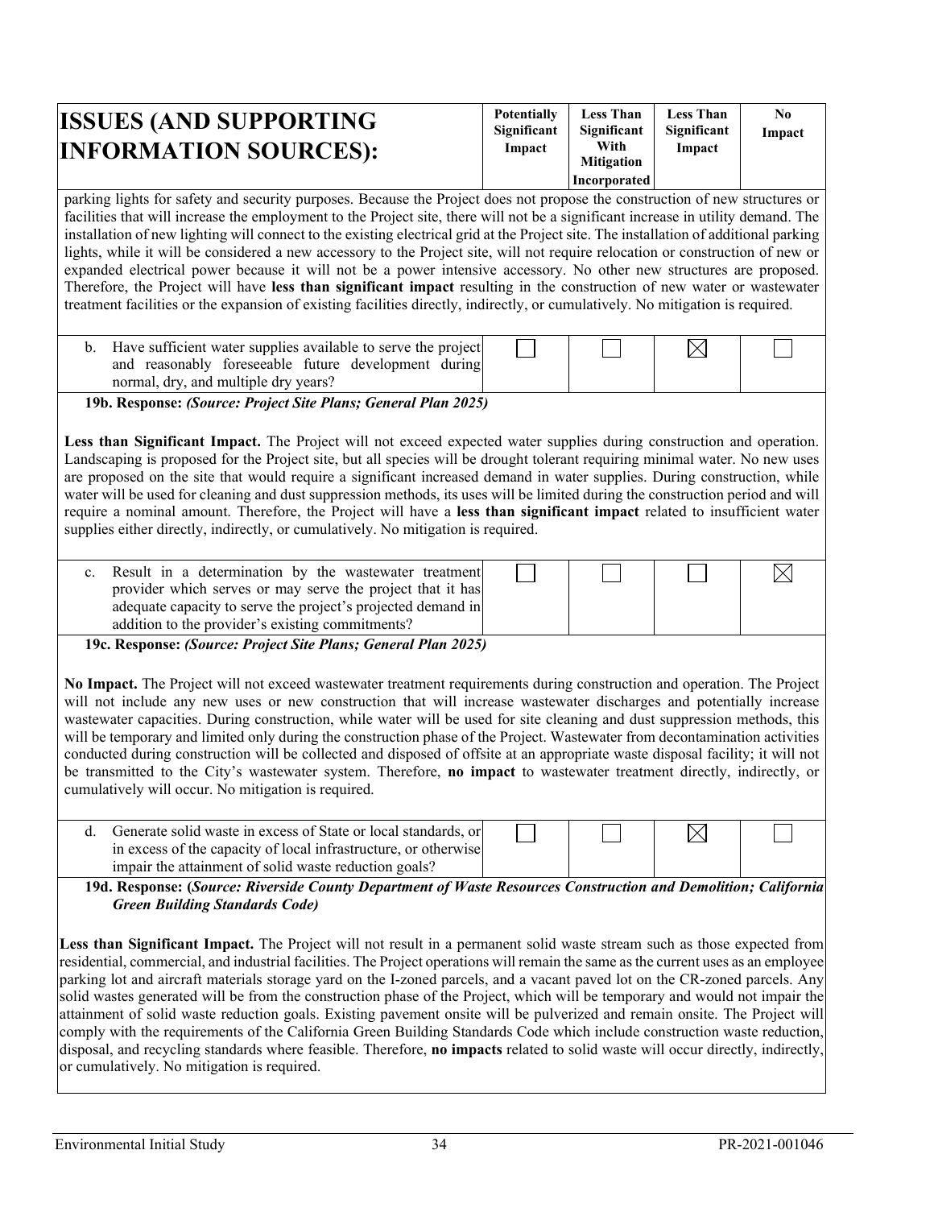| ISSUES (AND SUPPORTING INFORMATION SOURCES): | Potentially Significant Impact | Less Than Significant With Mitigation Incorporated | Less Than Significant Impact | No Impact |
|---|---|---|---|---|

parking lights for safety and security purposes. Because the Project does not propose the construction of new structures or facilities that will increase the employment to the Project site, there will not be a significant increase in utility demand. The installation of new lighting will connect to the existing electrical grid at the Project site. The installation of additional parking lights, while it will be considered a new accessory to the Project site, will not require relocation or construction of new or expanded electrical power because it will not be a power intensive accessory. No other new structures are proposed. Therefore, the Project will have **less than significant impact** resulting in the construction of new water or wastewater treatment facilities or the expansion of existing facilities directly, indirectly, or cumulatively. No mitigation is required.

| ISSUES (AND SUPPORTING INFORMATION SOURCES): | Potentially Significant Impact | Less Than Significant With Mitigation Incorporated | Less Than Significant Impact | No Impact |
|---|---|---|---|---|
| b. Have sufficient water supplies available to serve the project and reasonably foreseeable future development during normal, dry, and multiple dry years? | ☐ | ☐ | ☒ | ☐ |

**19b. Response:** ***(Source: Project Site Plans; General Plan 2025)***

**Less than Significant Impact.** The Project will not exceed expected water supplies during construction and operation. Landscaping is proposed for the Project site, but all species will be drought tolerant requiring minimal water. No new uses are proposed on the site that would require a significant increased demand in water supplies. During construction, while water will be used for cleaning and dust suppression methods, its uses will be limited during the construction period and will require a nominal amount. Therefore, the Project will have a **less than significant impact** related to insufficient water supplies either directly, indirectly, or cumulatively. No mitigation is required.

| ISSUES (AND SUPPORTING INFORMATION SOURCES): | Potentially Significant Impact | Less Than Significant With Mitigation Incorporated | Less Than Significant Impact | No Impact |
|---|---|---|---|---|
| c. Result in a determination by the wastewater treatment provider which serves or may serve the project that it has adequate capacity to serve the project's projected demand in addition to the provider's existing commitments? | ☐ | ☐ | ☐ | ☒ |

**19c. Response:** ***(Source: Project Site Plans; General Plan 2025)***

**No Impact.** The Project will not exceed wastewater treatment requirements during construction and operation. The Project will not include any new uses or new construction that will increase wastewater discharges and potentially increase wastewater capacities. During construction, while water will be used for site cleaning and dust suppression methods, this will be temporary and limited only during the construction phase of the Project. Wastewater from decontamination activities conducted during construction will be collected and disposed of offsite at an appropriate waste disposal facility; it will not be transmitted to the City's wastewater system. Therefore, **no impact** to wastewater treatment directly, indirectly, or cumulatively will occur. No mitigation is required.

| ISSUES (AND SUPPORTING INFORMATION SOURCES): | Potentially Significant Impact | Less Than Significant With Mitigation Incorporated | Less Than Significant Impact | No Impact |
|---|---|---|---|---|
| d. Generate solid waste in excess of State or local standards, or in excess of the capacity of local infrastructure, or otherwise impair the attainment of solid waste reduction goals? | ☐ | ☐ | ☒ | ☐ |

**19d. Response: (*Source: Riverside County Department of Waste Resources Construction and Demolition; California Green Building Standards Code*)**

**Less than Significant Impact.** The Project will not result in a permanent solid waste stream such as those expected from residential, commercial, and industrial facilities. The Project operations will remain the same as the current uses as an employee parking lot and aircraft materials storage yard on the I-zoned parcels, and a vacant paved lot on the CR-zoned parcels. Any solid wastes generated will be from the construction phase of the Project, which will be temporary and would not impair the attainment of solid waste reduction goals. Existing pavement onsite will be pulverized and remain onsite. The Project will comply with the requirements of the California Green Building Standards Code which include construction waste reduction, disposal, and recycling standards where feasible. Therefore, **no impacts** related to solid waste will occur directly, indirectly, or cumulatively. No mitigation is required.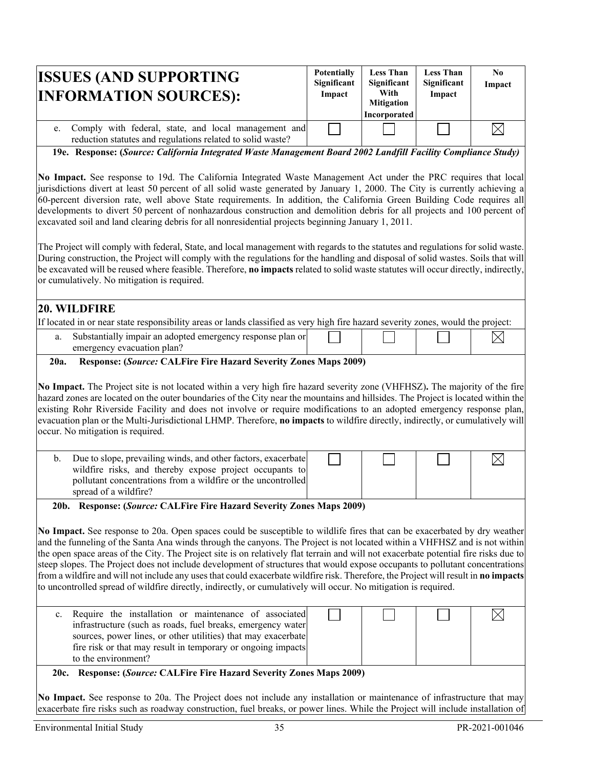| ISSUES (AND SUPPORTING INFORMATION SOURCES): | Potentially Significant Impact | Less Than Significant With Mitigation Incorporated | Less Than Significant Impact | No Impact |
|---|---|---|---|---|
| e. Comply with federal, state, and local management and reduction statutes and regulations related to solid waste? | ☐ | ☐ | ☐ | ☒ |

**19e. Response: (*Source: California Integrated Waste Management Board 2002 Landfill Facility Compliance Study)***

**No Impact.** See response to 19d. The California Integrated Waste Management Act under the PRC requires that local jurisdictions divert at least 50 percent of all solid waste generated by January 1, 2000. The City is currently achieving a 60-percent diversion rate, well above State requirements. In addition, the California Green Building Code requires all developments to divert 50 percent of nonhazardous construction and demolition debris for all projects and 100 percent of excavated soil and land clearing debris for all nonresidential projects beginning January 1, 2011.

The Project will comply with federal, State, and local management with regards to the statutes and regulations for solid waste. During construction, the Project will comply with the regulations for the handling and disposal of solid wastes. Soils that will be excavated will be reused where feasible. Therefore, **no impacts** related to solid waste statutes will occur directly, indirectly, or cumulatively. No mitigation is required.

## 20. WILDFIRE

If located in or near state responsibility areas or lands classified as very high fire hazard severity zones, would the project:

| | | | | |
|---|---|---|---|---|
| a. Substantially impair an adopted emergency response plan or emergency evacuation plan? | ☐ | ☐ | ☐ | ☒ |

**20a. Response: (*Source:* CALFire Fire Hazard Severity Zones Maps 2009)**

**No Impact.** The Project site is not located within a very high fire hazard severity zone (VHFHSZ)**.** The majority of the fire hazard zones are located on the outer boundaries of the City near the mountains and hillsides. The Project is located within the existing Rohr Riverside Facility and does not involve or require modifications to an adopted emergency response plan, evacuation plan or the Multi-Jurisdictional LHMP. Therefore, **no impacts** to wildfire directly, indirectly, or cumulatively will occur. No mitigation is required.

| | | | | |
|---|---|---|---|---|
| b. Due to slope, prevailing winds, and other factors, exacerbate wildfire risks, and thereby expose project occupants to pollutant concentrations from a wildfire or the uncontrolled spread of a wildfire? | ☐ | ☐ | ☐ | ☒ |

**20b. Response: (*Source:* CALFire Fire Hazard Severity Zones Maps 2009)**

**No Impact.** See response to 20a. Open spaces could be susceptible to wildlife fires that can be exacerbated by dry weather and the funneling of the Santa Ana winds through the canyons. The Project is not located within a VHFHSZ and is not within the open space areas of the City. The Project site is on relatively flat terrain and will not exacerbate potential fire risks due to steep slopes. The Project does not include development of structures that would expose occupants to pollutant concentrations from a wildfire and will not include any uses that could exacerbate wildfire risk. Therefore, the Project will result in **no impacts** to uncontrolled spread of wildfire directly, indirectly, or cumulatively will occur. No mitigation is required.

| | | | | |
|---|---|---|---|---|
| c. Require the installation or maintenance of associated infrastructure (such as roads, fuel breaks, emergency water sources, power lines, or other utilities) that may exacerbate fire risk or that may result in temporary or ongoing impacts to the environment? | ☐ | ☐ | ☐ | ☒ |

**20c. Response: (*Source:* CALFire Fire Hazard Severity Zones Maps 2009)**

**No Impact.** See response to 20a. The Project does not include any installation or maintenance of infrastructure that may exacerbate fire risks such as roadway construction, fuel breaks, or power lines. While the Project will include installation of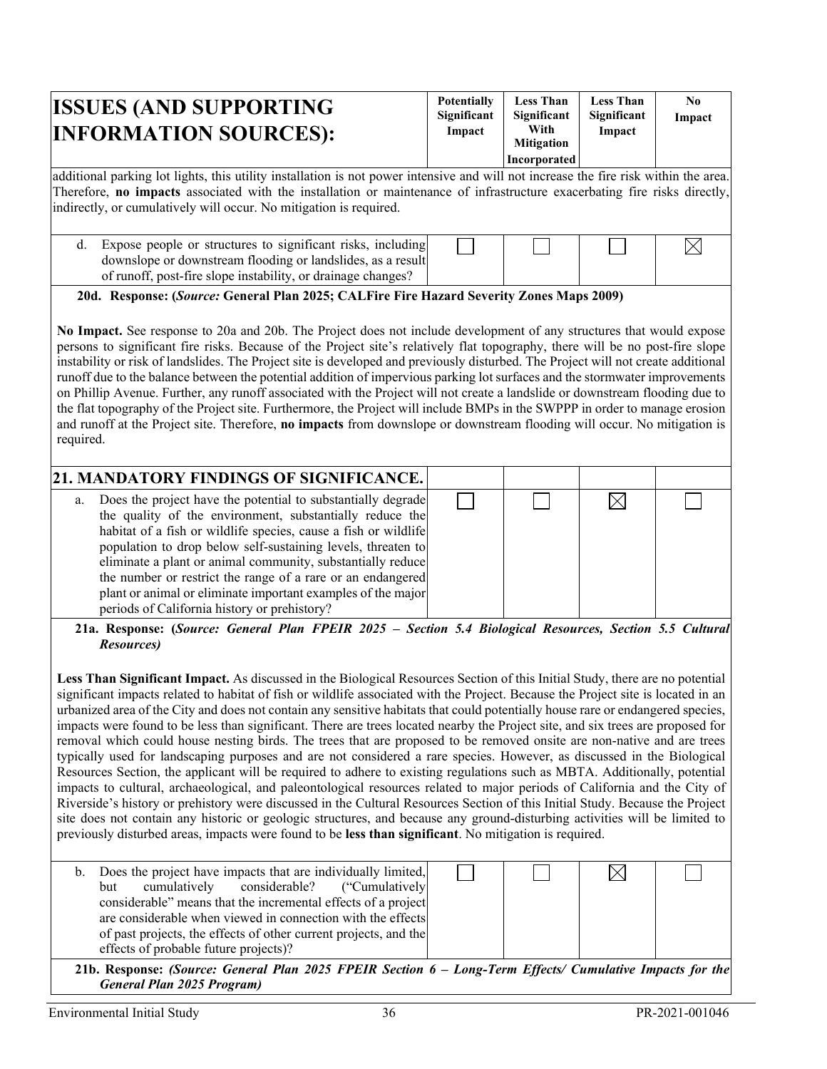| ISSUES (AND SUPPORTING INFORMATION SOURCES): | Potentially Significant Impact | Less Than Significant With Mitigation Incorporated | Less Than Significant Impact | No Impact |
|---|---|---|---|---|

additional parking lot lights, this utility installation is not power intensive and will not increase the fire risk within the area. Therefore, **no impacts** associated with the installation or maintenance of infrastructure exacerbating fire risks directly, indirectly, or cumulatively will occur. No mitigation is required.

| | Potentially Significant Impact | Less Than Significant With Mitigation Incorporated | Less Than Significant Impact | No Impact |
|---|---|---|---|---|
| d. Expose people or structures to significant risks, including downslope or downstream flooding or landslides, as a result of runoff, post-fire slope instability, or drainage changes? | ☐ | ☐ | ☐ | ☒ |

**20d. Response: (*Source:* General Plan 2025; CALFire Fire Hazard Severity Zones Maps 2009)**

**No Impact.** See response to 20a and 20b. The Project does not include development of any structures that would expose persons to significant fire risks. Because of the Project site's relatively flat topography, there will be no post-fire slope instability or risk of landslides. The Project site is developed and previously disturbed. The Project will not create additional runoff due to the balance between the potential addition of impervious parking lot surfaces and the stormwater improvements on Phillip Avenue. Further, any runoff associated with the Project will not create a landslide or downstream flooding due to the flat topography of the Project site. Furthermore, the Project will include BMPs in the SWPPP in order to manage erosion and runoff at the Project site. Therefore, **no impacts** from downslope or downstream flooding will occur. No mitigation is required.

## 21. MANDATORY FINDINGS OF SIGNIFICANCE.

| | Potentially Significant Impact | Less Than Significant With Mitigation Incorporated | Less Than Significant Impact | No Impact |
|---|---|---|---|---|
| a. Does the project have the potential to substantially degrade the quality of the environment, substantially reduce the habitat of a fish or wildlife species, cause a fish or wildlife population to drop below self-sustaining levels, threaten to eliminate a plant or animal community, substantially reduce the number or restrict the range of a rare or an endangered plant or animal or eliminate important examples of the major periods of California history or prehistory? | ☐ | ☐ | ☒ | ☐ |

**21a. Response: (*Source: General Plan FPEIR 2025 – Section 5.4 Biological Resources, Section 5.5 Cultural Resources)***

**Less Than Significant Impact.** As discussed in the Biological Resources Section of this Initial Study, there are no potential significant impacts related to habitat of fish or wildlife associated with the Project. Because the Project site is located in an urbanized area of the City and does not contain any sensitive habitats that could potentially house rare or endangered species, impacts were found to be less than significant. There are trees located nearby the Project site, and six trees are proposed for removal which could house nesting birds. The trees that are proposed to be removed onsite are non-native and are trees typically used for landscaping purposes and are not considered a rare species. However, as discussed in the Biological Resources Section, the applicant will be required to adhere to existing regulations such as MBTA. Additionally, potential impacts to cultural, archaeological, and paleontological resources related to major periods of California and the City of Riverside's history or prehistory were discussed in the Cultural Resources Section of this Initial Study. Because the Project site does not contain any historic or geologic structures, and because any ground-disturbing activities will be limited to previously disturbed areas, impacts were found to be **less than significant**. No mitigation is required.

| | Potentially Significant Impact | Less Than Significant With Mitigation Incorporated | Less Than Significant Impact | No Impact |
|---|---|---|---|---|
| b. Does the project have impacts that are individually limited, but cumulatively considerable? ("Cumulatively considerable" means that the incremental effects of a project are considerable when viewed in connection with the effects of past projects, the effects of other current projects, and the effects of probable future projects)? | ☐ | ☐ | ☒ | ☐ |

**21b. Response: *(Source: General Plan 2025 FPEIR Section 6 – Long-Term Effects/ Cumulative Impacts for the General Plan 2025 Program)***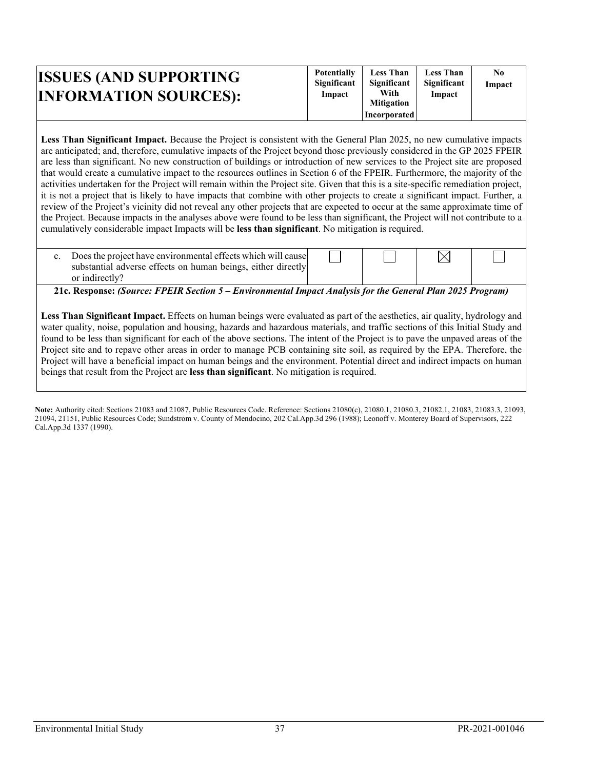| ISSUES (AND SUPPORTING INFORMATION SOURCES): | Potentially Significant Impact | Less Than Significant With Mitigation Incorporated | Less Than Significant Impact | No Impact |
|---|---|---|---|---|

**Less Than Significant Impact.** Because the Project is consistent with the General Plan 2025, no new cumulative impacts are anticipated; and, therefore, cumulative impacts of the Project beyond those previously considered in the GP 2025 FPEIR are less than significant. No new construction of buildings or introduction of new services to the Project site are proposed that would create a cumulative impact to the resources outlines in Section 6 of the FPEIR. Furthermore, the majority of the activities undertaken for the Project will remain within the Project site. Given that this is a site-specific remediation project, it is not a project that is likely to have impacts that combine with other projects to create a significant impact. Further, a review of the Project's vicinity did not reveal any other projects that are expected to occur at the same approximate time of the Project. Because impacts in the analyses above were found to be less than significant, the Project will not contribute to a cumulatively considerable impact Impacts will be **less than significant**. No mitigation is required.

| Issue | Potentially Significant Impact | Less Than Significant With Mitigation Incorporated | Less Than Significant Impact | No Impact |
|---|---|---|---|---|
| c. Does the project have environmental effects which will cause substantial adverse effects on human beings, either directly or indirectly? | ☐ | ☐ | ☒ | ☐ |

**21c. Response:** ***(Source: FPEIR Section 5 – Environmental Impact Analysis for the General Plan 2025 Program)***

**Less Than Significant Impact.** Effects on human beings were evaluated as part of the aesthetics, air quality, hydrology and water quality, noise, population and housing, hazards and hazardous materials, and traffic sections of this Initial Study and found to be less than significant for each of the above sections. The intent of the Project is to pave the unpaved areas of the Project site and to repave other areas in order to manage PCB containing site soil, as required by the EPA. Therefore, the Project will have a beneficial impact on human beings and the environment. Potential direct and indirect impacts on human beings that result from the Project are **less than significant**. No mitigation is required.

**Note:** Authority cited: Sections 21083 and 21087, Public Resources Code. Reference: Sections 21080(c), 21080.1, 21080.3, 21082.1, 21083, 21083.3, 21093, 21094, 21151, Public Resources Code; Sundstrom v. County of Mendocino, 202 Cal.App.3d 296 (1988); Leonoff v. Monterey Board of Supervisors, 222 Cal.App.3d 1337 (1990).